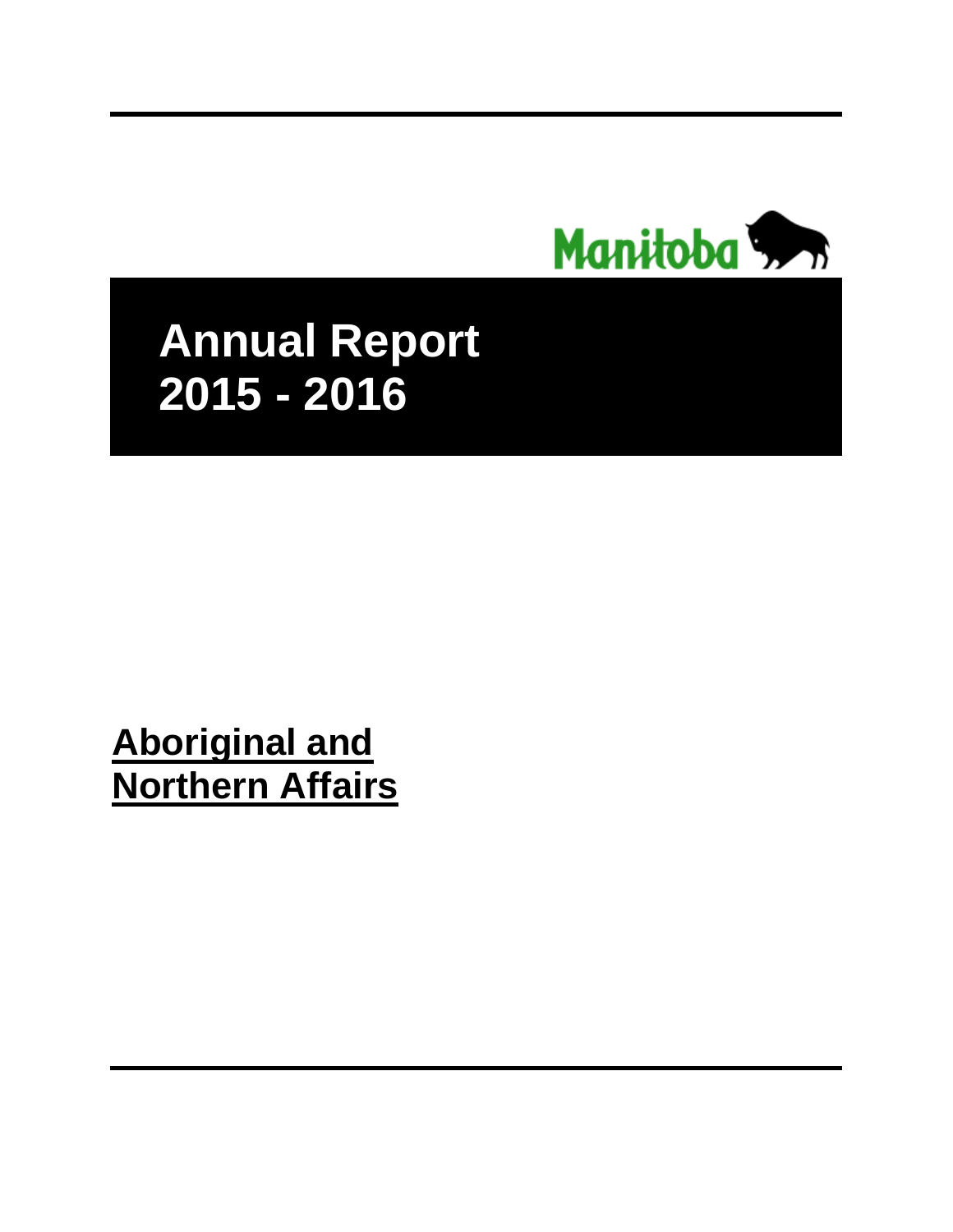Manitoba

# Annual Report 2015 - 2016

## Aboriginal and Northern Affairs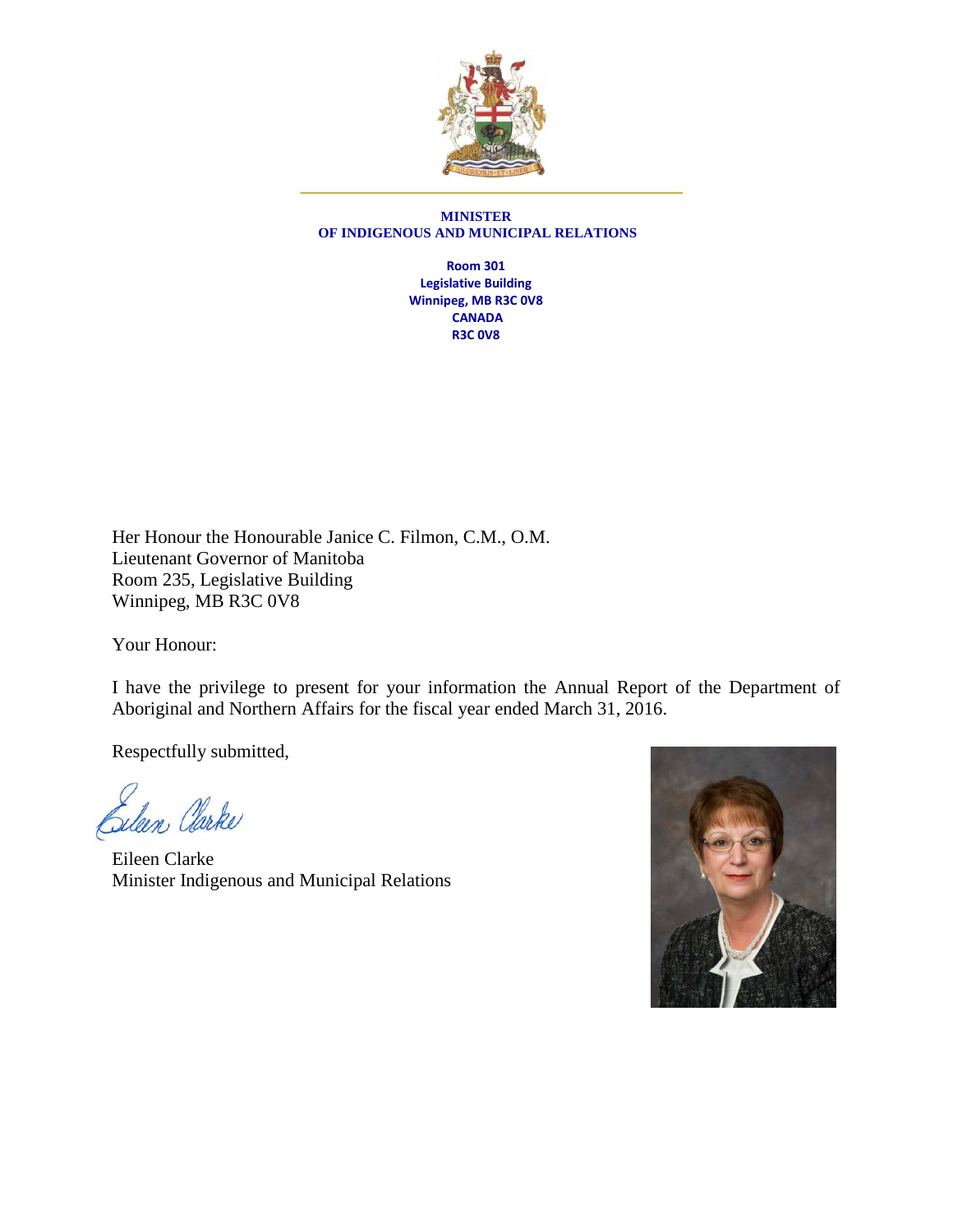**MINISTER**
**OF INDIGENOUS AND MUNICIPAL RELATIONS**

**Room 301**
**Legislative Building**
**Winnipeg, MB R3C 0V8**
**CANADA**
**R3C 0V8**

Her Honour the Honourable Janice C. Filmon, C.M., O.M.
Lieutenant Governor of Manitoba
Room 235, Legislative Building
Winnipeg, MB R3C 0V8

Your Honour:

I have the privilege to present for your information the Annual Report of the Department of Aboriginal and Northern Affairs for the fiscal year ended March 31, 2016.

Respectfully submitted,

Eileen Clarke
Minister Indigenous and Municipal Relations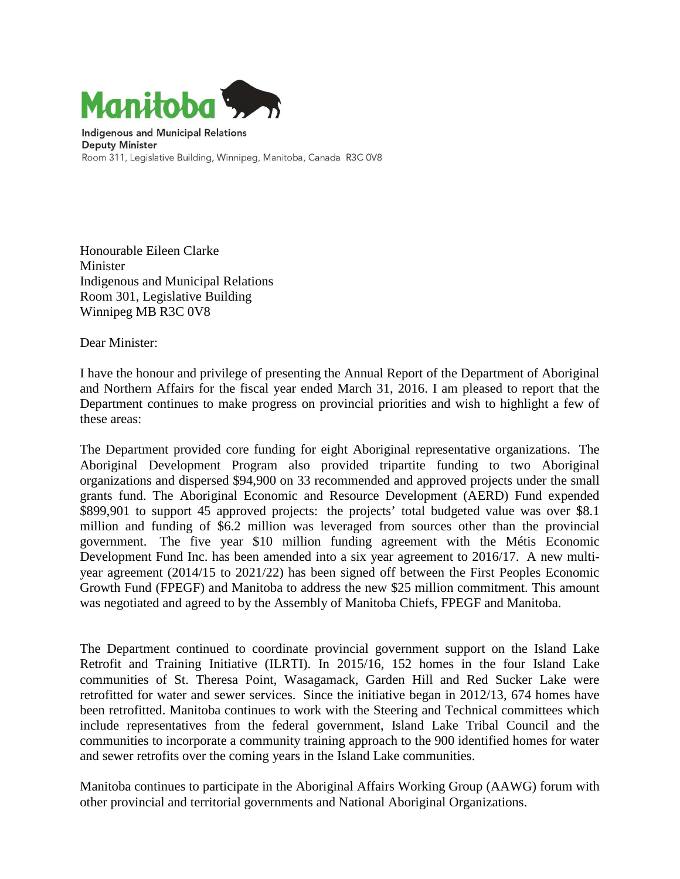**Manitoba**

**Indigenous and Municipal Relations**
**Deputy Minister**
Room 311, Legislative Building, Winnipeg, Manitoba, Canada R3C 0V8

Honourable Eileen Clarke
Minister
Indigenous and Municipal Relations
Room 301, Legislative Building
Winnipeg MB R3C 0V8

Dear Minister:

I have the honour and privilege of presenting the Annual Report of the Department of Aboriginal and Northern Affairs for the fiscal year ended March 31, 2016. I am pleased to report that the Department continues to make progress on provincial priorities and wish to highlight a few of these areas:

The Department provided core funding for eight Aboriginal representative organizations. The Aboriginal Development Program also provided tripartite funding to two Aboriginal organizations and dispersed $94,900 on 33 recommended and approved projects under the small grants fund. The Aboriginal Economic and Resource Development (AERD) Fund expended $899,901 to support 45 approved projects: the projects' total budgeted value was over $8.1 million and funding of $6.2 million was leveraged from sources other than the provincial government. The five year $10 million funding agreement with the Métis Economic Development Fund Inc. has been amended into a six year agreement to 2016/17. A new multi-year agreement (2014/15 to 2021/22) has been signed off between the First Peoples Economic Growth Fund (FPEGF) and Manitoba to address the new $25 million commitment. This amount was negotiated and agreed to by the Assembly of Manitoba Chiefs, FPEGF and Manitoba.

The Department continued to coordinate provincial government support on the Island Lake Retrofit and Training Initiative (ILRTI). In 2015/16, 152 homes in the four Island Lake communities of St. Theresa Point, Wasagamack, Garden Hill and Red Sucker Lake were retrofitted for water and sewer services. Since the initiative began in 2012/13, 674 homes have been retrofitted. Manitoba continues to work with the Steering and Technical committees which include representatives from the federal government, Island Lake Tribal Council and the communities to incorporate a community training approach to the 900 identified homes for water and sewer retrofits over the coming years in the Island Lake communities.

Manitoba continues to participate in the Aboriginal Affairs Working Group (AAWG) forum with other provincial and territorial governments and National Aboriginal Organizations.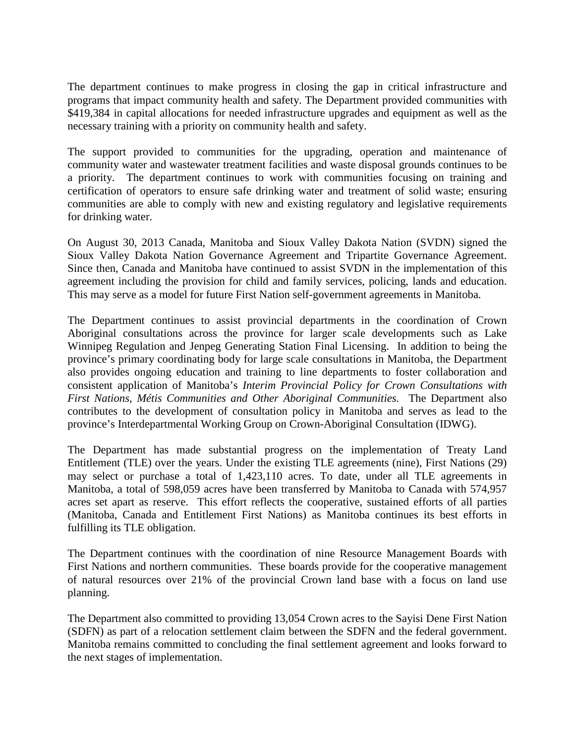The department continues to make progress in closing the gap in critical infrastructure and programs that impact community health and safety. The Department provided communities with $419,384 in capital allocations for needed infrastructure upgrades and equipment as well as the necessary training with a priority on community health and safety.

The support provided to communities for the upgrading, operation and maintenance of community water and wastewater treatment facilities and waste disposal grounds continues to be a priority. The department continues to work with communities focusing on training and certification of operators to ensure safe drinking water and treatment of solid waste; ensuring communities are able to comply with new and existing regulatory and legislative requirements for drinking water.

On August 30, 2013 Canada, Manitoba and Sioux Valley Dakota Nation (SVDN) signed the Sioux Valley Dakota Nation Governance Agreement and Tripartite Governance Agreement. Since then, Canada and Manitoba have continued to assist SVDN in the implementation of this agreement including the provision for child and family services, policing, lands and education. This may serve as a model for future First Nation self-government agreements in Manitoba.

The Department continues to assist provincial departments in the coordination of Crown Aboriginal consultations across the province for larger scale developments such as Lake Winnipeg Regulation and Jenpeg Generating Station Final Licensing. In addition to being the province's primary coordinating body for large scale consultations in Manitoba, the Department also provides ongoing education and training to line departments to foster collaboration and consistent application of Manitoba's *Interim Provincial Policy for Crown Consultations with First Nations, Métis Communities and Other Aboriginal Communities.* The Department also contributes to the development of consultation policy in Manitoba and serves as lead to the province's Interdepartmental Working Group on Crown-Aboriginal Consultation (IDWG).

The Department has made substantial progress on the implementation of Treaty Land Entitlement (TLE) over the years. Under the existing TLE agreements (nine), First Nations (29) may select or purchase a total of 1,423,110 acres. To date, under all TLE agreements in Manitoba, a total of 598,059 acres have been transferred by Manitoba to Canada with 574,957 acres set apart as reserve. This effort reflects the cooperative, sustained efforts of all parties (Manitoba, Canada and Entitlement First Nations) as Manitoba continues its best efforts in fulfilling its TLE obligation.

The Department continues with the coordination of nine Resource Management Boards with First Nations and northern communities. These boards provide for the cooperative management of natural resources over 21% of the provincial Crown land base with a focus on land use planning.

The Department also committed to providing 13,054 Crown acres to the Sayisi Dene First Nation (SDFN) as part of a relocation settlement claim between the SDFN and the federal government. Manitoba remains committed to concluding the final settlement agreement and looks forward to the next stages of implementation.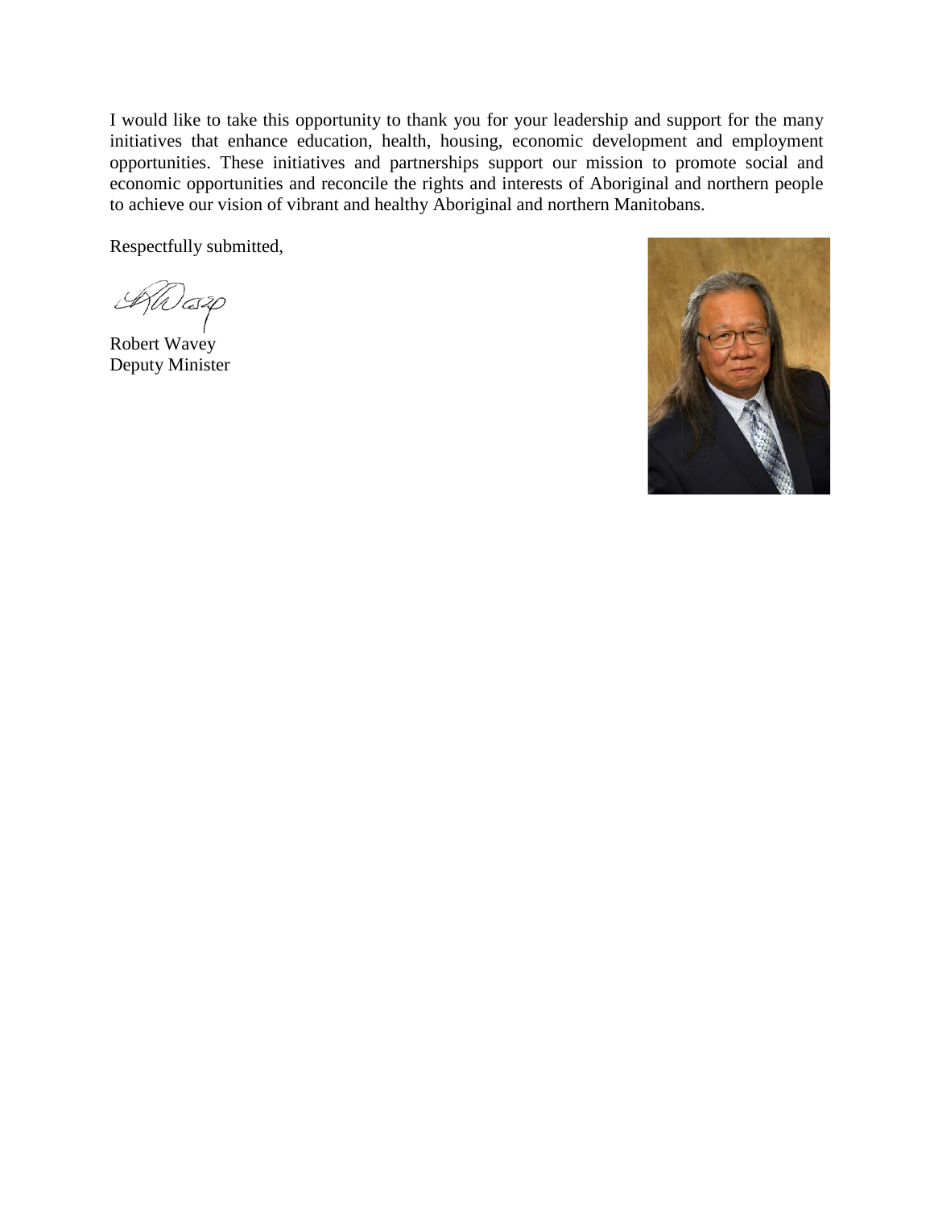I would like to take this opportunity to thank you for your leadership and support for the many initiatives that enhance education, health, housing, economic development and employment opportunities. These initiatives and partnerships support our mission to promote social and economic opportunities and reconcile the rights and interests of Aboriginal and northern people to achieve our vision of vibrant and healthy Aboriginal and northern Manitobans.

Respectfully submitted,

Robert Wavey
Deputy Minister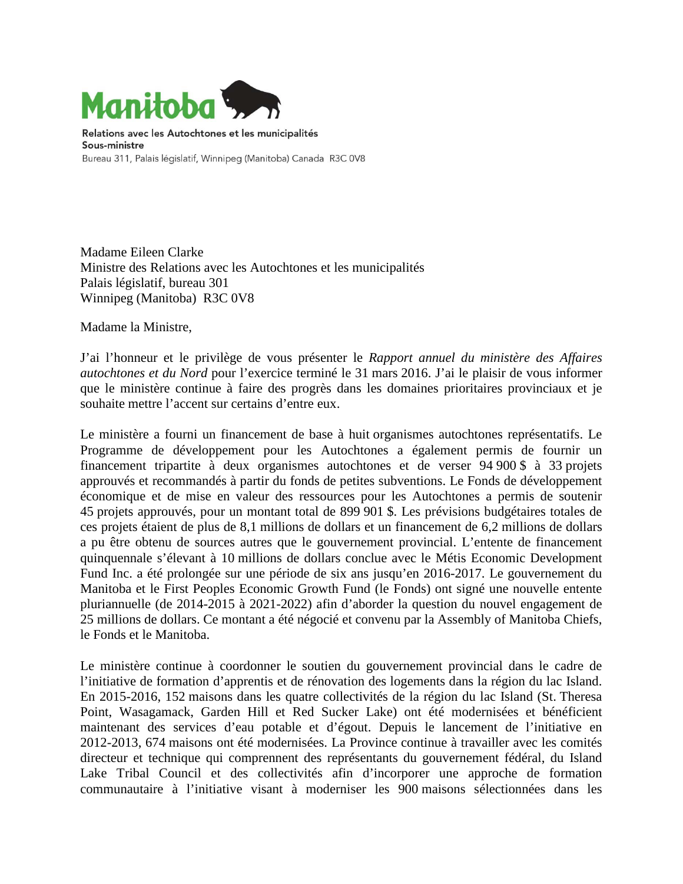**Manitoba**

Relations avec les Autochtones et les municipalités
Sous-ministre
Bureau 311, Palais législatif, Winnipeg (Manitoba) Canada R3C 0V8

Madame Eileen Clarke
Ministre des Relations avec les Autochtones et les municipalités
Palais législatif, bureau 301
Winnipeg (Manitoba) R3C 0V8

Madame la Ministre,

J'ai l'honneur et le privilège de vous présenter le *Rapport annuel du ministère des Affaires autochtones et du Nord* pour l'exercice terminé le 31 mars 2016. J'ai le plaisir de vous informer que le ministère continue à faire des progrès dans les domaines prioritaires provinciaux et je souhaite mettre l'accent sur certains d'entre eux.

Le ministère a fourni un financement de base à huit organismes autochtones représentatifs. Le Programme de développement pour les Autochtones a également permis de fournir un financement tripartite à deux organismes autochtones et de verser 94 900 $ à 33 projets approuvés et recommandés à partir du fonds de petites subventions. Le Fonds de développement économique et de mise en valeur des ressources pour les Autochtones a permis de soutenir 45 projets approuvés, pour un montant total de 899 901 $. Les prévisions budgétaires totales de ces projets étaient de plus de 8,1 millions de dollars et un financement de 6,2 millions de dollars a pu être obtenu de sources autres que le gouvernement provincial. L'entente de financement quinquennale s'élevant à 10 millions de dollars conclue avec le Métis Economic Development Fund Inc. a été prolongée sur une période de six ans jusqu'en 2016-2017. Le gouvernement du Manitoba et le First Peoples Economic Growth Fund (le Fonds) ont signé une nouvelle entente pluriannuelle (de 2014-2015 à 2021-2022) afin d'aborder la question du nouvel engagement de 25 millions de dollars. Ce montant a été négocié et convenu par la Assembly of Manitoba Chiefs, le Fonds et le Manitoba.

Le ministère continue à coordonner le soutien du gouvernement provincial dans le cadre de l'initiative de formation d'apprentis et de rénovation des logements dans la région du lac Island. En 2015-2016, 152 maisons dans les quatre collectivités de la région du lac Island (St. Theresa Point, Wasagamack, Garden Hill et Red Sucker Lake) ont été modernisées et bénéficient maintenant des services d'eau potable et d'égout. Depuis le lancement de l'initiative en 2012-2013, 674 maisons ont été modernisées. La Province continue à travailler avec les comités directeur et technique qui comprennent des représentants du gouvernement fédéral, du Island Lake Tribal Council et des collectivités afin d'incorporer une approche de formation communautaire à l'initiative visant à moderniser les 900 maisons sélectionnées dans les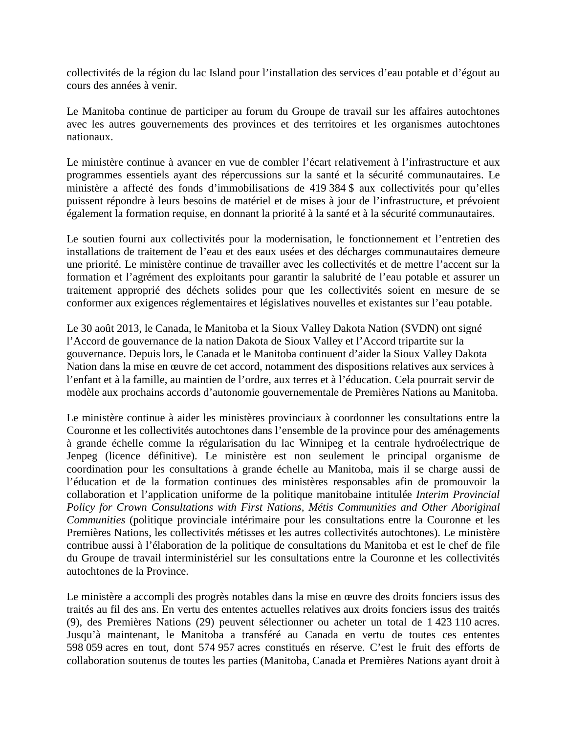collectivités de la région du lac Island pour l'installation des services d'eau potable et d'égout au cours des années à venir.

Le Manitoba continue de participer au forum du Groupe de travail sur les affaires autochtones avec les autres gouvernements des provinces et des territoires et les organismes autochtones nationaux.

Le ministère continue à avancer en vue de combler l'écart relativement à l'infrastructure et aux programmes essentiels ayant des répercussions sur la santé et la sécurité communautaires. Le ministère a affecté des fonds d'immobilisations de 419 384 $ aux collectivités pour qu'elles puissent répondre à leurs besoins de matériel et de mises à jour de l'infrastructure, et prévoient également la formation requise, en donnant la priorité à la santé et à la sécurité communautaires.

Le soutien fourni aux collectivités pour la modernisation, le fonctionnement et l'entretien des installations de traitement de l'eau et des eaux usées et des décharges communautaires demeure une priorité. Le ministère continue de travailler avec les collectivités et de mettre l'accent sur la formation et l'agrément des exploitants pour garantir la salubrité de l'eau potable et assurer un traitement approprié des déchets solides pour que les collectivités soient en mesure de se conformer aux exigences réglementaires et législatives nouvelles et existantes sur l'eau potable.

Le 30 août 2013, le Canada, le Manitoba et la Sioux Valley Dakota Nation (SVDN) ont signé l'Accord de gouvernance de la nation Dakota de Sioux Valley et l'Accord tripartite sur la gouvernance. Depuis lors, le Canada et le Manitoba continuent d'aider la Sioux Valley Dakota Nation dans la mise en œuvre de cet accord, notamment des dispositions relatives aux services à l'enfant et à la famille, au maintien de l'ordre, aux terres et à l'éducation. Cela pourrait servir de modèle aux prochains accords d'autonomie gouvernementale de Premières Nations au Manitoba.

Le ministère continue à aider les ministères provinciaux à coordonner les consultations entre la Couronne et les collectivités autochtones dans l'ensemble de la province pour des aménagements à grande échelle comme la régularisation du lac Winnipeg et la centrale hydroélectrique de Jenpeg (licence définitive). Le ministère est non seulement le principal organisme de coordination pour les consultations à grande échelle au Manitoba, mais il se charge aussi de l'éducation et de la formation continues des ministères responsables afin de promouvoir la collaboration et l'application uniforme de la politique manitobaine intitulée *Interim Provincial Policy for Crown Consultations with First Nations, Métis Communities and Other Aboriginal Communities* (politique provinciale intérimaire pour les consultations entre la Couronne et les Premières Nations, les collectivités métisses et les autres collectivités autochtones). Le ministère contribue aussi à l'élaboration de la politique de consultations du Manitoba et est le chef de file du Groupe de travail interministériel sur les consultations entre la Couronne et les collectivités autochtones de la Province.

Le ministère a accompli des progrès notables dans la mise en œuvre des droits fonciers issus des traités au fil des ans. En vertu des ententes actuelles relatives aux droits fonciers issus des traités (9), des Premières Nations (29) peuvent sélectionner ou acheter un total de 1 423 110 acres. Jusqu'à maintenant, le Manitoba a transféré au Canada en vertu de toutes ces ententes 598 059 acres en tout, dont 574 957 acres constitués en réserve. C'est le fruit des efforts de collaboration soutenus de toutes les parties (Manitoba, Canada et Premières Nations ayant droit à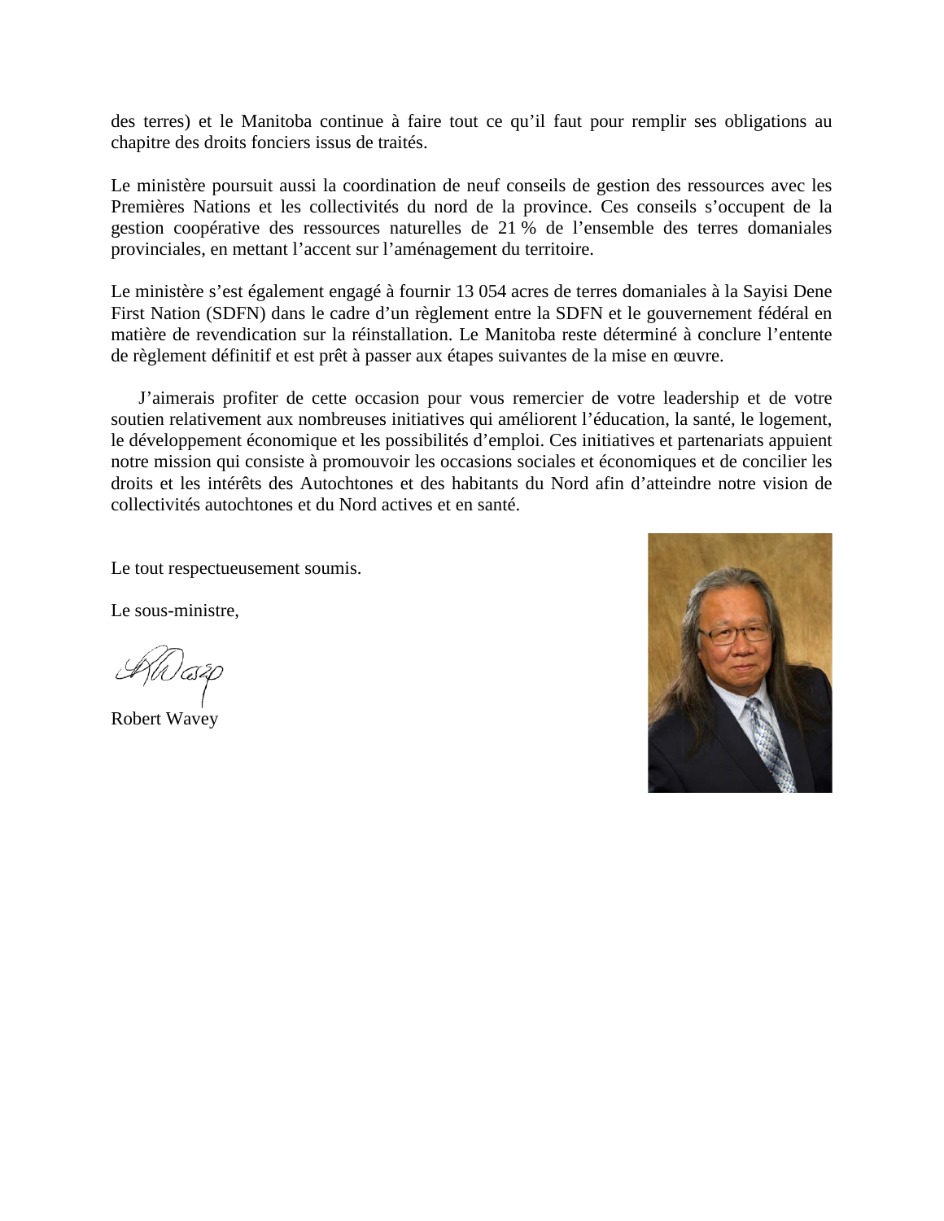des terres) et le Manitoba continue à faire tout ce qu'il faut pour remplir ses obligations au chapitre des droits fonciers issus de traités.

Le ministère poursuit aussi la coordination de neuf conseils de gestion des ressources avec les Premières Nations et les collectivités du nord de la province. Ces conseils s'occupent de la gestion coopérative des ressources naturelles de 21 % de l'ensemble des terres domaniales provinciales, en mettant l'accent sur l'aménagement du territoire.

Le ministère s'est également engagé à fournir 13 054 acres de terres domaniales à la Sayisi Dene First Nation (SDFN) dans le cadre d'un règlement entre la SDFN et le gouvernement fédéral en matière de revendication sur la réinstallation. Le Manitoba reste déterminé à conclure l'entente de règlement définitif et est prêt à passer aux étapes suivantes de la mise en œuvre.

J'aimerais profiter de cette occasion pour vous remercier de votre leadership et de votre soutien relativement aux nombreuses initiatives qui améliorent l'éducation, la santé, le logement, le développement économique et les possibilités d'emploi. Ces initiatives et partenariats appuient notre mission qui consiste à promouvoir les occasions sociales et économiques et de concilier les droits et les intérêts des Autochtones et des habitants du Nord afin d'atteindre notre vision de collectivités autochtones et du Nord actives et en santé.

Le tout respectueusement soumis.

Le sous-ministre,

Robert Wavey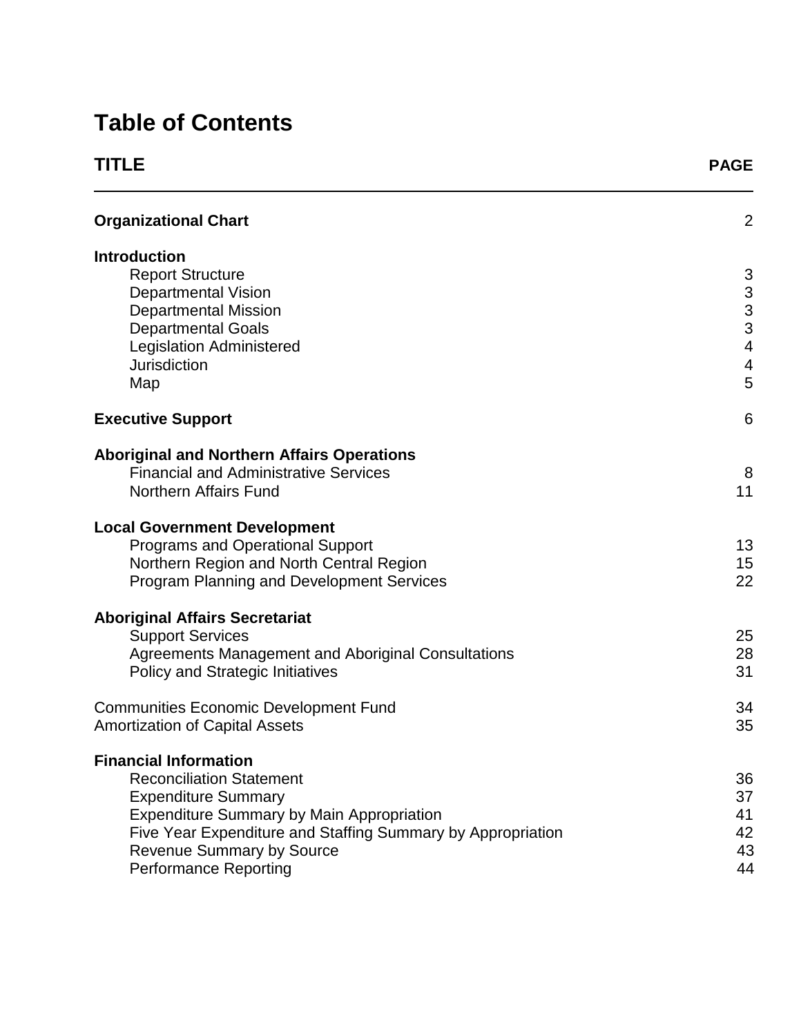# Table of Contents

| TITLE | PAGE |
|---|---|
| **Organizational Chart** | 2 |
| **Introduction** | |
| Report Structure | 3 |
| Departmental Vision | 3 |
| Departmental Mission | 3 |
| Departmental Goals | 3 |
| Legislation Administered | 4 |
| Jurisdiction | 4 |
| Map | 5 |
| **Executive Support** | 6 |
| **Aboriginal and Northern Affairs Operations** | |
| Financial and Administrative Services | 8 |
| Northern Affairs Fund | 11 |
| **Local Government Development** | |
| Programs and Operational Support | 13 |
| Northern Region and North Central Region | 15 |
| Program Planning and Development Services | 22 |
| **Aboriginal Affairs Secretariat** | |
| Support Services | 25 |
| Agreements Management and Aboriginal Consultations | 28 |
| Policy and Strategic Initiatives | 31 |
| Communities Economic Development Fund | 34 |
| Amortization of Capital Assets | 35 |
| **Financial Information** | |
| Reconciliation Statement | 36 |
| Expenditure Summary | 37 |
| Expenditure Summary by Main Appropriation | 41 |
| Five Year Expenditure and Staffing Summary by Appropriation | 42 |
| Revenue Summary by Source | 43 |
| Performance Reporting | 44 |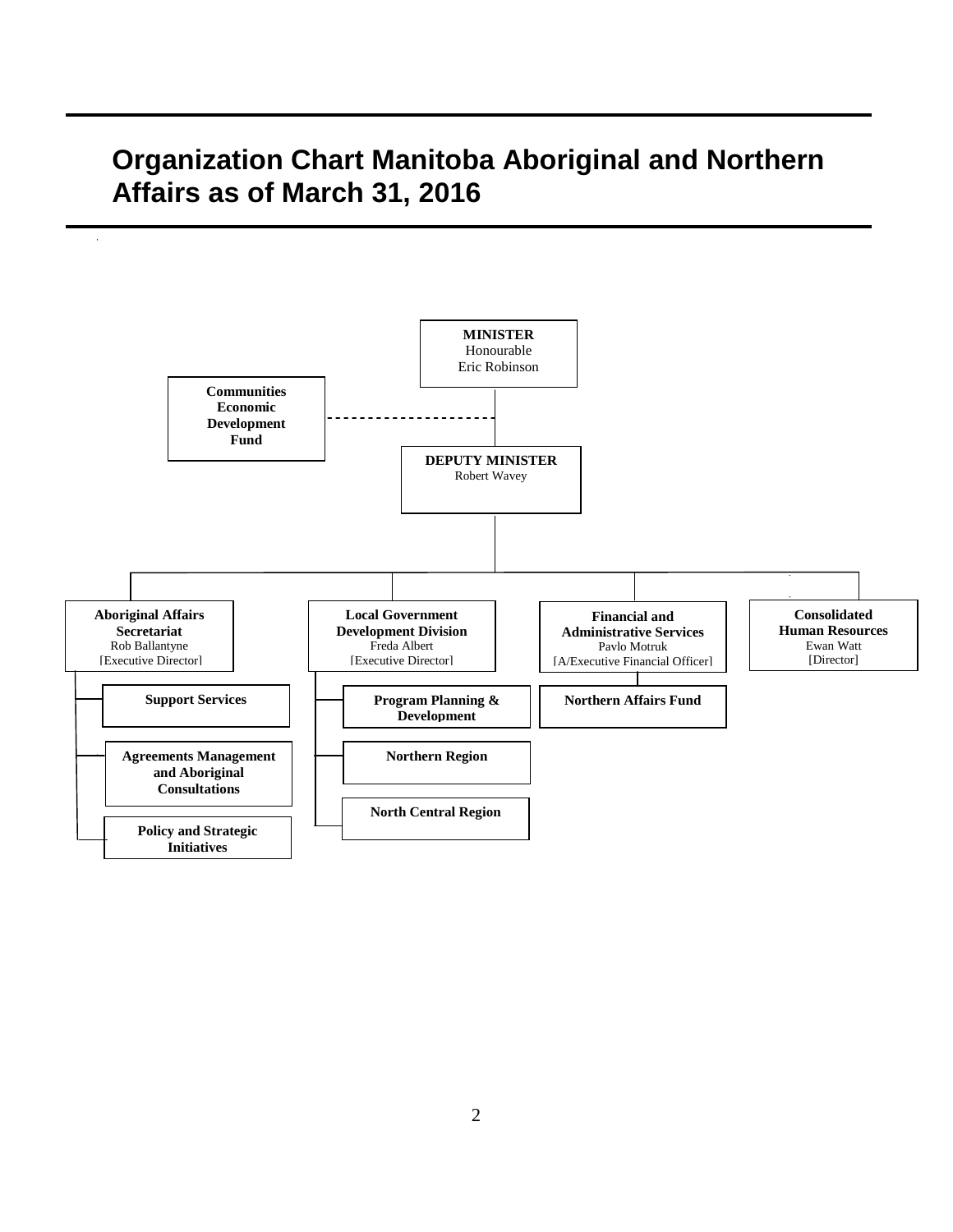# Organization Chart Manitoba Aboriginal and Northern Affairs as of March 31, 2016

**MINISTER**
Honourable
Eric Robinson

**Communities Economic Development Fund**

**DEPUTY MINISTER**
Robert Wavey

**Aboriginal Affairs Secretariat**
Rob Ballantyne
[Executive Director]

- **Support Services**
- **Agreements Management and Aboriginal Consultations**
- **Policy and Strategic Initiatives**

**Local Government Development Division**
Freda Albert
[Executive Director]

- **Program Planning & Development**
- **Northern Region**
- **North Central Region**

**Financial and Administrative Services**
Pavlo Motruk
[A/Executive Financial Officer]

- **Northern Affairs Fund**

**Consolidated Human Resources**
Ewan Watt
[Director]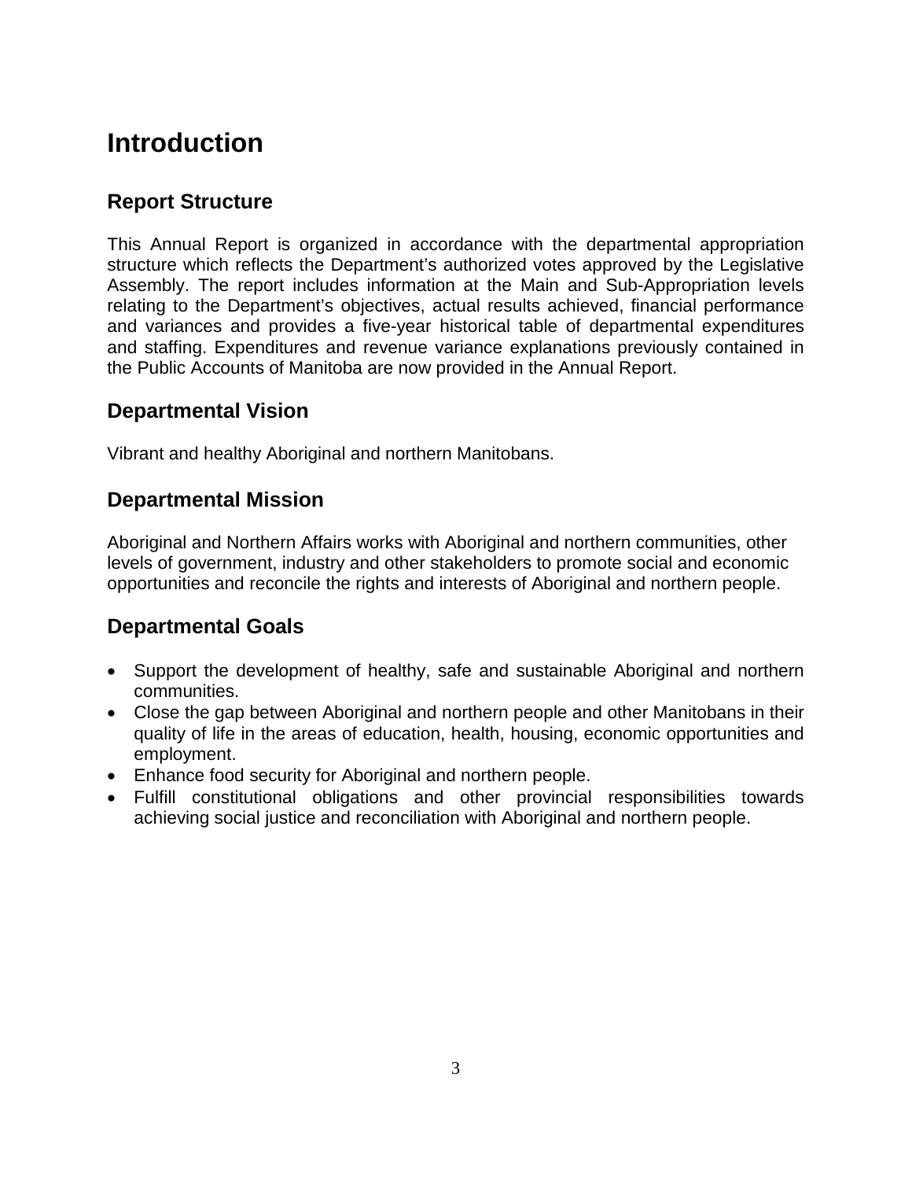# Introduction

## Report Structure

This Annual Report is organized in accordance with the departmental appropriation structure which reflects the Department's authorized votes approved by the Legislative Assembly. The report includes information at the Main and Sub-Appropriation levels relating to the Department's objectives, actual results achieved, financial performance and variances and provides a five-year historical table of departmental expenditures and staffing. Expenditures and revenue variance explanations previously contained in the Public Accounts of Manitoba are now provided in the Annual Report.

## Departmental Vision

Vibrant and healthy Aboriginal and northern Manitobans.

## Departmental Mission

Aboriginal and Northern Affairs works with Aboriginal and northern communities, other levels of government, industry and other stakeholders to promote social and economic opportunities and reconcile the rights and interests of Aboriginal and northern people.

## Departmental Goals

- Support the development of healthy, safe and sustainable Aboriginal and northern communities.
- Close the gap between Aboriginal and northern people and other Manitobans in their quality of life in the areas of education, health, housing, economic opportunities and employment.
- Enhance food security for Aboriginal and northern people.
- Fulfill constitutional obligations and other provincial responsibilities towards achieving social justice and reconciliation with Aboriginal and northern people.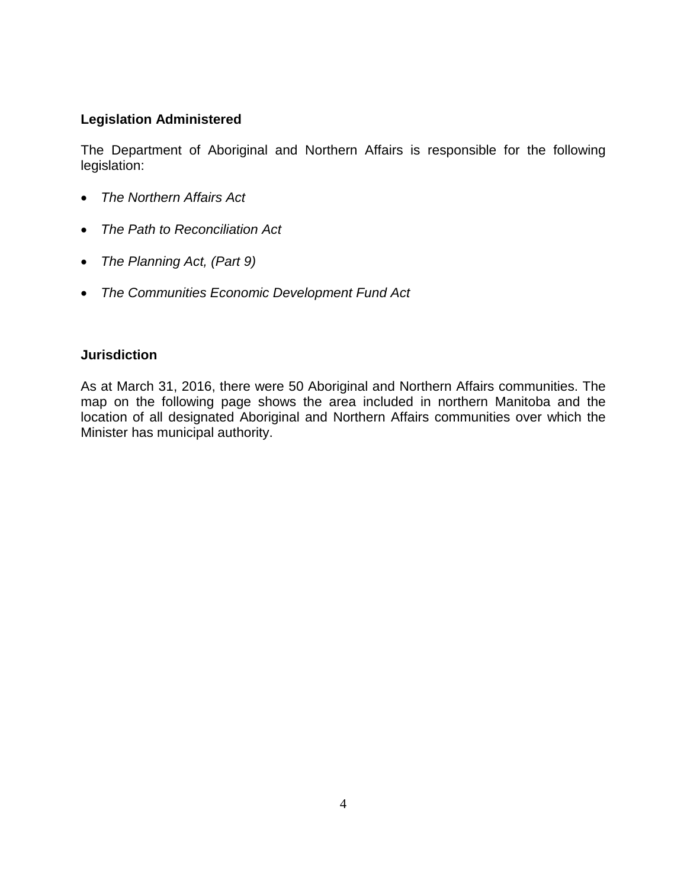## Legislation Administered

The Department of Aboriginal and Northern Affairs is responsible for the following legislation:

- *The Northern Affairs Act*
- *The Path to Reconciliation Act*
- *The Planning Act, (Part 9)*
- *The Communities Economic Development Fund Act*

## Jurisdiction

As at March 31, 2016, there were 50 Aboriginal and Northern Affairs communities. The map on the following page shows the area included in northern Manitoba and the location of all designated Aboriginal and Northern Affairs communities over which the Minister has municipal authority.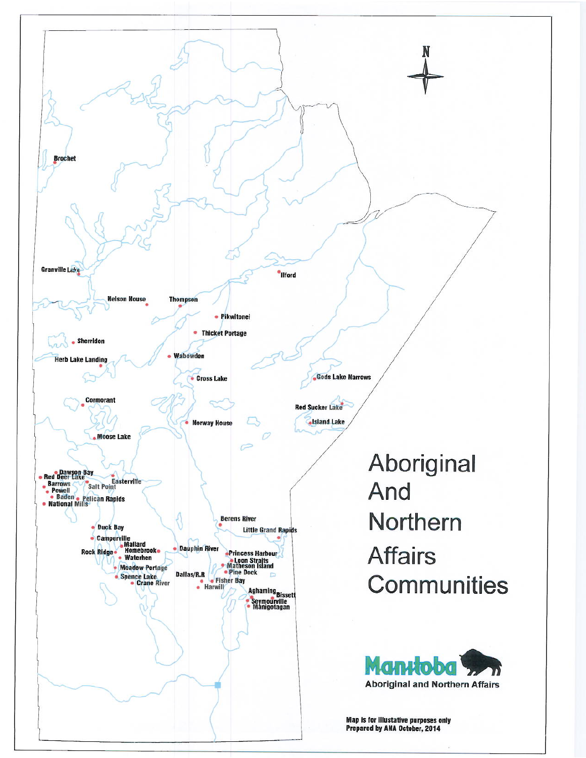# Aboriginal And Northern Affairs Communities

Brochet

Granville Lake

Ilford

Nelson House

Thompson

Pikwitonei

Thicket Portage

Sherridon

Herb Lake Landing

Wabowden

Cross Lake

Gods Lake Narrows

Cormorant

Red Sucker Lake

Island Lake

Norway House

Moose Lake

Dawson Bay

Red Deer Lake

Easterville

Barrows

Salt Point

Powell

Baden

Pelican Rapids

National Mills

Berens River

Duck Bay

Little Grand Rapids

Camperville

Mallard

Homebrook

Rock Ridge

Waterhen

Dauphin River

Princess Harbour

Loon Straits

Matheson Island

Pine Dock

Meadow Portage

Spence Lake

Crane River

Dallas/R.R

Fisher Bay

Harwill

Aghaming

Bissett

Seymourville

Manigotagan

Manitoba

Aboriginal and Northern Affairs

Map is for illustative purposes only
Prepared by ANA October, 2014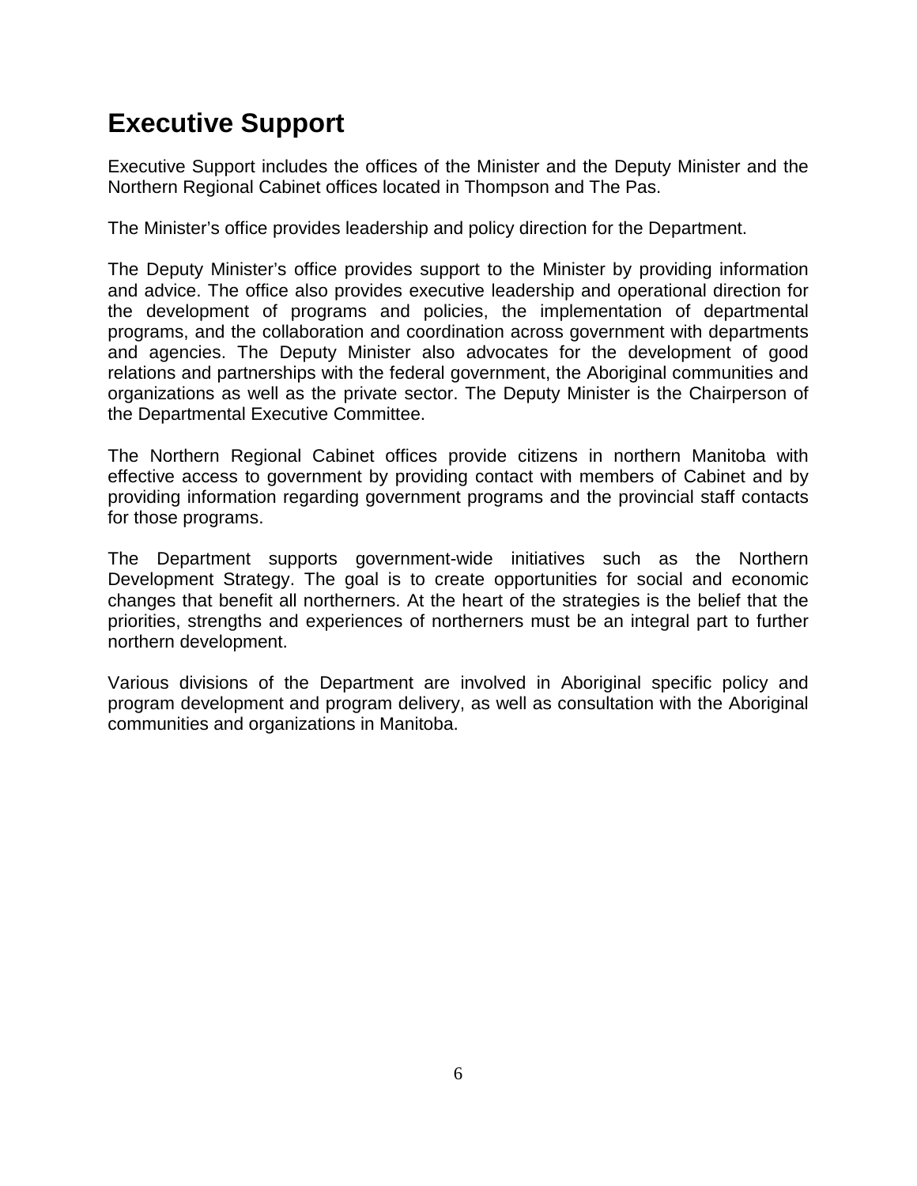# Executive Support

Executive Support includes the offices of the Minister and the Deputy Minister and the Northern Regional Cabinet offices located in Thompson and The Pas.

The Minister's office provides leadership and policy direction for the Department.

The Deputy Minister's office provides support to the Minister by providing information and advice. The office also provides executive leadership and operational direction for the development of programs and policies, the implementation of departmental programs, and the collaboration and coordination across government with departments and agencies. The Deputy Minister also advocates for the development of good relations and partnerships with the federal government, the Aboriginal communities and organizations as well as the private sector. The Deputy Minister is the Chairperson of the Departmental Executive Committee.

The Northern Regional Cabinet offices provide citizens in northern Manitoba with effective access to government by providing contact with members of Cabinet and by providing information regarding government programs and the provincial staff contacts for those programs.

The Department supports government-wide initiatives such as the Northern Development Strategy. The goal is to create opportunities for social and economic changes that benefit all northerners. At the heart of the strategies is the belief that the priorities, strengths and experiences of northerners must be an integral part to further northern development.

Various divisions of the Department are involved in Aboriginal specific policy and program development and program delivery, as well as consultation with the Aboriginal communities and organizations in Manitoba.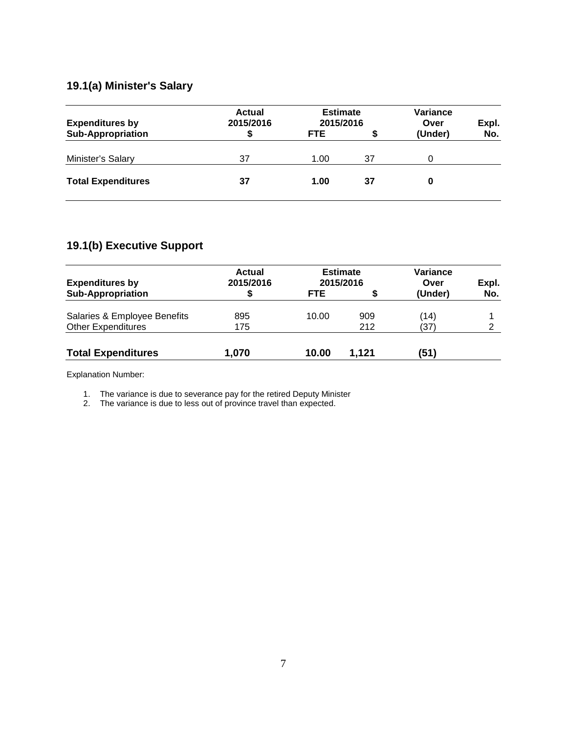## 19.1(a) Minister's Salary

| Expenditures by Sub-Appropriation | Actual 2015/2016 $ | Estimate 2015/2016 FTE | $ | Variance Over (Under) | Expl. No. |
|---|---|---|---|---|---|
| Minister's Salary | 37 | 1.00 | 37 | 0 | |
| **Total Expenditures** | **37** | **1.00** | **37** | **0** | |

## 19.1(b) Executive Support

| Expenditures by Sub-Appropriation | Actual 2015/2016 $ | Estimate 2015/2016 FTE | $ | Variance Over (Under) | Expl. No. |
|---|---|---|---|---|---|
| Salaries & Employee Benefits | 895 | 10.00 | 909 | (14) | 1 |
| Other Expenditures | 175 | | 212 | (37) | 2 |
| **Total Expenditures** | **1,070** | **10.00** | **1,121** | **(51)** | |

Explanation Number:

1. The variance is due to severance pay for the retired Deputy Minister
2. The variance is due to less out of province travel than expected.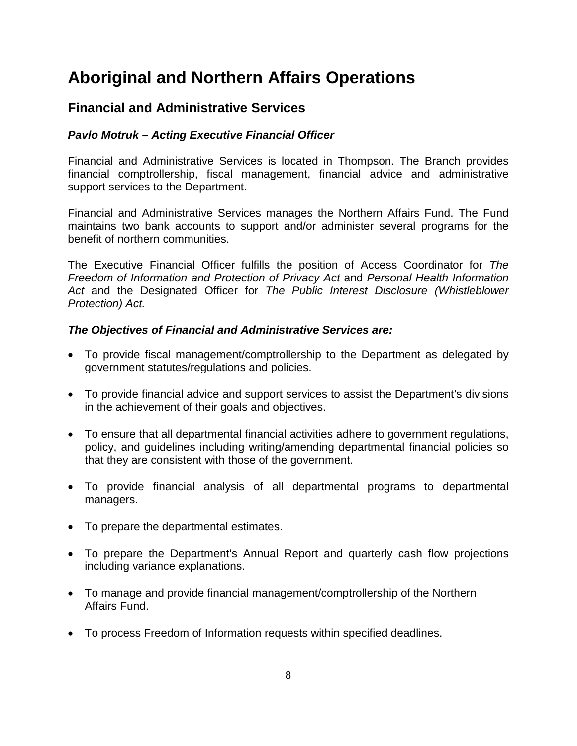# Aboriginal and Northern Affairs Operations

## Financial and Administrative Services

### *Pavlo Motruk – Acting Executive Financial Officer*

Financial and Administrative Services is located in Thompson. The Branch provides financial comptrollership, fiscal management, financial advice and administrative support services to the Department.

Financial and Administrative Services manages the Northern Affairs Fund. The Fund maintains two bank accounts to support and/or administer several programs for the benefit of northern communities.

The Executive Financial Officer fulfills the position of Access Coordinator for *The Freedom of Information and Protection of Privacy Act* and *Personal Health Information Act* and the Designated Officer for *The Public Interest Disclosure (Whistleblower Protection) Act.*

***The Objectives of Financial and Administrative Services are:***

- To provide fiscal management/comptrollership to the Department as delegated by government statutes/regulations and policies.
- To provide financial advice and support services to assist the Department's divisions in the achievement of their goals and objectives.
- To ensure that all departmental financial activities adhere to government regulations, policy, and guidelines including writing/amending departmental financial policies so that they are consistent with those of the government.
- To provide financial analysis of all departmental programs to departmental managers.
- To prepare the departmental estimates.
- To prepare the Department's Annual Report and quarterly cash flow projections including variance explanations.
- To manage and provide financial management/comptrollership of the Northern Affairs Fund.
- To process Freedom of Information requests within specified deadlines.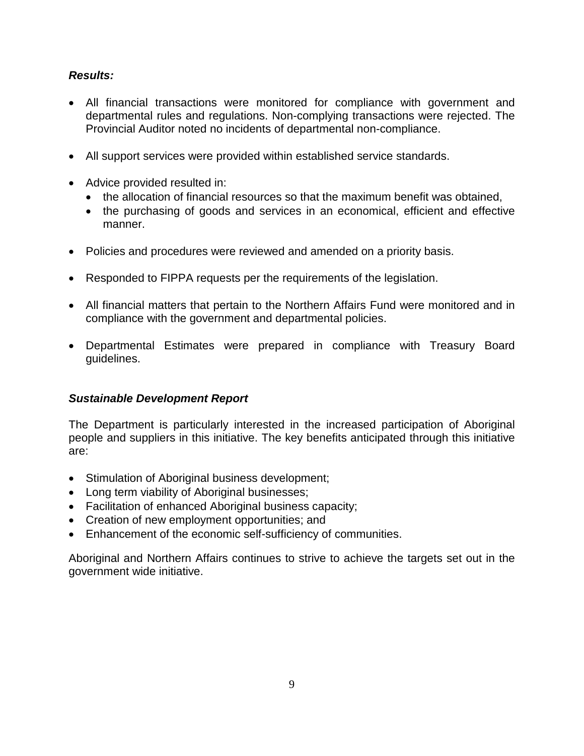***Results:***

- All financial transactions were monitored for compliance with government and departmental rules and regulations. Non-complying transactions were rejected. The Provincial Auditor noted no incidents of departmental non-compliance.

- All support services were provided within established service standards.

- Advice provided resulted in:
  - the allocation of financial resources so that the maximum benefit was obtained,
  - the purchasing of goods and services in an economical, efficient and effective manner.

- Policies and procedures were reviewed and amended on a priority basis.

- Responded to FIPPA requests per the requirements of the legislation.

- All financial matters that pertain to the Northern Affairs Fund were monitored and in compliance with the government and departmental policies.

- Departmental Estimates were prepared in compliance with Treasury Board guidelines.

***Sustainable Development Report***

The Department is particularly interested in the increased participation of Aboriginal people and suppliers in this initiative. The key benefits anticipated through this initiative are:

- Stimulation of Aboriginal business development;
- Long term viability of Aboriginal businesses;
- Facilitation of enhanced Aboriginal business capacity;
- Creation of new employment opportunities; and
- Enhancement of the economic self-sufficiency of communities.

Aboriginal and Northern Affairs continues to strive to achieve the targets set out in the government wide initiative.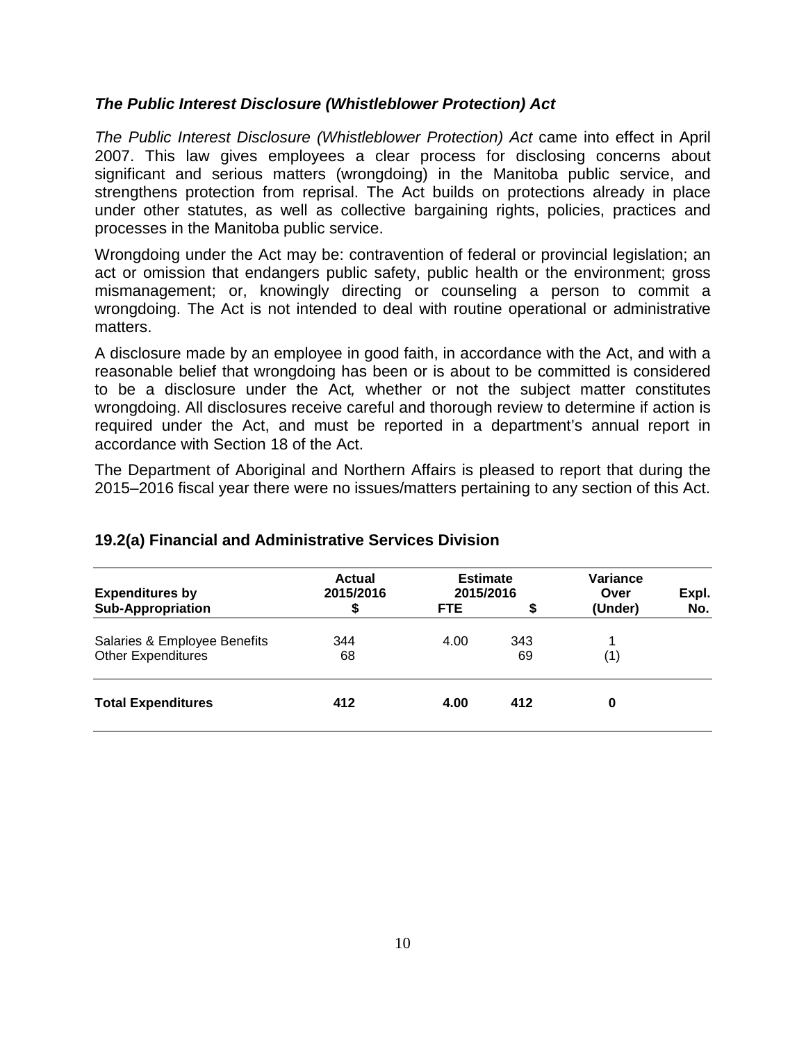### *The Public Interest Disclosure (Whistleblower Protection) Act*

*The Public Interest Disclosure (Whistleblower Protection) Act* came into effect in April 2007. This law gives employees a clear process for disclosing concerns about significant and serious matters (wrongdoing) in the Manitoba public service, and strengthens protection from reprisal. The Act builds on protections already in place under other statutes, as well as collective bargaining rights, policies, practices and processes in the Manitoba public service.

Wrongdoing under the Act may be: contravention of federal or provincial legislation; an act or omission that endangers public safety, public health or the environment; gross mismanagement; or, knowingly directing or counseling a person to commit a wrongdoing. The Act is not intended to deal with routine operational or administrative matters.

A disclosure made by an employee in good faith, in accordance with the Act, and with a reasonable belief that wrongdoing has been or is about to be committed is considered to be a disclosure under the Act*,* whether or not the subject matter constitutes wrongdoing. All disclosures receive careful and thorough review to determine if action is required under the Act, and must be reported in a department's annual report in accordance with Section 18 of the Act.

The Department of Aboriginal and Northern Affairs is pleased to report that during the 2015–2016 fiscal year there were no issues/matters pertaining to any section of this Act.

## 19.2(a) Financial and Administrative Services Division

| Expenditures by Sub-Appropriation | Actual 2015/2016 $ | Estimate 2015/2016 FTE | $ | Variance Over (Under) | Expl. No. |
|---|---|---|---|---|---|
| Salaries & Employee Benefits | 344 | 4.00 | 343 | 1 | |
| Other Expenditures | 68 | | 69 | (1) | |
| **Total Expenditures** | **412** | **4.00** | **412** | **0** | |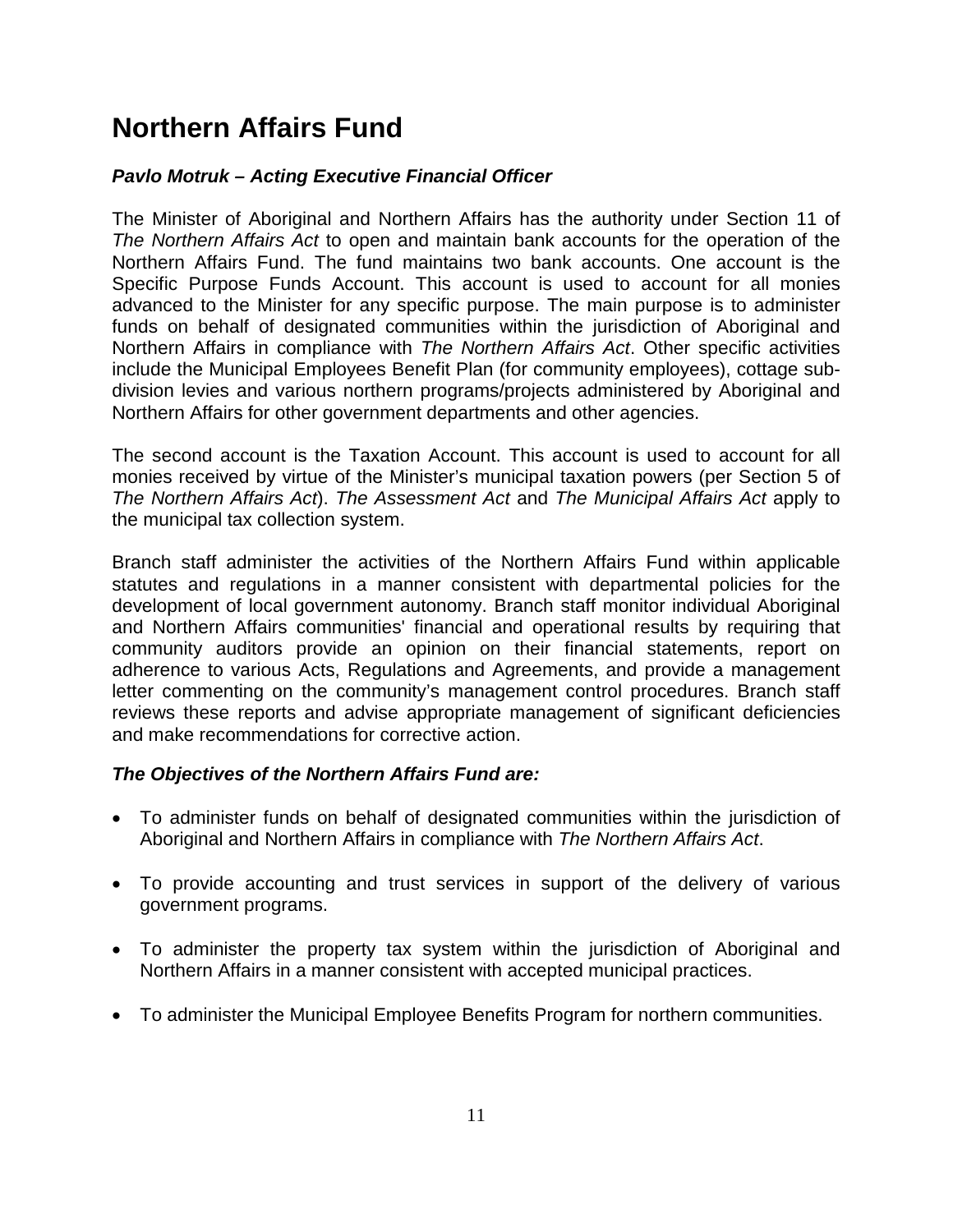# Northern Affairs Fund

***Pavlo Motruk – Acting Executive Financial Officer***

The Minister of Aboriginal and Northern Affairs has the authority under Section 11 of *The Northern Affairs Act* to open and maintain bank accounts for the operation of the Northern Affairs Fund. The fund maintains two bank accounts. One account is the Specific Purpose Funds Account. This account is used to account for all monies advanced to the Minister for any specific purpose. The main purpose is to administer funds on behalf of designated communities within the jurisdiction of Aboriginal and Northern Affairs in compliance with *The Northern Affairs Act*. Other specific activities include the Municipal Employees Benefit Plan (for community employees), cottage sub-division levies and various northern programs/projects administered by Aboriginal and Northern Affairs for other government departments and other agencies.

The second account is the Taxation Account. This account is used to account for all monies received by virtue of the Minister's municipal taxation powers (per Section 5 of *The Northern Affairs Act*). *The Assessment Act* and *The Municipal Affairs Act* apply to the municipal tax collection system.

Branch staff administer the activities of the Northern Affairs Fund within applicable statutes and regulations in a manner consistent with departmental policies for the development of local government autonomy. Branch staff monitor individual Aboriginal and Northern Affairs communities' financial and operational results by requiring that community auditors provide an opinion on their financial statements, report on adherence to various Acts, Regulations and Agreements, and provide a management letter commenting on the community's management control procedures. Branch staff reviews these reports and advise appropriate management of significant deficiencies and make recommendations for corrective action.

***The Objectives of the Northern Affairs Fund are:***

- To administer funds on behalf of designated communities within the jurisdiction of Aboriginal and Northern Affairs in compliance with *The Northern Affairs Act*.
- To provide accounting and trust services in support of the delivery of various government programs.
- To administer the property tax system within the jurisdiction of Aboriginal and Northern Affairs in a manner consistent with accepted municipal practices.
- To administer the Municipal Employee Benefits Program for northern communities.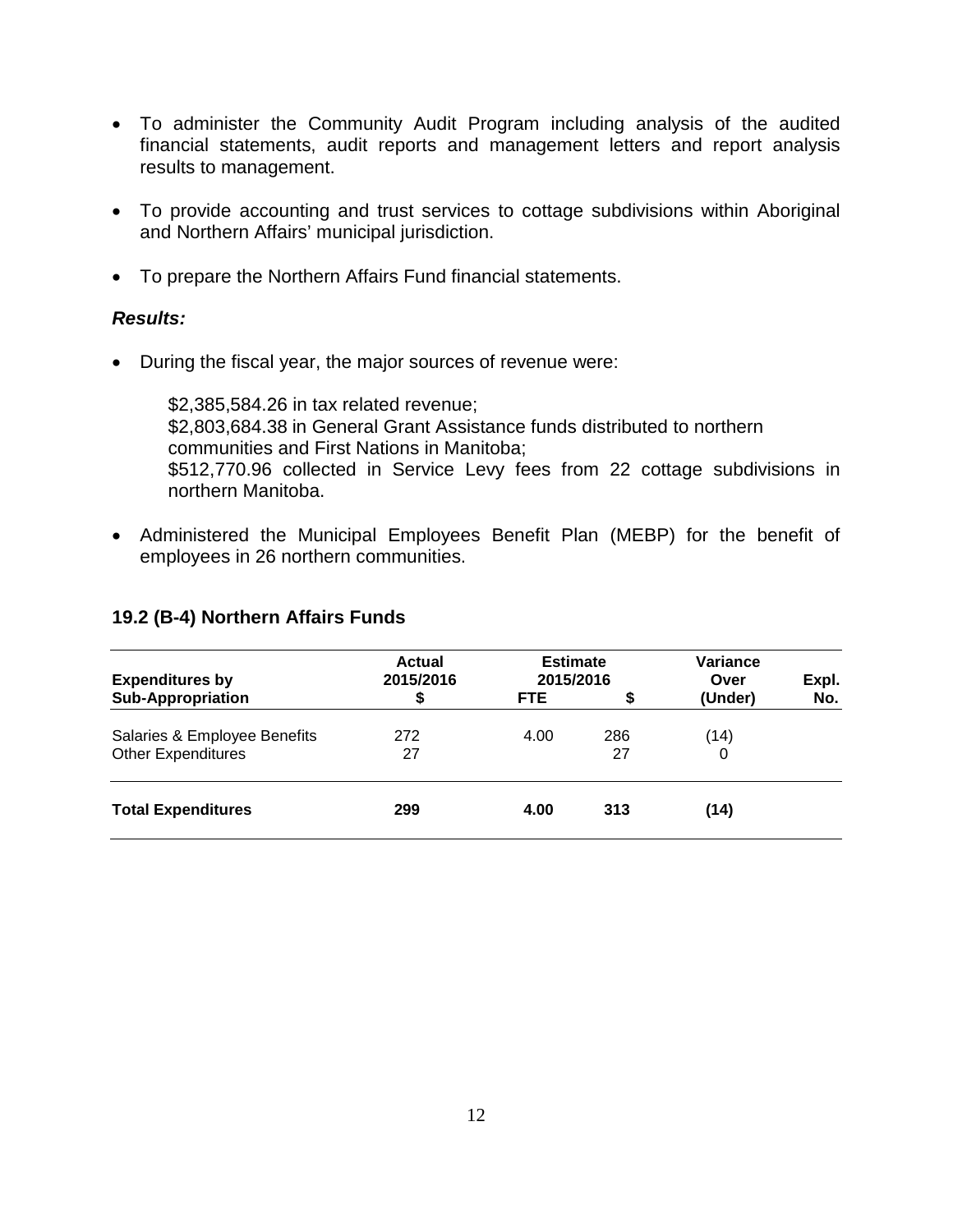- To administer the Community Audit Program including analysis of the audited financial statements, audit reports and management letters and report analysis results to management.

- To provide accounting and trust services to cottage subdivisions within Aboriginal and Northern Affairs' municipal jurisdiction.

- To prepare the Northern Affairs Fund financial statements.

***Results:***

- During the fiscal year, the major sources of revenue were:

  $2,385,584.26 in tax related revenue;
  $2,803,684.38 in General Grant Assistance funds distributed to northern communities and First Nations in Manitoba;
  $512,770.96 collected in Service Levy fees from 22 cottage subdivisions in northern Manitoba.

- Administered the Municipal Employees Benefit Plan (MEBP) for the benefit of employees in 26 northern communities.

## 19.2 (B-4) Northern Affairs Funds

| Expenditures by Sub-Appropriation | Actual 2015/2016 $ | Estimate 2015/2016 FTE | Estimate 2015/2016 $ | Variance Over (Under) | Expl. No. |
|---|---|---|---|---|---|
| Salaries & Employee Benefits | 272 | 4.00 | 286 | (14) | |
| Other Expenditures | 27 | | 27 | 0 | |
| **Total Expenditures** | **299** | **4.00** | **313** | **(14)** | |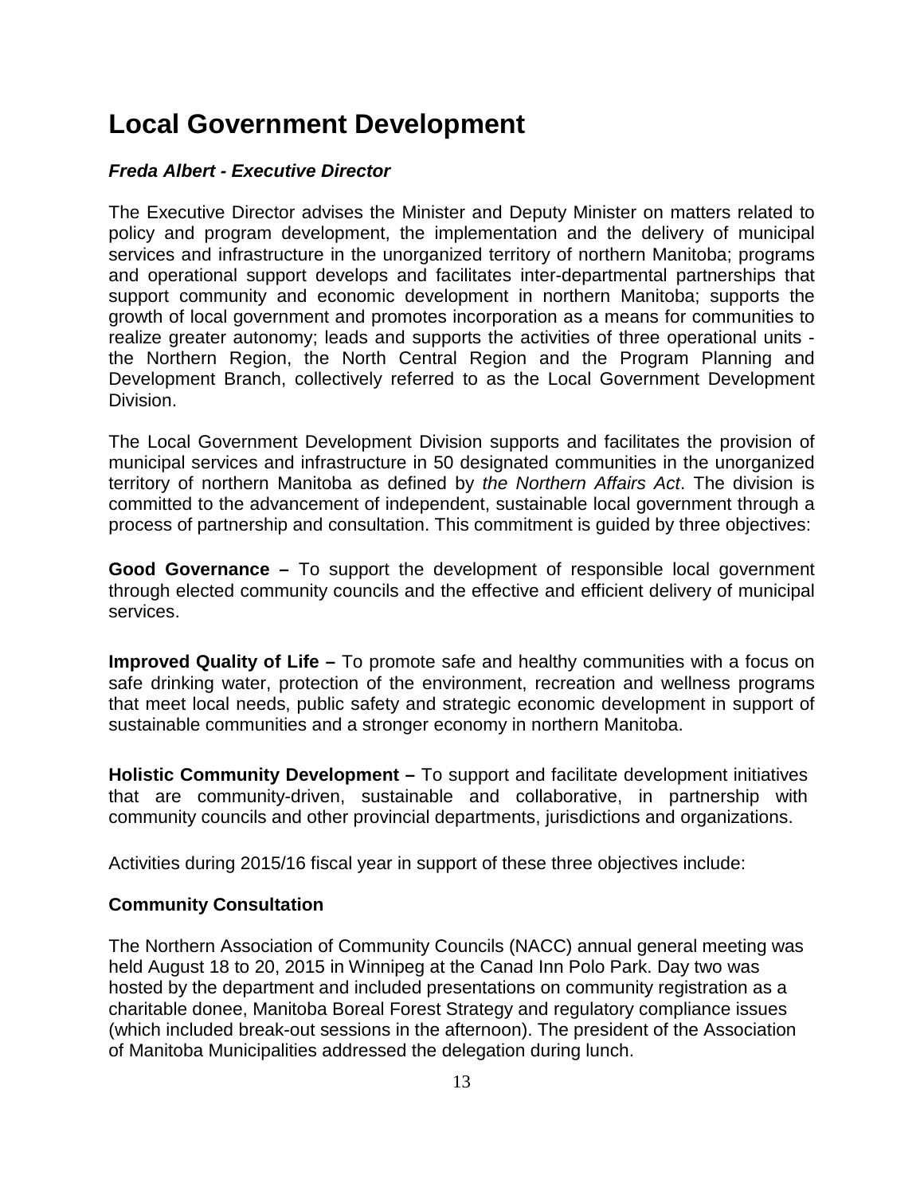# Local Government Development

***Freda Albert - Executive Director***

The Executive Director advises the Minister and Deputy Minister on matters related to policy and program development, the implementation and the delivery of municipal services and infrastructure in the unorganized territory of northern Manitoba; programs and operational support develops and facilitates inter-departmental partnerships that support community and economic development in northern Manitoba; supports the growth of local government and promotes incorporation as a means for communities to realize greater autonomy; leads and supports the activities of three operational units - the Northern Region, the North Central Region and the Program Planning and Development Branch, collectively referred to as the Local Government Development Division.

The Local Government Development Division supports and facilitates the provision of municipal services and infrastructure in 50 designated communities in the unorganized territory of northern Manitoba as defined by *the Northern Affairs Act*. The division is committed to the advancement of independent, sustainable local government through a process of partnership and consultation. This commitment is guided by three objectives:

**Good Governance –** To support the development of responsible local government through elected community councils and the effective and efficient delivery of municipal services.

**Improved Quality of Life –** To promote safe and healthy communities with a focus on safe drinking water, protection of the environment, recreation and wellness programs that meet local needs, public safety and strategic economic development in support of sustainable communities and a stronger economy in northern Manitoba.

**Holistic Community Development –** To support and facilitate development initiatives that are community-driven, sustainable and collaborative, in partnership with community councils and other provincial departments, jurisdictions and organizations.

Activities during 2015/16 fiscal year in support of these three objectives include:

**Community Consultation**

The Northern Association of Community Councils (NACC) annual general meeting was held August 18 to 20, 2015 in Winnipeg at the Canad Inn Polo Park. Day two was hosted by the department and included presentations on community registration as a charitable donee, Manitoba Boreal Forest Strategy and regulatory compliance issues (which included break-out sessions in the afternoon). The president of the Association of Manitoba Municipalities addressed the delegation during lunch.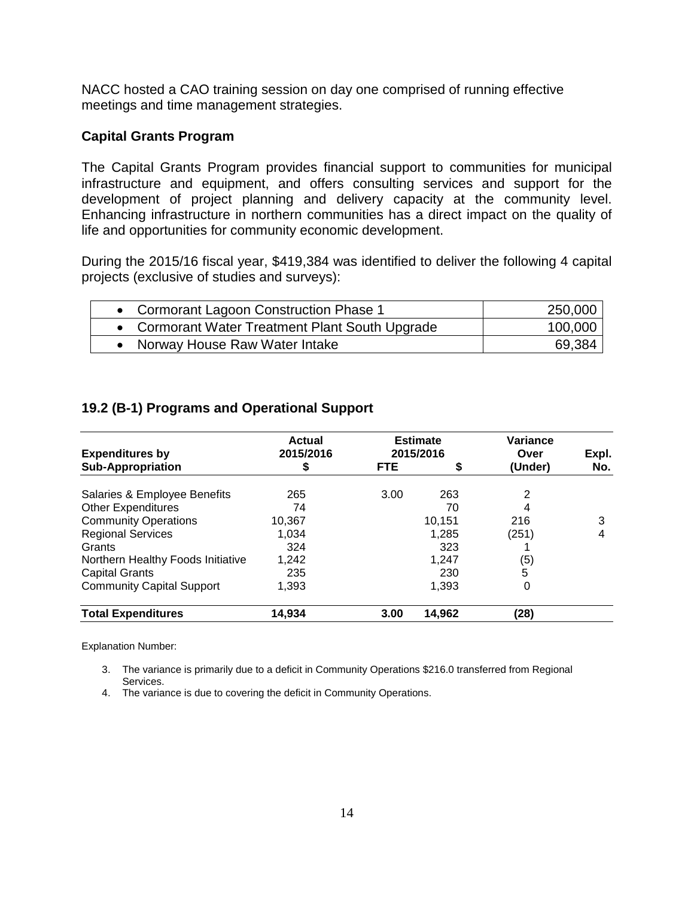NACC hosted a CAO training session on day one comprised of running effective meetings and time management strategies.

### Capital Grants Program

The Capital Grants Program provides financial support to communities for municipal infrastructure and equipment, and offers consulting services and support for the development of project planning and delivery capacity at the community level. Enhancing infrastructure in northern communities has a direct impact on the quality of life and opportunities for community economic development.

During the 2015/16 fiscal year, $419,384 was identified to deliver the following 4 capital projects (exclusive of studies and surveys):

| | |
|---|---:|
| • Cormorant Lagoon Construction Phase 1 | 250,000 |
| • Cormorant Water Treatment Plant South Upgrade | 100,000 |
| • Norway House Raw Water Intake | 69,384 |

## 19.2 (B-1) Programs and Operational Support

| Expenditures by Sub-Appropriation | Actual 2015/2016 $ | Estimate 2015/2016 FTE | Estimate 2015/2016 $ | Variance Over (Under) | Expl. No. |
|---|---:|---:|---:|---:|---:|
| Salaries & Employee Benefits | 265 | 3.00 | 263 | 2 | |
| Other Expenditures | 74 | | 70 | 4 | |
| Community Operations | 10,367 | | 10,151 | 216 | 3 |
| Regional Services | 1,034 | | 1,285 | (251) | 4 |
| Grants | 324 | | 323 | 1 | |
| Northern Healthy Foods Initiative | 1,242 | | 1,247 | (5) | |
| Capital Grants | 235 | | 230 | 5 | |
| Community Capital Support | 1,393 | | 1,393 | 0 | |
| **Total Expenditures** | **14,934** | **3.00** | **14,962** | **(28)** | |

Explanation Number:

3. The variance is primarily due to a deficit in Community Operations $216.0 transferred from Regional Services.
4. The variance is due to covering the deficit in Community Operations.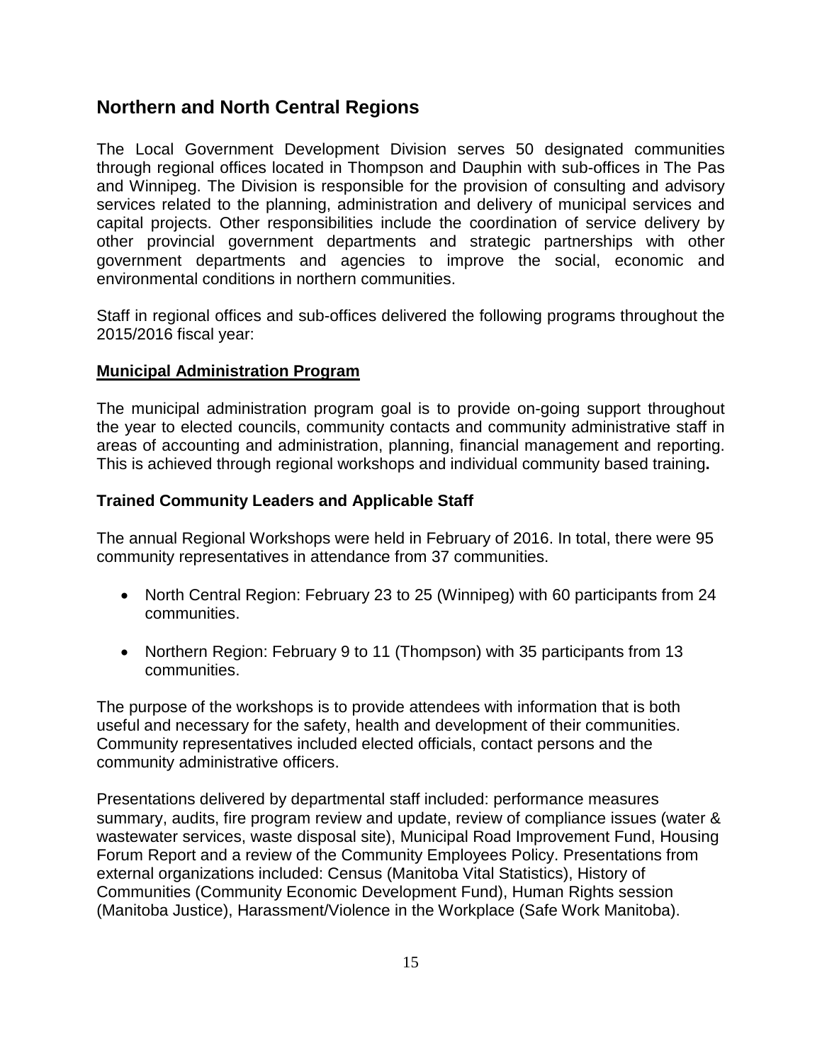## Northern and North Central Regions

The Local Government Development Division serves 50 designated communities through regional offices located in Thompson and Dauphin with sub-offices in The Pas and Winnipeg. The Division is responsible for the provision of consulting and advisory services related to the planning, administration and delivery of municipal services and capital projects. Other responsibilities include the coordination of service delivery by other provincial government departments and strategic partnerships with other government departments and agencies to improve the social, economic and environmental conditions in northern communities.

Staff in regional offices and sub-offices delivered the following programs throughout the 2015/2016 fiscal year:

**Municipal Administration Program**

The municipal administration program goal is to provide on-going support throughout the year to elected councils, community contacts and community administrative staff in areas of accounting and administration, planning, financial management and reporting. This is achieved through regional workshops and individual community based training**.**

### Trained Community Leaders and Applicable Staff

The annual Regional Workshops were held in February of 2016. In total, there were 95 community representatives in attendance from 37 communities.

- North Central Region: February 23 to 25 (Winnipeg) with 60 participants from 24 communities.
- Northern Region: February 9 to 11 (Thompson) with 35 participants from 13 communities.

The purpose of the workshops is to provide attendees with information that is both useful and necessary for the safety, health and development of their communities. Community representatives included elected officials, contact persons and the community administrative officers.

Presentations delivered by departmental staff included: performance measures summary, audits, fire program review and update, review of compliance issues (water & wastewater services, waste disposal site), Municipal Road Improvement Fund, Housing Forum Report and a review of the Community Employees Policy. Presentations from external organizations included: Census (Manitoba Vital Statistics), History of Communities (Community Economic Development Fund), Human Rights session (Manitoba Justice), Harassment/Violence in the Workplace (Safe Work Manitoba).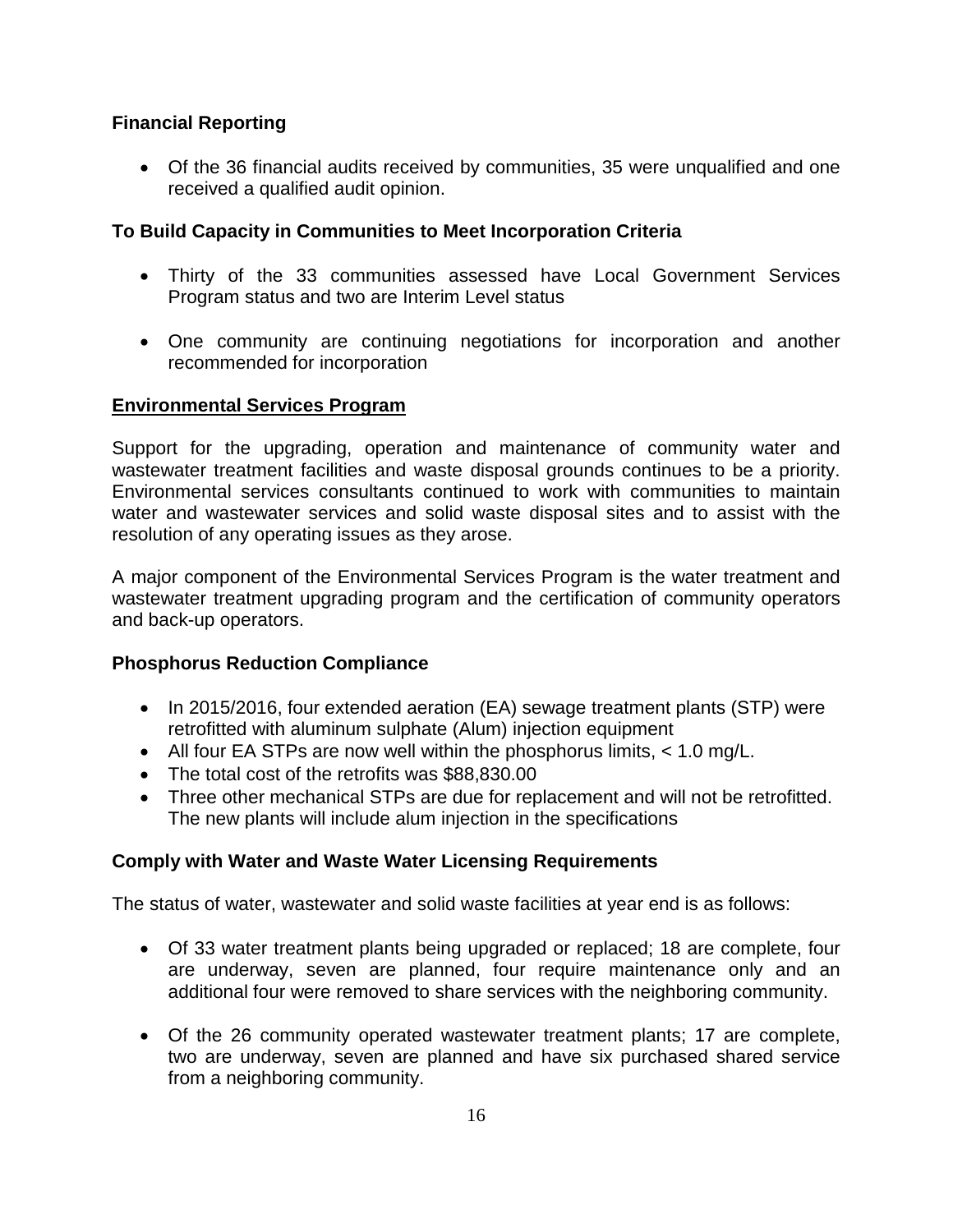### Financial Reporting

- Of the 36 financial audits received by communities, 35 were unqualified and one received a qualified audit opinion.

### To Build Capacity in Communities to Meet Incorporation Criteria

- Thirty of the 33 communities assessed have Local Government Services Program status and two are Interim Level status

- One community are continuing negotiations for incorporation and another recommended for incorporation

## Environmental Services Program

Support for the upgrading, operation and maintenance of community water and wastewater treatment facilities and waste disposal grounds continues to be a priority. Environmental services consultants continued to work with communities to maintain water and wastewater services and solid waste disposal sites and to assist with the resolution of any operating issues as they arose.

A major component of the Environmental Services Program is the water treatment and wastewater treatment upgrading program and the certification of community operators and back-up operators.

### Phosphorus Reduction Compliance

- In 2015/2016, four extended aeration (EA) sewage treatment plants (STP) were retrofitted with aluminum sulphate (Alum) injection equipment
- All four EA STPs are now well within the phosphorus limits, < 1.0 mg/L.
- The total cost of the retrofits was $88,830.00
- Three other mechanical STPs are due for replacement and will not be retrofitted. The new plants will include alum injection in the specifications

### Comply with Water and Waste Water Licensing Requirements

The status of water, wastewater and solid waste facilities at year end is as follows:

- Of 33 water treatment plants being upgraded or replaced; 18 are complete, four are underway, seven are planned, four require maintenance only and an additional four were removed to share services with the neighboring community.

- Of the 26 community operated wastewater treatment plants; 17 are complete, two are underway, seven are planned and have six purchased shared service from a neighboring community.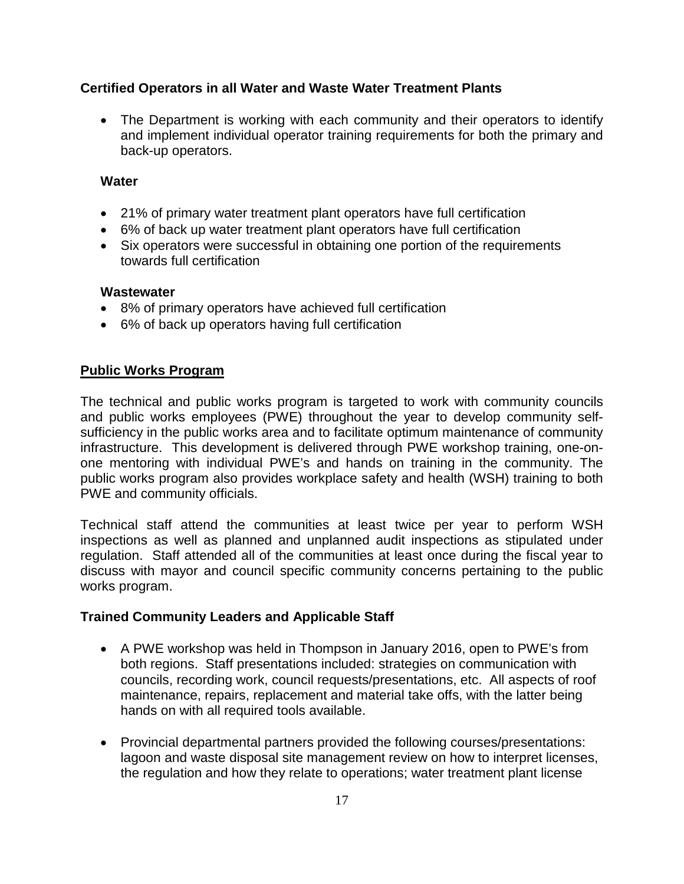**Certified Operators in all Water and Waste Water Treatment Plants**

- The Department is working with each community and their operators to identify and implement individual operator training requirements for both the primary and back-up operators.

**Water**

- 21% of primary water treatment plant operators have full certification
- 6% of back up water treatment plant operators have full certification
- Six operators were successful in obtaining one portion of the requirements towards full certification

**Wastewater**

- 8% of primary operators have achieved full certification
- 6% of back up operators having full certification

## Public Works Program

The technical and public works program is targeted to work with community councils and public works employees (PWE) throughout the year to develop community self-sufficiency in the public works area and to facilitate optimum maintenance of community infrastructure. This development is delivered through PWE workshop training, one-on-one mentoring with individual PWE's and hands on training in the community. The public works program also provides workplace safety and health (WSH) training to both PWE and community officials.

Technical staff attend the communities at least twice per year to perform WSH inspections as well as planned and unplanned audit inspections as stipulated under regulation. Staff attended all of the communities at least once during the fiscal year to discuss with mayor and council specific community concerns pertaining to the public works program.

**Trained Community Leaders and Applicable Staff**

- A PWE workshop was held in Thompson in January 2016, open to PWE's from both regions. Staff presentations included: strategies on communication with councils, recording work, council requests/presentations, etc. All aspects of roof maintenance, repairs, replacement and material take offs, with the latter being hands on with all required tools available.

- Provincial departmental partners provided the following courses/presentations: lagoon and waste disposal site management review on how to interpret licenses, the regulation and how they relate to operations; water treatment plant license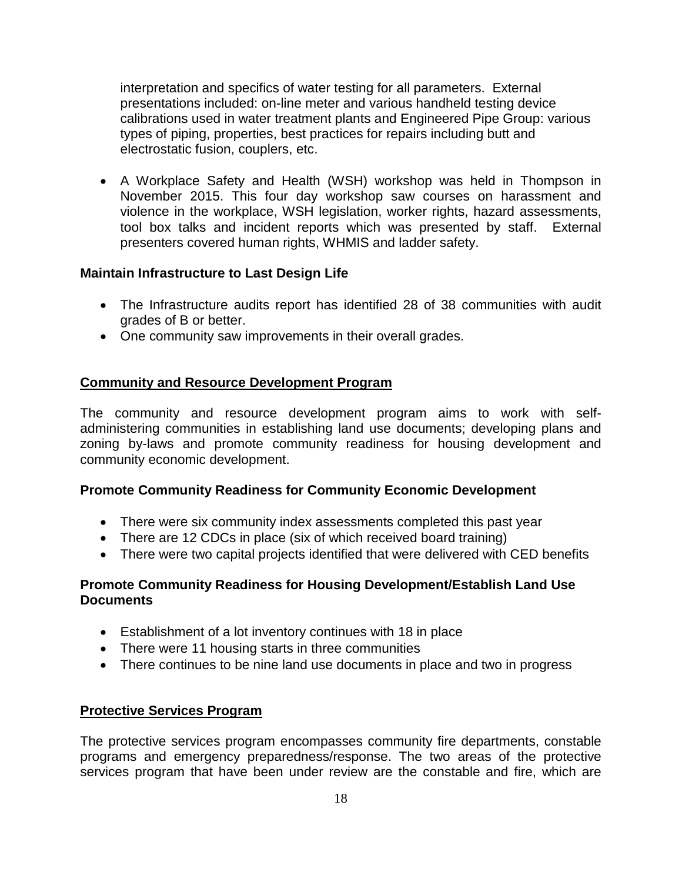interpretation and specifics of water testing for all parameters. External presentations included: on-line meter and various handheld testing device calibrations used in water treatment plants and Engineered Pipe Group: various types of piping, properties, best practices for repairs including butt and electrostatic fusion, couplers, etc.

- A Workplace Safety and Health (WSH) workshop was held in Thompson in November 2015. This four day workshop saw courses on harassment and violence in the workplace, WSH legislation, worker rights, hazard assessments, tool box talks and incident reports which was presented by staff. External presenters covered human rights, WHMIS and ladder safety.

**Maintain Infrastructure to Last Design Life**

- The Infrastructure audits report has identified 28 of 38 communities with audit grades of B or better.
- One community saw improvements in their overall grades.

## Community and Resource Development Program

The community and resource development program aims to work with self-administering communities in establishing land use documents; developing plans and zoning by-laws and promote community readiness for housing development and community economic development.

**Promote Community Readiness for Community Economic Development**

- There were six community index assessments completed this past year
- There are 12 CDCs in place (six of which received board training)
- There were two capital projects identified that were delivered with CED benefits

**Promote Community Readiness for Housing Development/Establish Land Use Documents**

- Establishment of a lot inventory continues with 18 in place
- There were 11 housing starts in three communities
- There continues to be nine land use documents in place and two in progress

## Protective Services Program

The protective services program encompasses community fire departments, constable programs and emergency preparedness/response. The two areas of the protective services program that have been under review are the constable and fire, which are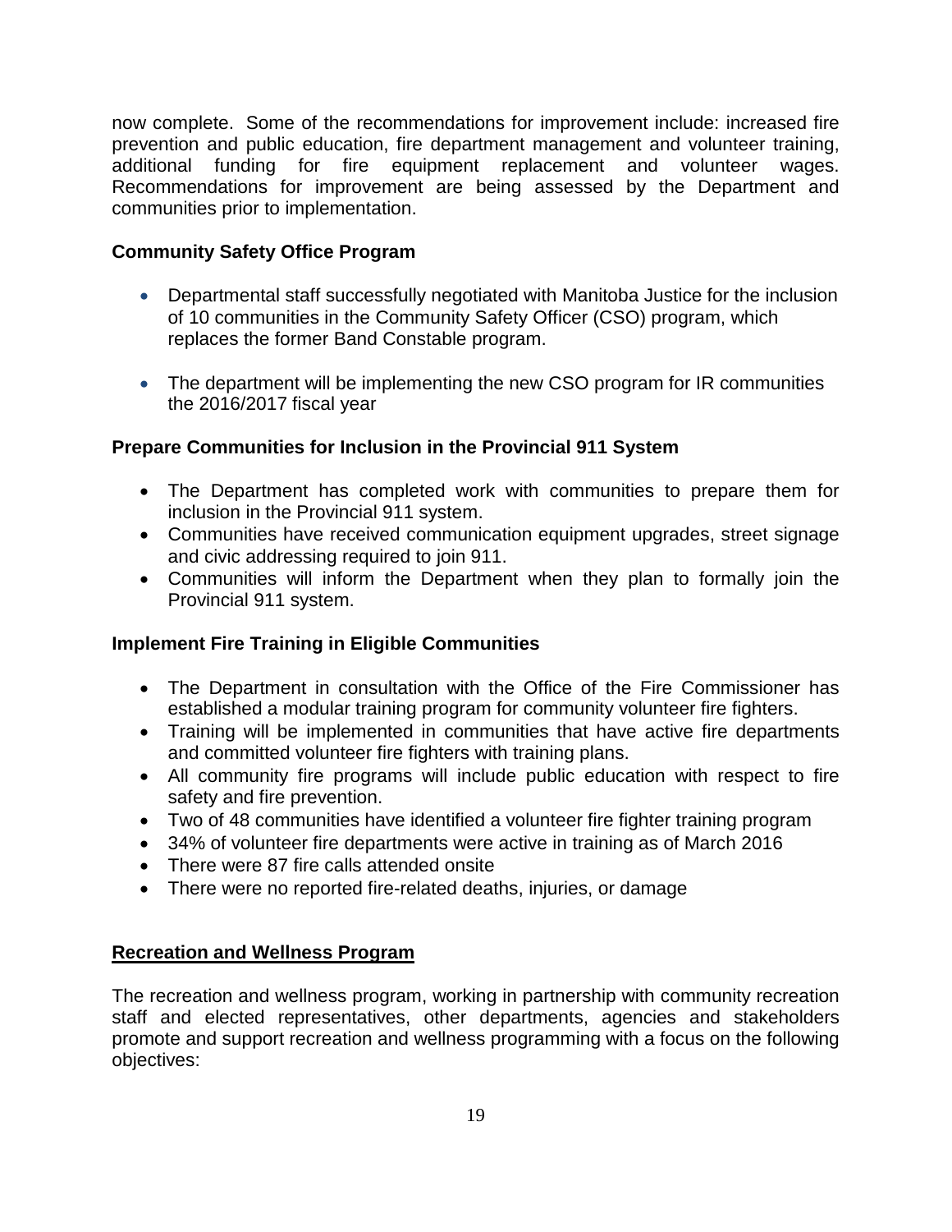now complete. Some of the recommendations for improvement include: increased fire prevention and public education, fire department management and volunteer training, additional funding for fire equipment replacement and volunteer wages. Recommendations for improvement are being assessed by the Department and communities prior to implementation.

**Community Safety Office Program**

- Departmental staff successfully negotiated with Manitoba Justice for the inclusion of 10 communities in the Community Safety Officer (CSO) program, which replaces the former Band Constable program.

- The department will be implementing the new CSO program for IR communities the 2016/2017 fiscal year

**Prepare Communities for Inclusion in the Provincial 911 System**

- The Department has completed work with communities to prepare them for inclusion in the Provincial 911 system.
- Communities have received communication equipment upgrades, street signage and civic addressing required to join 911.
- Communities will inform the Department when they plan to formally join the Provincial 911 system.

**Implement Fire Training in Eligible Communities**

- The Department in consultation with the Office of the Fire Commissioner has established a modular training program for community volunteer fire fighters.
- Training will be implemented in communities that have active fire departments and committed volunteer fire fighters with training plans.
- All community fire programs will include public education with respect to fire safety and fire prevention.
- Two of 48 communities have identified a volunteer fire fighter training program
- 34% of volunteer fire departments were active in training as of March 2016
- There were 87 fire calls attended onsite
- There were no reported fire-related deaths, injuries, or damage

**Recreation and Wellness Program**

The recreation and wellness program, working in partnership with community recreation staff and elected representatives, other departments, agencies and stakeholders promote and support recreation and wellness programming with a focus on the following objectives: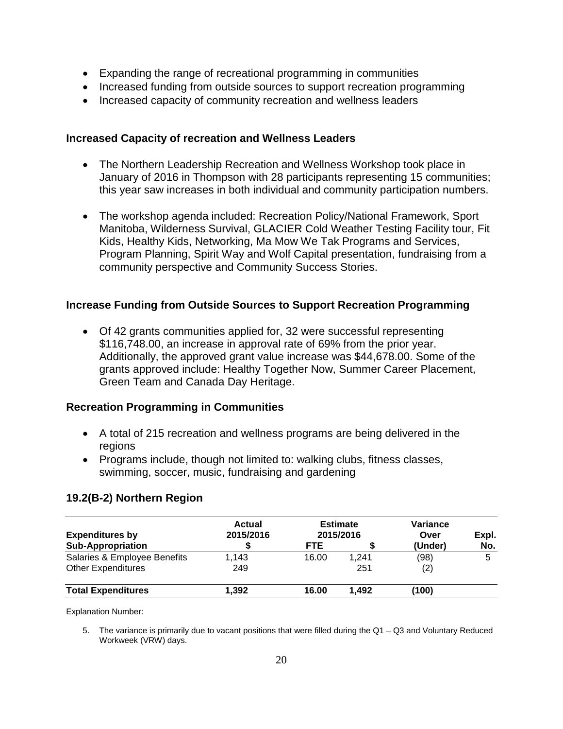- Expanding the range of recreational programming in communities
- Increased funding from outside sources to support recreation programming
- Increased capacity of community recreation and wellness leaders

### Increased Capacity of recreation and Wellness Leaders

- The Northern Leadership Recreation and Wellness Workshop took place in January of 2016 in Thompson with 28 participants representing 15 communities; this year saw increases in both individual and community participation numbers.
- The workshop agenda included: Recreation Policy/National Framework, Sport Manitoba, Wilderness Survival, GLACIER Cold Weather Testing Facility tour, Fit Kids, Healthy Kids, Networking, Ma Mow We Tak Programs and Services, Program Planning, Spirit Way and Wolf Capital presentation, fundraising from a community perspective and Community Success Stories.

### Increase Funding from Outside Sources to Support Recreation Programming

- Of 42 grants communities applied for, 32 were successful representing \$116,748.00, an increase in approval rate of 69% from the prior year. Additionally, the approved grant value increase was \$44,678.00. Some of the grants approved include: Healthy Together Now, Summer Career Placement, Green Team and Canada Day Heritage.

### Recreation Programming in Communities

- A total of 215 recreation and wellness programs are being delivered in the regions
- Programs include, though not limited to: walking clubs, fitness classes, swimming, soccer, music, fundraising and gardening

## 19.2(B-2) Northern Region

| Expenditures by Sub-Appropriation | Actual 2015/2016 $ | Estimate 2015/2016 FTE | $ | Variance Over (Under) | Expl. No. |
|---|---|---|---|---|---|
| Salaries & Employee Benefits | 1,143 | 16.00 | 1,241 | (98) | 5 |
| Other Expenditures | 249 | | 251 | (2) | |
| **Total Expenditures** | **1,392** | **16.00** | **1,492** | **(100)** | |

Explanation Number:

5. The variance is primarily due to vacant positions that were filled during the Q1 – Q3 and Voluntary Reduced Workweek (VRW) days.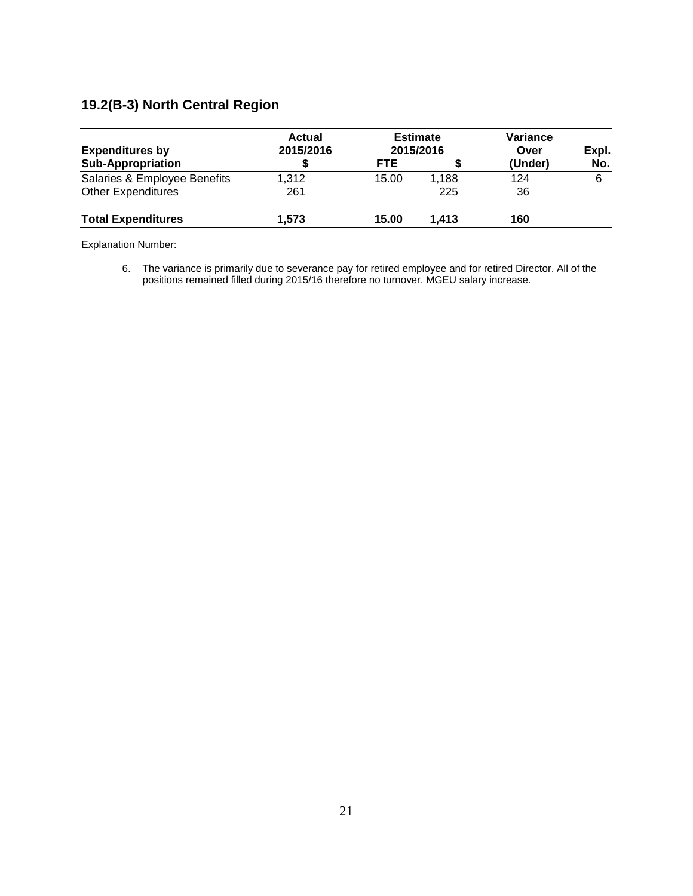## 19.2(B-3) North Central Region

| Expenditures by Sub-Appropriation | Actual 2015/2016 $ | Estimate 2015/2016 FTE | Estimate 2015/2016 $ | Variance Over (Under) | Expl. No. |
|---|---|---|---|---|---|
| Salaries & Employee Benefits | 1,312 | 15.00 | 1,188 | 124 | 6 |
| Other Expenditures | 261 | | 225 | 36 | |
| **Total Expenditures** | **1,573** | **15.00** | **1,413** | **160** | |

Explanation Number:

6. The variance is primarily due to severance pay for retired employee and for retired Director. All of the positions remained filled during 2015/16 therefore no turnover. MGEU salary increase.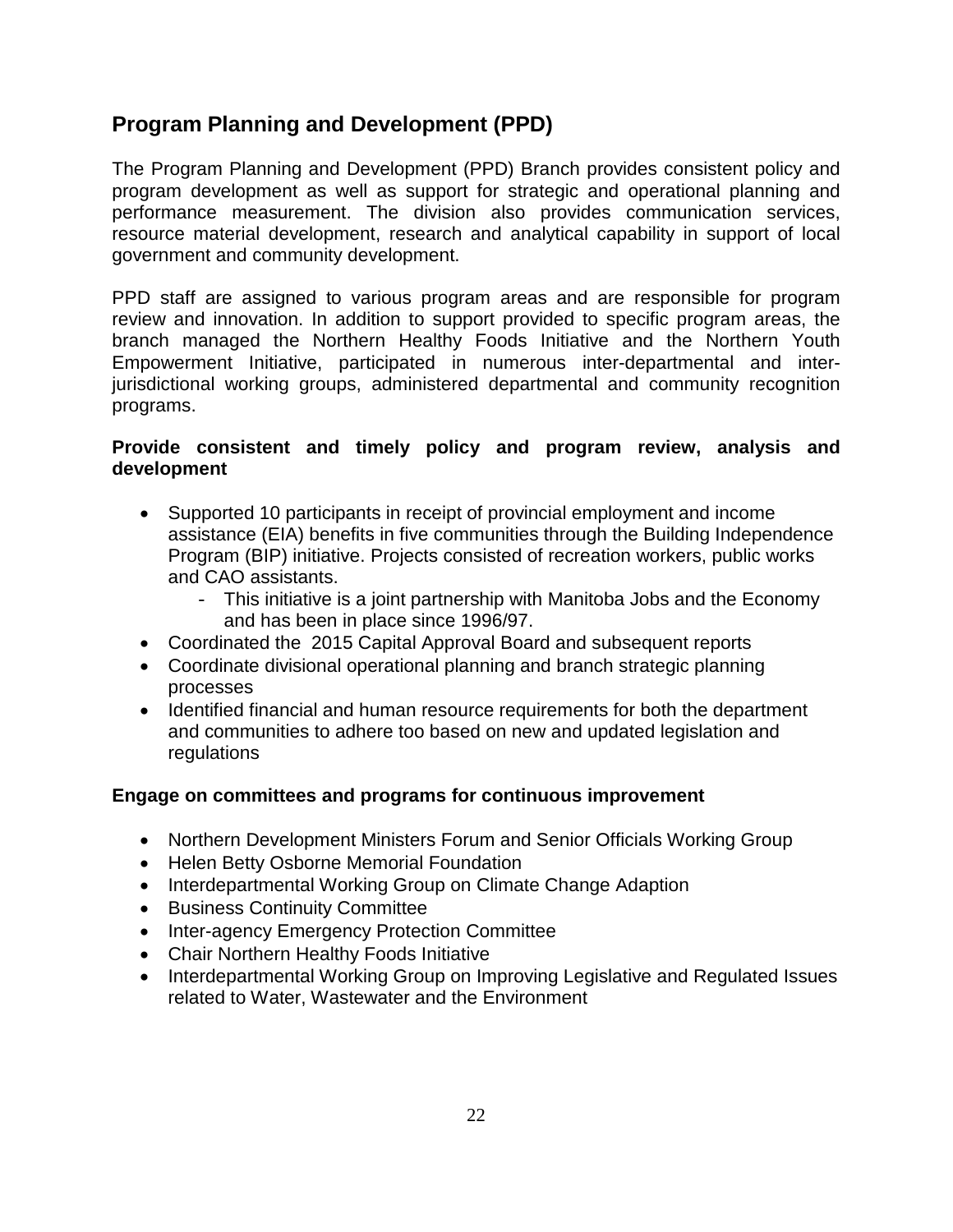## Program Planning and Development (PPD)

The Program Planning and Development (PPD) Branch provides consistent policy and program development as well as support for strategic and operational planning and performance measurement. The division also provides communication services, resource material development, research and analytical capability in support of local government and community development.

PPD staff are assigned to various program areas and are responsible for program review and innovation. In addition to support provided to specific program areas, the branch managed the Northern Healthy Foods Initiative and the Northern Youth Empowerment Initiative, participated in numerous inter-departmental and inter-jurisdictional working groups, administered departmental and community recognition programs.

**Provide consistent and timely policy and program review, analysis and development**

- Supported 10 participants in receipt of provincial employment and income assistance (EIA) benefits in five communities through the Building Independence Program (BIP) initiative. Projects consisted of recreation workers, public works and CAO assistants.
  - This initiative is a joint partnership with Manitoba Jobs and the Economy and has been in place since 1996/97.
- Coordinated the 2015 Capital Approval Board and subsequent reports
- Coordinate divisional operational planning and branch strategic planning processes
- Identified financial and human resource requirements for both the department and communities to adhere too based on new and updated legislation and regulations

**Engage on committees and programs for continuous improvement**

- Northern Development Ministers Forum and Senior Officials Working Group
- Helen Betty Osborne Memorial Foundation
- Interdepartmental Working Group on Climate Change Adaption
- Business Continuity Committee
- Inter-agency Emergency Protection Committee
- Chair Northern Healthy Foods Initiative
- Interdepartmental Working Group on Improving Legislative and Regulated Issues related to Water, Wastewater and the Environment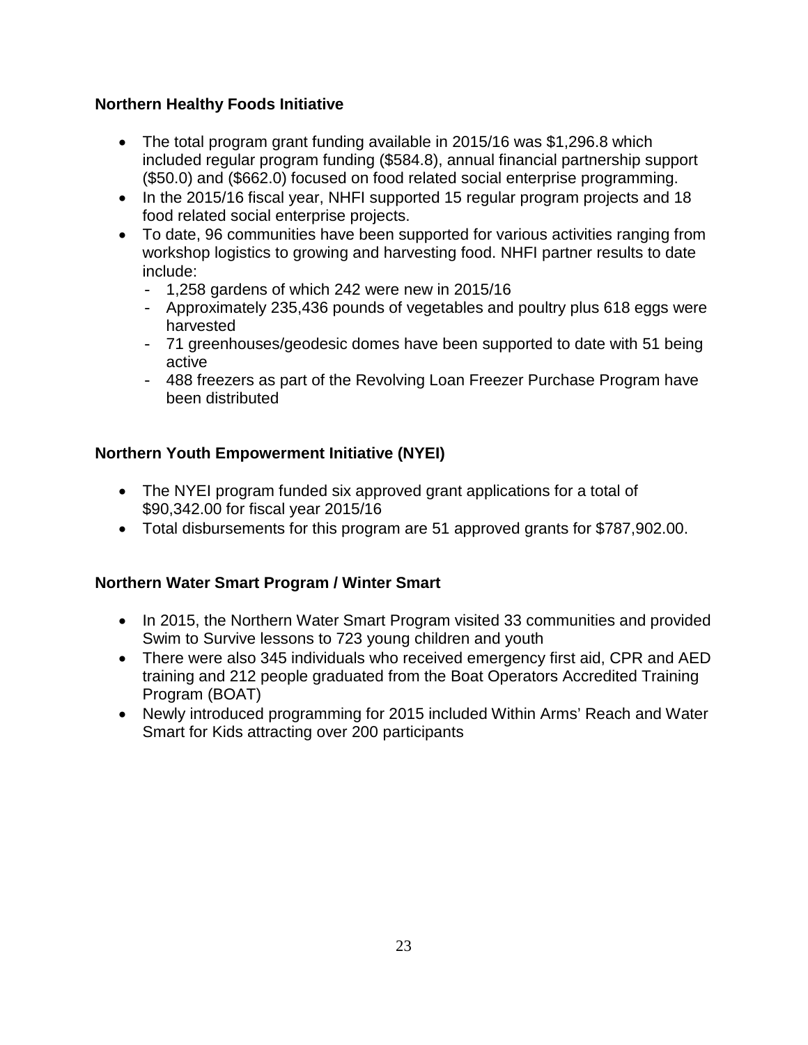**Northern Healthy Foods Initiative**

- The total program grant funding available in 2015/16 was $1,296.8 which included regular program funding ($584.8), annual financial partnership support ($50.0) and ($662.0) focused on food related social enterprise programming.
- In the 2015/16 fiscal year, NHFI supported 15 regular program projects and 18 food related social enterprise projects.
- To date, 96 communities have been supported for various activities ranging from workshop logistics to growing and harvesting food. NHFI partner results to date include:
  - 1,258 gardens of which 242 were new in 2015/16
  - Approximately 235,436 pounds of vegetables and poultry plus 618 eggs were harvested
  - 71 greenhouses/geodesic domes have been supported to date with 51 being active
  - 488 freezers as part of the Revolving Loan Freezer Purchase Program have been distributed

**Northern Youth Empowerment Initiative (NYEI)**

- The NYEI program funded six approved grant applications for a total of $90,342.00 for fiscal year 2015/16
- Total disbursements for this program are 51 approved grants for $787,902.00.

**Northern Water Smart Program / Winter Smart**

- In 2015, the Northern Water Smart Program visited 33 communities and provided Swim to Survive lessons to 723 young children and youth
- There were also 345 individuals who received emergency first aid, CPR and AED training and 212 people graduated from the Boat Operators Accredited Training Program (BOAT)
- Newly introduced programming for 2015 included Within Arms' Reach and Water Smart for Kids attracting over 200 participants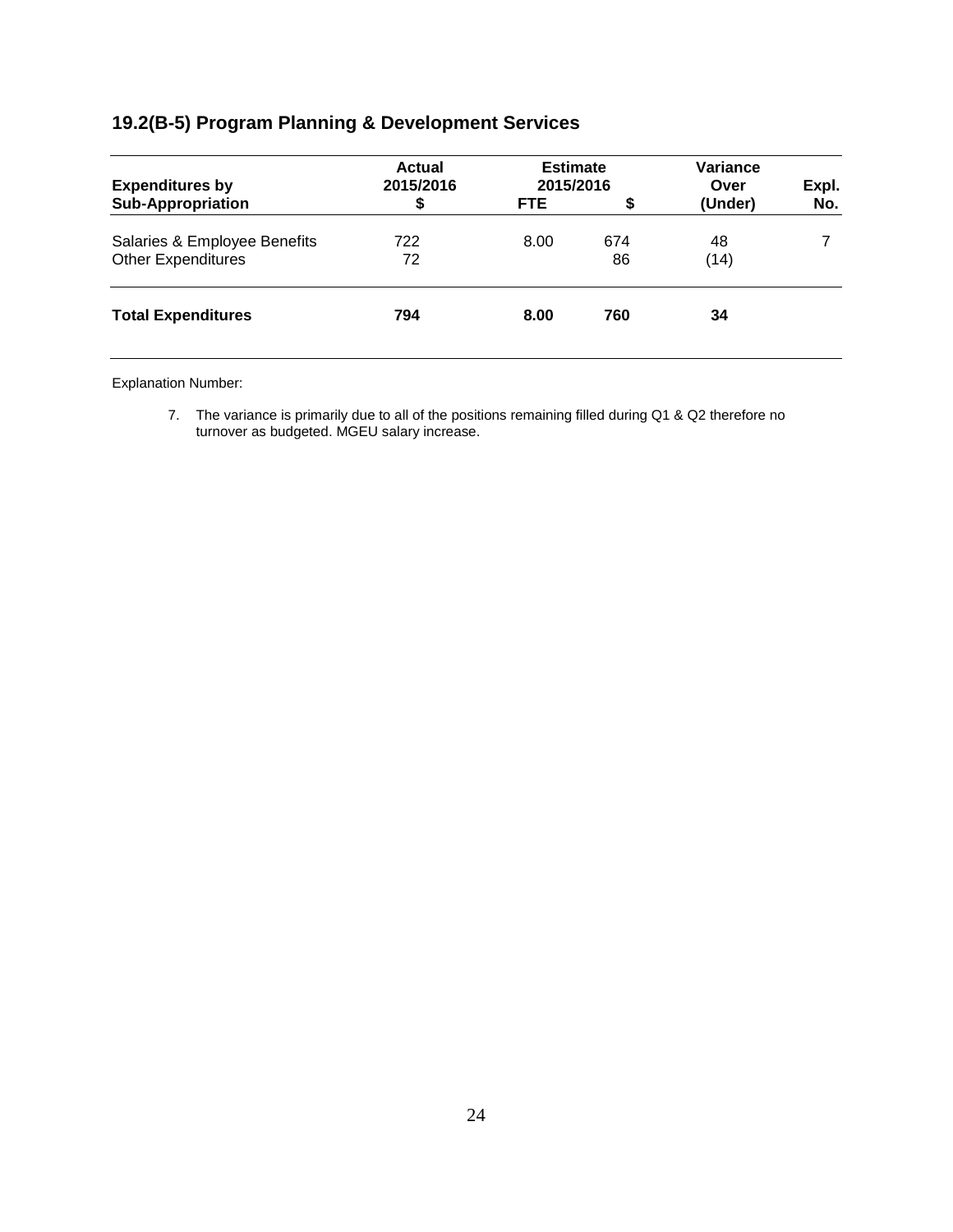## 19.2(B-5) Program Planning & Development Services

| Expenditures by Sub-Appropriation | Actual 2015/2016 $ | Estimate 2015/2016 FTE | Estimate 2015/2016 $ | Variance Over (Under) | Expl. No. |
|---|---|---|---|---|---|
| Salaries & Employee Benefits | 722 | 8.00 | 674 | 48 | 7 |
| Other Expenditures | 72 | | 86 | (14) | |
| **Total Expenditures** | **794** | **8.00** | **760** | **34** | |

Explanation Number:

7. The variance is primarily due to all of the positions remaining filled during Q1 & Q2 therefore no turnover as budgeted. MGEU salary increase.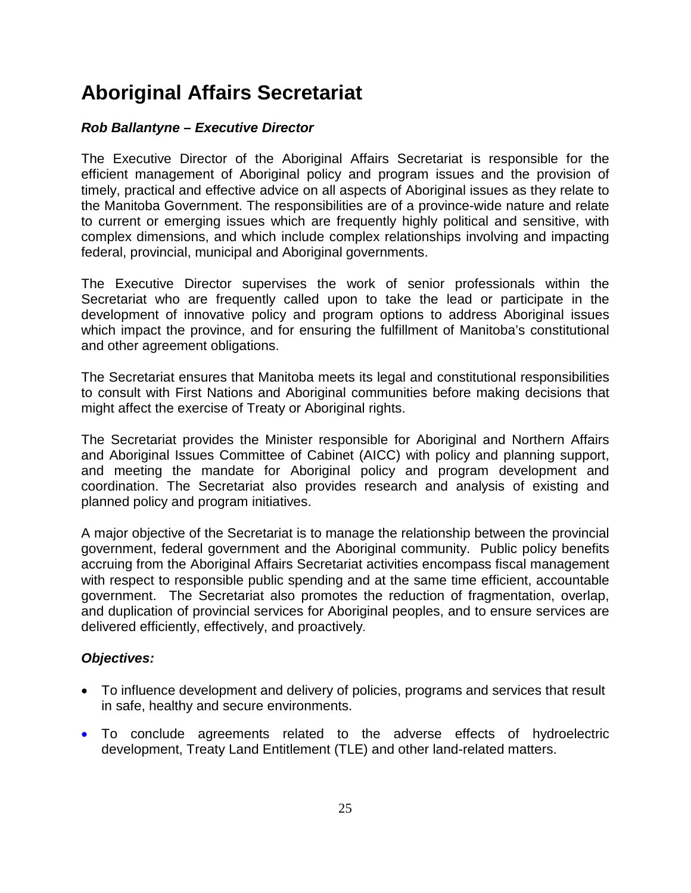# Aboriginal Affairs Secretariat

***Rob Ballantyne – Executive Director***

The Executive Director of the Aboriginal Affairs Secretariat is responsible for the efficient management of Aboriginal policy and program issues and the provision of timely, practical and effective advice on all aspects of Aboriginal issues as they relate to the Manitoba Government. The responsibilities are of a province-wide nature and relate to current or emerging issues which are frequently highly political and sensitive, with complex dimensions, and which include complex relationships involving and impacting federal, provincial, municipal and Aboriginal governments.

The Executive Director supervises the work of senior professionals within the Secretariat who are frequently called upon to take the lead or participate in the development of innovative policy and program options to address Aboriginal issues which impact the province, and for ensuring the fulfillment of Manitoba's constitutional and other agreement obligations.

The Secretariat ensures that Manitoba meets its legal and constitutional responsibilities to consult with First Nations and Aboriginal communities before making decisions that might affect the exercise of Treaty or Aboriginal rights.

The Secretariat provides the Minister responsible for Aboriginal and Northern Affairs and Aboriginal Issues Committee of Cabinet (AICC) with policy and planning support, and meeting the mandate for Aboriginal policy and program development and coordination. The Secretariat also provides research and analysis of existing and planned policy and program initiatives.

A major objective of the Secretariat is to manage the relationship between the provincial government, federal government and the Aboriginal community. Public policy benefits accruing from the Aboriginal Affairs Secretariat activities encompass fiscal management with respect to responsible public spending and at the same time efficient, accountable government. The Secretariat also promotes the reduction of fragmentation, overlap, and duplication of provincial services for Aboriginal peoples, and to ensure services are delivered efficiently, effectively, and proactively.

***Objectives:***

- To influence development and delivery of policies, programs and services that result in safe, healthy and secure environments.
- To conclude agreements related to the adverse effects of hydroelectric development, Treaty Land Entitlement (TLE) and other land-related matters.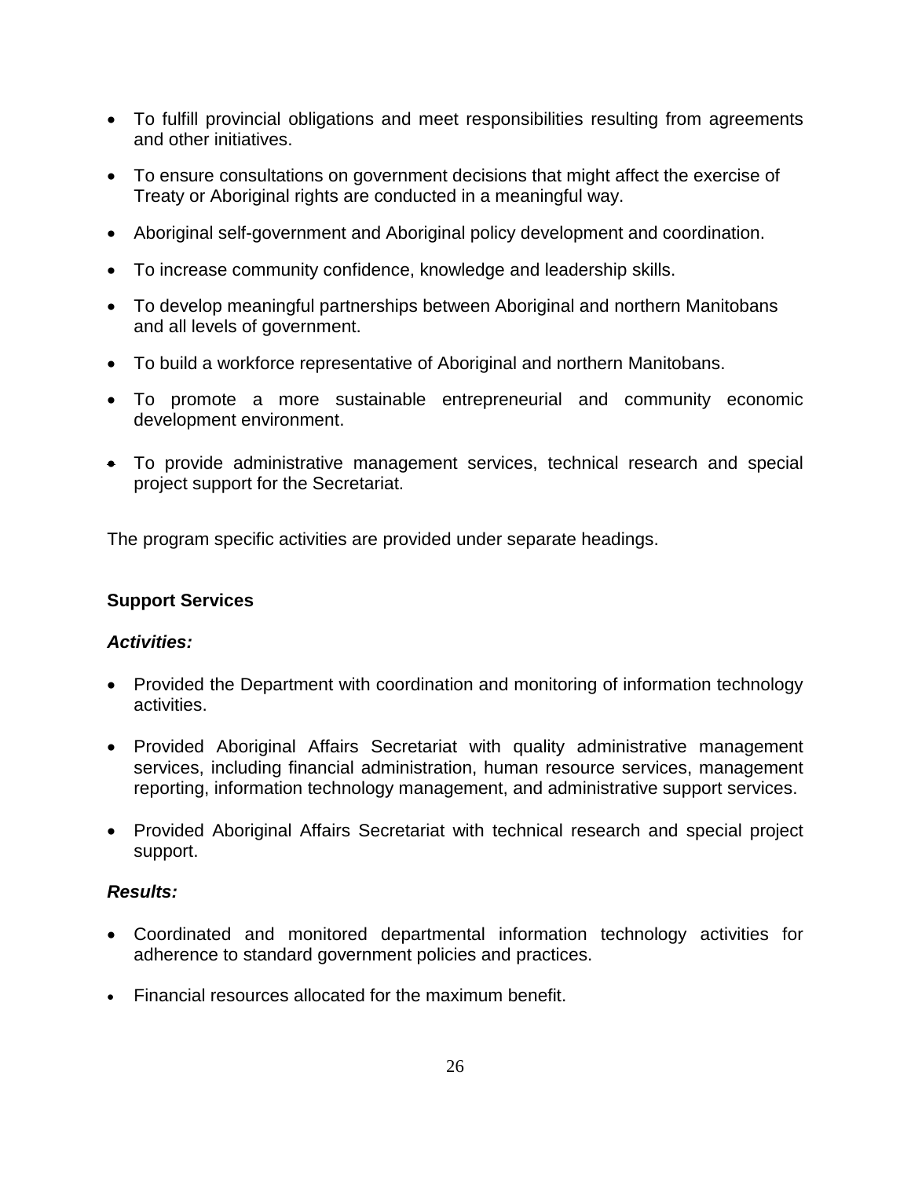- To fulfill provincial obligations and meet responsibilities resulting from agreements and other initiatives.
- To ensure consultations on government decisions that might affect the exercise of Treaty or Aboriginal rights are conducted in a meaningful way.
- Aboriginal self-government and Aboriginal policy development and coordination.
- To increase community confidence, knowledge and leadership skills.
- To develop meaningful partnerships between Aboriginal and northern Manitobans and all levels of government.
- To build a workforce representative of Aboriginal and northern Manitobans.
- To promote a more sustainable entrepreneurial and community economic development environment.
- To provide administrative management services, technical research and special project support for the Secretariat.

The program specific activities are provided under separate headings.

**Support Services**

***Activities:***

- Provided the Department with coordination and monitoring of information technology activities.
- Provided Aboriginal Affairs Secretariat with quality administrative management services, including financial administration, human resource services, management reporting, information technology management, and administrative support services.
- Provided Aboriginal Affairs Secretariat with technical research and special project support.

***Results:***

- Coordinated and monitored departmental information technology activities for adherence to standard government policies and practices.
- Financial resources allocated for the maximum benefit.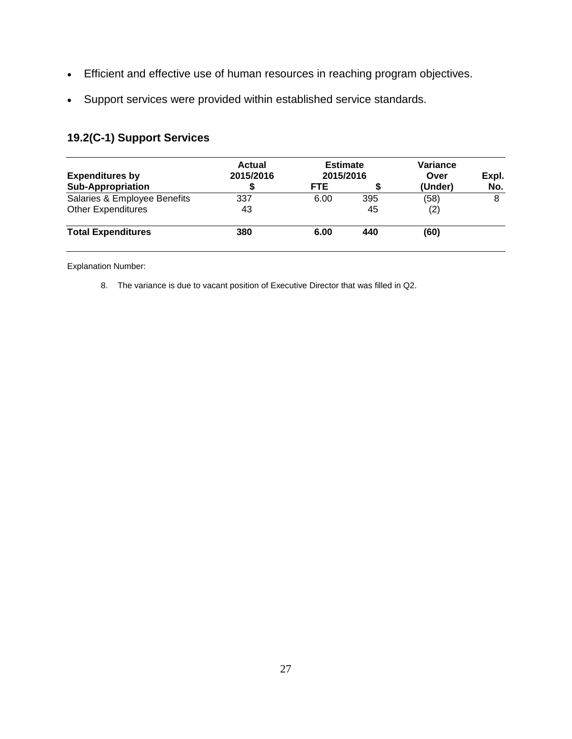- Efficient and effective use of human resources in reaching program objectives.
- Support services were provided within established service standards.

## 19.2(C-1) Support Services

| Expenditures by Sub-Appropriation | Actual 2015/2016 $ | Estimate 2015/2016 FTE | $ | Variance Over (Under) | Expl. No. |
|---|---|---|---|---|---|
| Salaries & Employee Benefits | 337 | 6.00 | 395 | (58) | 8 |
| Other Expenditures | 43 | | 45 | (2) | |
| **Total Expenditures** | **380** | **6.00** | **440** | **(60)** | |

Explanation Number:

8. The variance is due to vacant position of Executive Director that was filled in Q2.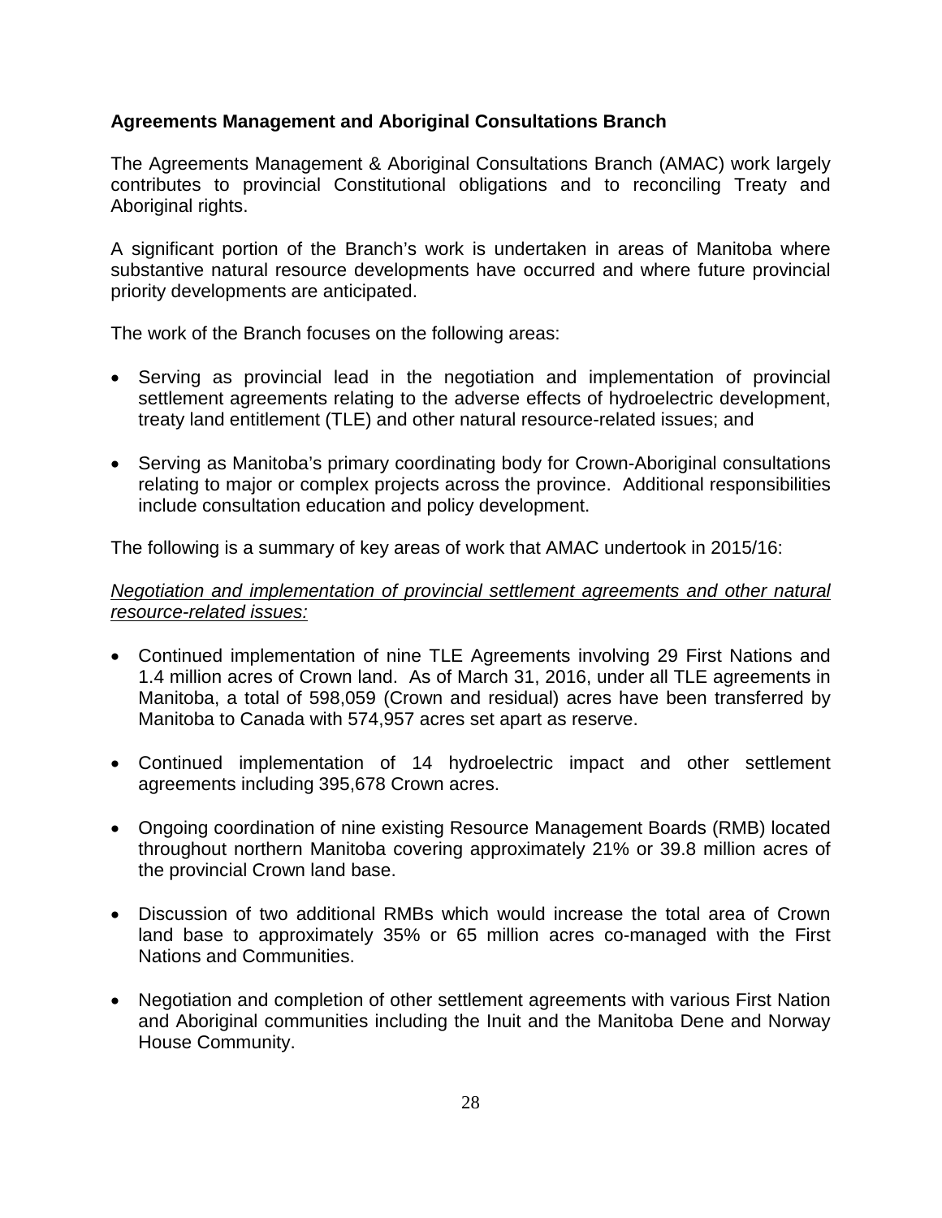**Agreements Management and Aboriginal Consultations Branch**

The Agreements Management & Aboriginal Consultations Branch (AMAC) work largely contributes to provincial Constitutional obligations and to reconciling Treaty and Aboriginal rights.

A significant portion of the Branch's work is undertaken in areas of Manitoba where substantive natural resource developments have occurred and where future provincial priority developments are anticipated.

The work of the Branch focuses on the following areas:

- Serving as provincial lead in the negotiation and implementation of provincial settlement agreements relating to the adverse effects of hydroelectric development, treaty land entitlement (TLE) and other natural resource-related issues; and
- Serving as Manitoba's primary coordinating body for Crown-Aboriginal consultations relating to major or complex projects across the province. Additional responsibilities include consultation education and policy development.

The following is a summary of key areas of work that AMAC undertook in 2015/16:

*Negotiation and implementation of provincial settlement agreements and other natural resource-related issues:*

- Continued implementation of nine TLE Agreements involving 29 First Nations and 1.4 million acres of Crown land. As of March 31, 2016, under all TLE agreements in Manitoba, a total of 598,059 (Crown and residual) acres have been transferred by Manitoba to Canada with 574,957 acres set apart as reserve.
- Continued implementation of 14 hydroelectric impact and other settlement agreements including 395,678 Crown acres.
- Ongoing coordination of nine existing Resource Management Boards (RMB) located throughout northern Manitoba covering approximately 21% or 39.8 million acres of the provincial Crown land base.
- Discussion of two additional RMBs which would increase the total area of Crown land base to approximately 35% or 65 million acres co-managed with the First Nations and Communities.
- Negotiation and completion of other settlement agreements with various First Nation and Aboriginal communities including the Inuit and the Manitoba Dene and Norway House Community.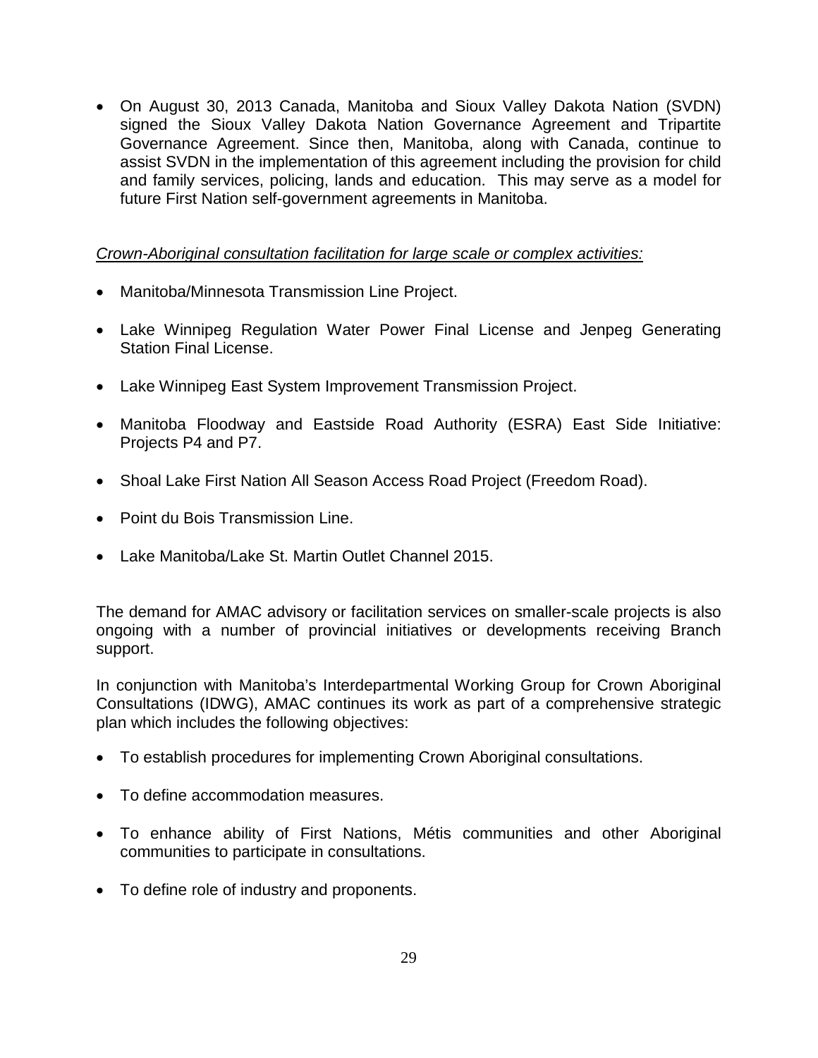- On August 30, 2013 Canada, Manitoba and Sioux Valley Dakota Nation (SVDN) signed the Sioux Valley Dakota Nation Governance Agreement and Tripartite Governance Agreement. Since then, Manitoba, along with Canada, continue to assist SVDN in the implementation of this agreement including the provision for child and family services, policing, lands and education. This may serve as a model for future First Nation self-government agreements in Manitoba.

*Crown-Aboriginal consultation facilitation for large scale or complex activities:*

- Manitoba/Minnesota Transmission Line Project.
- Lake Winnipeg Regulation Water Power Final License and Jenpeg Generating Station Final License.
- Lake Winnipeg East System Improvement Transmission Project.
- Manitoba Floodway and Eastside Road Authority (ESRA) East Side Initiative: Projects P4 and P7.
- Shoal Lake First Nation All Season Access Road Project (Freedom Road).
- Point du Bois Transmission Line.
- Lake Manitoba/Lake St. Martin Outlet Channel 2015.

The demand for AMAC advisory or facilitation services on smaller-scale projects is also ongoing with a number of provincial initiatives or developments receiving Branch support.

In conjunction with Manitoba's Interdepartmental Working Group for Crown Aboriginal Consultations (IDWG), AMAC continues its work as part of a comprehensive strategic plan which includes the following objectives:

- To establish procedures for implementing Crown Aboriginal consultations.
- To define accommodation measures.
- To enhance ability of First Nations, Métis communities and other Aboriginal communities to participate in consultations.
- To define role of industry and proponents.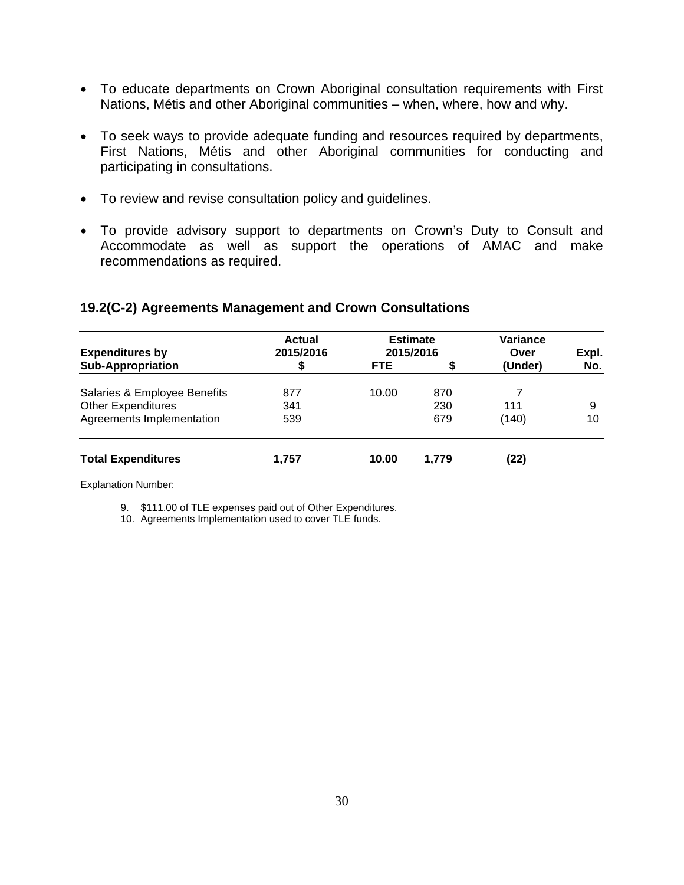- To educate departments on Crown Aboriginal consultation requirements with First Nations, Métis and other Aboriginal communities – when, where, how and why.
- To seek ways to provide adequate funding and resources required by departments, First Nations, Métis and other Aboriginal communities for conducting and participating in consultations.
- To review and revise consultation policy and guidelines.
- To provide advisory support to departments on Crown's Duty to Consult and Accommodate as well as support the operations of AMAC and make recommendations as required.

### 19.2(C-2) Agreements Management and Crown Consultations

| Expenditures by Sub-Appropriation | Actual 2015/2016 $ | Estimate 2015/2016 FTE | Estimate 2015/2016 $ | Variance Over (Under) | Expl. No. |
|---|---|---|---|---|---|
| Salaries & Employee Benefits | 877 | 10.00 | 870 | 7 | |
| Other Expenditures | 341 | | 230 | 111 | 9 |
| Agreements Implementation | 539 | | 679 | (140) | 10 |
| **Total Expenditures** | **1,757** | **10.00** | **1,779** | **(22)** | |

Explanation Number:

9. \$111.00 of TLE expenses paid out of Other Expenditures.
10. Agreements Implementation used to cover TLE funds.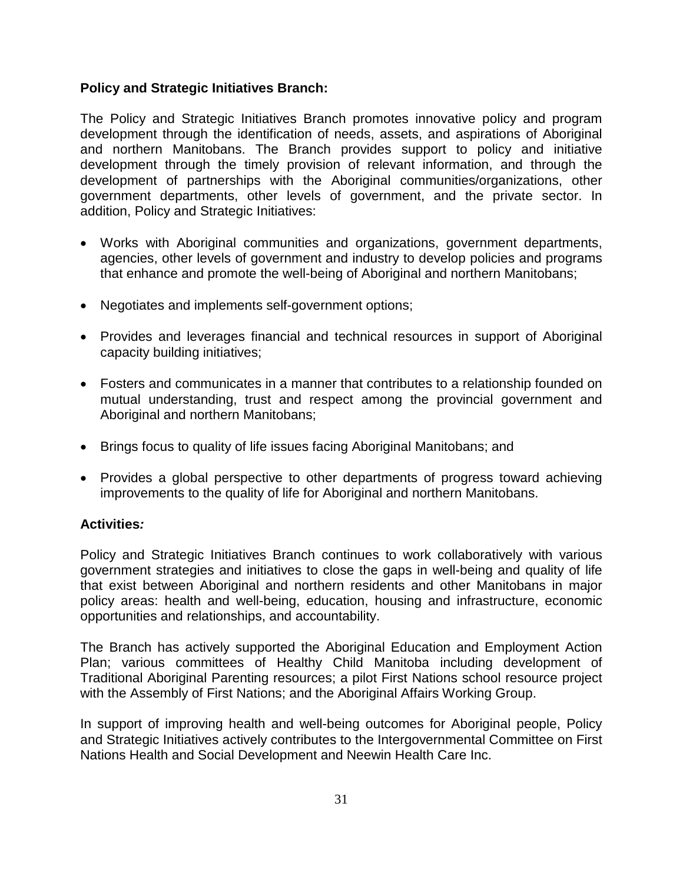**Policy and Strategic Initiatives Branch:**

The Policy and Strategic Initiatives Branch promotes innovative policy and program development through the identification of needs, assets, and aspirations of Aboriginal and northern Manitobans. The Branch provides support to policy and initiative development through the timely provision of relevant information, and through the development of partnerships with the Aboriginal communities/organizations, other government departments, other levels of government, and the private sector. In addition, Policy and Strategic Initiatives:

- Works with Aboriginal communities and organizations, government departments, agencies, other levels of government and industry to develop policies and programs that enhance and promote the well-being of Aboriginal and northern Manitobans;
- Negotiates and implements self-government options;
- Provides and leverages financial and technical resources in support of Aboriginal capacity building initiatives;
- Fosters and communicates in a manner that contributes to a relationship founded on mutual understanding, trust and respect among the provincial government and Aboriginal and northern Manitobans;
- Brings focus to quality of life issues facing Aboriginal Manitobans; and
- Provides a global perspective to other departments of progress toward achieving improvements to the quality of life for Aboriginal and northern Manitobans.

**Activities*:***

Policy and Strategic Initiatives Branch continues to work collaboratively with various government strategies and initiatives to close the gaps in well-being and quality of life that exist between Aboriginal and northern residents and other Manitobans in major policy areas: health and well-being, education, housing and infrastructure, economic opportunities and relationships, and accountability.

The Branch has actively supported the Aboriginal Education and Employment Action Plan; various committees of Healthy Child Manitoba including development of Traditional Aboriginal Parenting resources; a pilot First Nations school resource project with the Assembly of First Nations; and the Aboriginal Affairs Working Group.

In support of improving health and well-being outcomes for Aboriginal people, Policy and Strategic Initiatives actively contributes to the Intergovernmental Committee on First Nations Health and Social Development and Neewin Health Care Inc.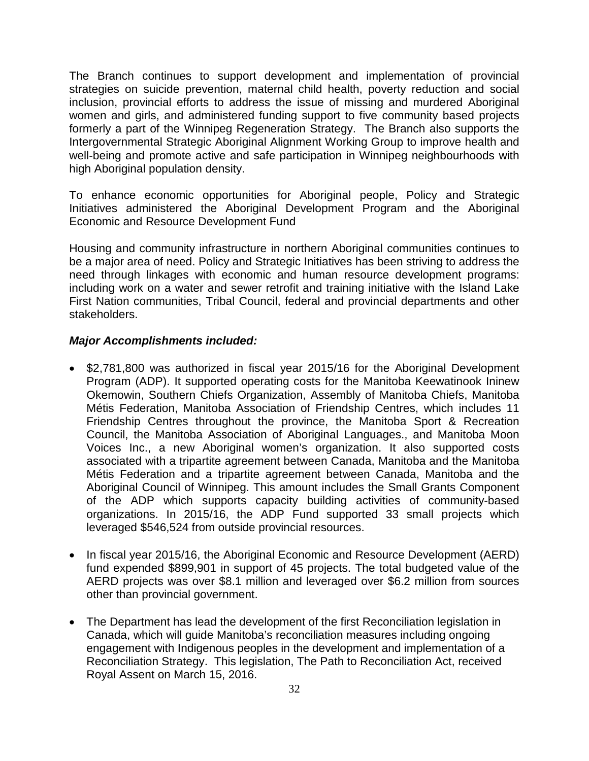The Branch continues to support development and implementation of provincial strategies on suicide prevention, maternal child health, poverty reduction and social inclusion, provincial efforts to address the issue of missing and murdered Aboriginal women and girls, and administered funding support to five community based projects formerly a part of the Winnipeg Regeneration Strategy. The Branch also supports the Intergovernmental Strategic Aboriginal Alignment Working Group to improve health and well-being and promote active and safe participation in Winnipeg neighbourhoods with high Aboriginal population density.

To enhance economic opportunities for Aboriginal people, Policy and Strategic Initiatives administered the Aboriginal Development Program and the Aboriginal Economic and Resource Development Fund

Housing and community infrastructure in northern Aboriginal communities continues to be a major area of need. Policy and Strategic Initiatives has been striving to address the need through linkages with economic and human resource development programs: including work on a water and sewer retrofit and training initiative with the Island Lake First Nation communities, Tribal Council, federal and provincial departments and other stakeholders.

***Major Accomplishments included:***

- $2,781,800 was authorized in fiscal year 2015/16 for the Aboriginal Development Program (ADP). It supported operating costs for the Manitoba Keewatinook Ininew Okemowin, Southern Chiefs Organization, Assembly of Manitoba Chiefs, Manitoba Métis Federation, Manitoba Association of Friendship Centres, which includes 11 Friendship Centres throughout the province, the Manitoba Sport & Recreation Council, the Manitoba Association of Aboriginal Languages., and Manitoba Moon Voices Inc., a new Aboriginal women's organization. It also supported costs associated with a tripartite agreement between Canada, Manitoba and the Manitoba Métis Federation and a tripartite agreement between Canada, Manitoba and the Aboriginal Council of Winnipeg. This amount includes the Small Grants Component of the ADP which supports capacity building activities of community-based organizations. In 2015/16, the ADP Fund supported 33 small projects which leveraged $546,524 from outside provincial resources.

- In fiscal year 2015/16, the Aboriginal Economic and Resource Development (AERD) fund expended $899,901 in support of 45 projects. The total budgeted value of the AERD projects was over $8.1 million and leveraged over $6.2 million from sources other than provincial government.

- The Department has lead the development of the first Reconciliation legislation in Canada, which will guide Manitoba's reconciliation measures including ongoing engagement with Indigenous peoples in the development and implementation of a Reconciliation Strategy. This legislation, The Path to Reconciliation Act, received Royal Assent on March 15, 2016.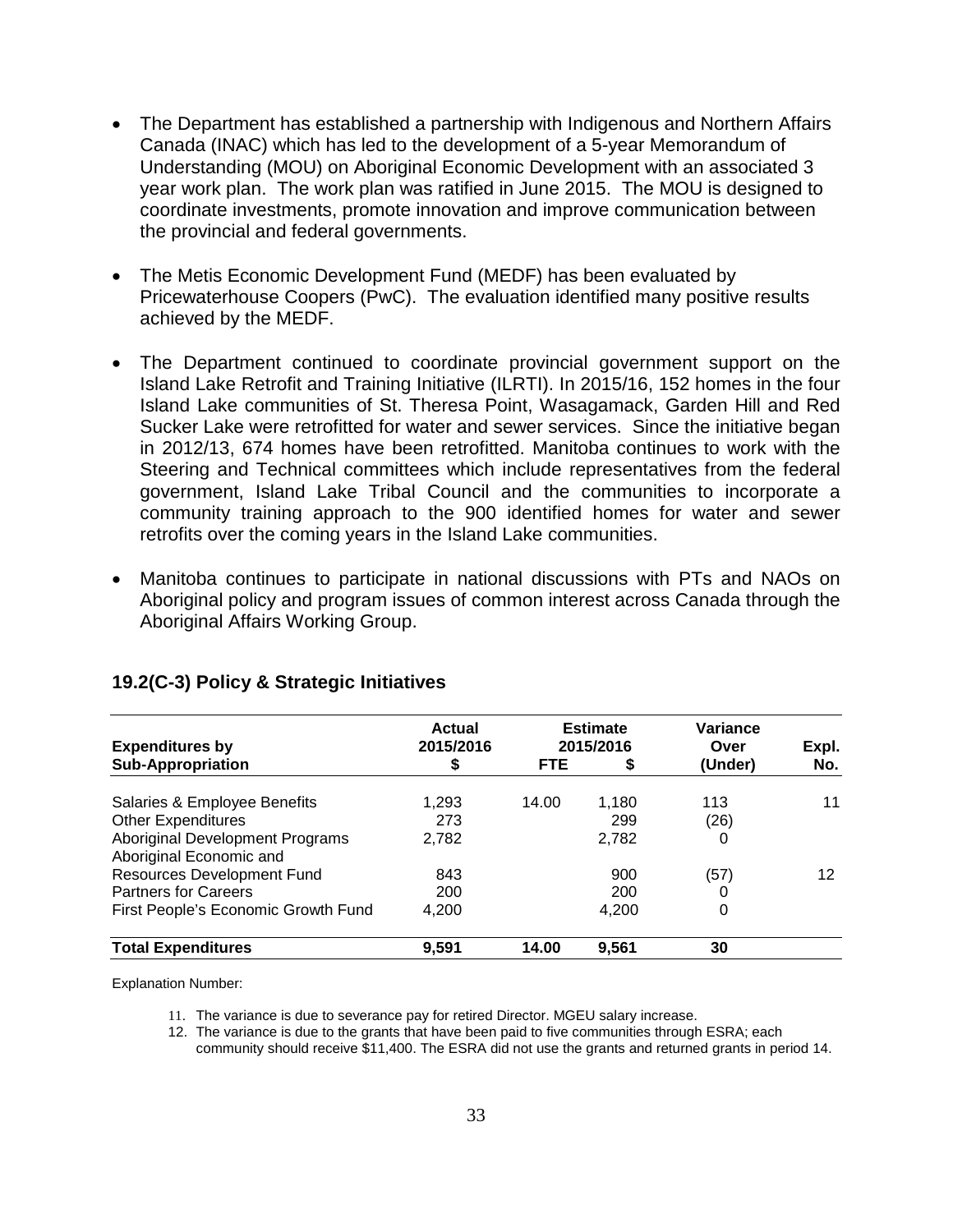- The Department has established a partnership with Indigenous and Northern Affairs Canada (INAC) which has led to the development of a 5-year Memorandum of Understanding (MOU) on Aboriginal Economic Development with an associated 3 year work plan. The work plan was ratified in June 2015. The MOU is designed to coordinate investments, promote innovation and improve communication between the provincial and federal governments.

- The Metis Economic Development Fund (MEDF) has been evaluated by Pricewaterhouse Coopers (PwC). The evaluation identified many positive results achieved by the MEDF.

- The Department continued to coordinate provincial government support on the Island Lake Retrofit and Training Initiative (ILRTI). In 2015/16, 152 homes in the four Island Lake communities of St. Theresa Point, Wasagamack, Garden Hill and Red Sucker Lake were retrofitted for water and sewer services. Since the initiative began in 2012/13, 674 homes have been retrofitted. Manitoba continues to work with the Steering and Technical committees which include representatives from the federal government, Island Lake Tribal Council and the communities to incorporate a community training approach to the 900 identified homes for water and sewer retrofits over the coming years in the Island Lake communities.

- Manitoba continues to participate in national discussions with PTs and NAOs on Aboriginal policy and program issues of common interest across Canada through the Aboriginal Affairs Working Group.

## 19.2(C-3) Policy & Strategic Initiatives

| Expenditures by Sub-Appropriation | Actual 2015/2016 $ | Estimate 2015/2016 FTE | Estimate 2015/2016 $ | Variance Over (Under) | Expl. No. |
|---|---|---|---|---|---|
| Salaries & Employee Benefits | 1,293 | 14.00 | 1,180 | 113 | 11 |
| Other Expenditures | 273 | | 299 | (26) | |
| Aboriginal Development Programs | 2,782 | | 2,782 | 0 | |
| Aboriginal Economic and Resources Development Fund | 843 | | 900 | (57) | 12 |
| Partners for Careers | 200 | | 200 | 0 | |
| First People's Economic Growth Fund | 4,200 | | 4,200 | 0 | |
| **Total Expenditures** | **9,591** | **14.00** | **9,561** | **30** | |

Explanation Number:

11. The variance is due to severance pay for retired Director. MGEU salary increase.
12. The variance is due to the grants that have been paid to five communities through ESRA; each community should receive $11,400. The ESRA did not use the grants and returned grants in period 14.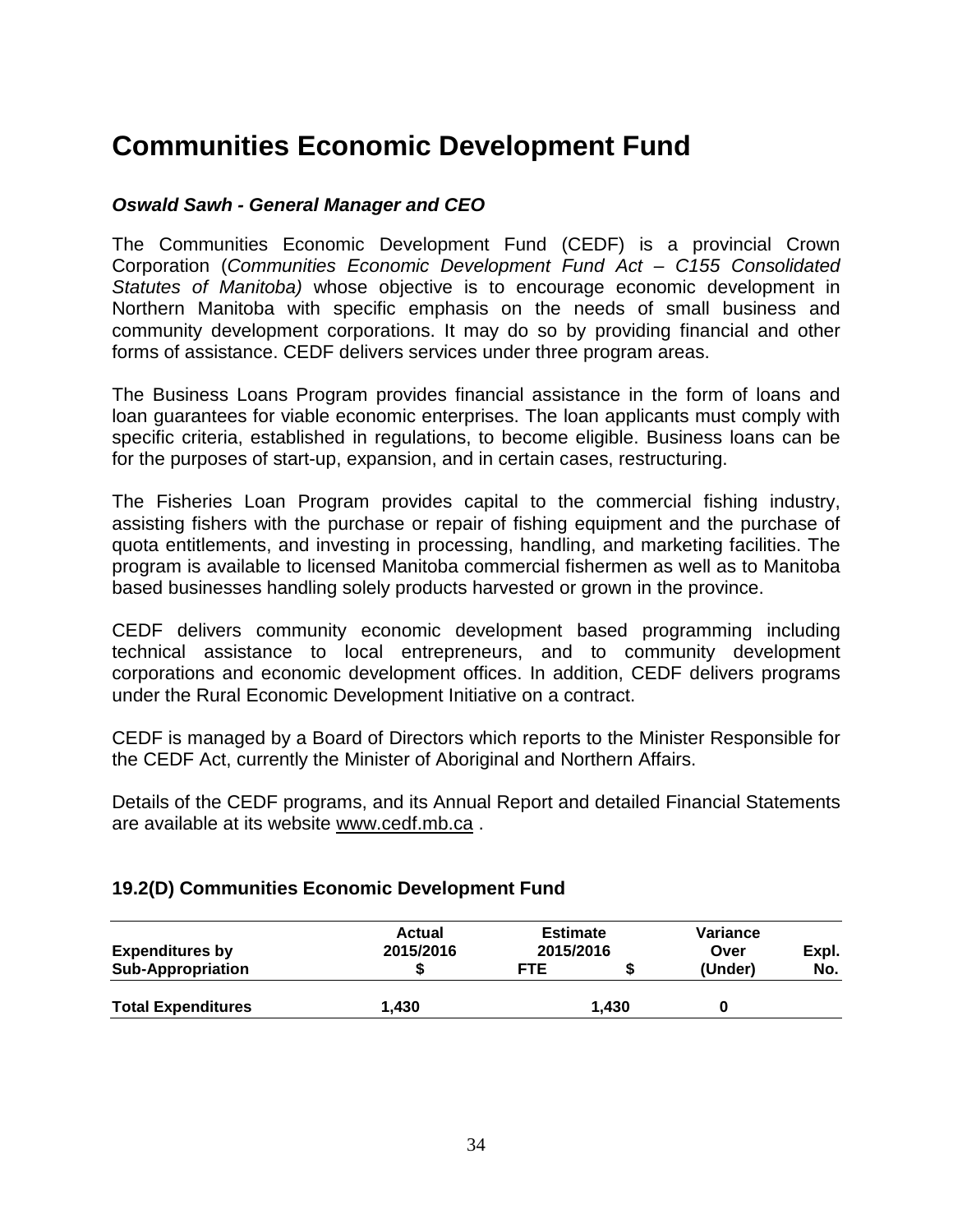# Communities Economic Development Fund

***Oswald Sawh - General Manager and CEO***

The Communities Economic Development Fund (CEDF) is a provincial Crown Corporation (*Communities Economic Development Fund Act – C155 Consolidated Statutes of Manitoba)* whose objective is to encourage economic development in Northern Manitoba with specific emphasis on the needs of small business and community development corporations. It may do so by providing financial and other forms of assistance. CEDF delivers services under three program areas.

The Business Loans Program provides financial assistance in the form of loans and loan guarantees for viable economic enterprises. The loan applicants must comply with specific criteria, established in regulations, to become eligible. Business loans can be for the purposes of start-up, expansion, and in certain cases, restructuring.

The Fisheries Loan Program provides capital to the commercial fishing industry, assisting fishers with the purchase or repair of fishing equipment and the purchase of quota entitlements, and investing in processing, handling, and marketing facilities. The program is available to licensed Manitoba commercial fishermen as well as to Manitoba based businesses handling solely products harvested or grown in the province.

CEDF delivers community economic development based programming including technical assistance to local entrepreneurs, and to community development corporations and economic development offices. In addition, CEDF delivers programs under the Rural Economic Development Initiative on a contract.

CEDF is managed by a Board of Directors which reports to the Minister Responsible for the CEDF Act, currently the Minister of Aboriginal and Northern Affairs.

Details of the CEDF programs, and its Annual Report and detailed Financial Statements are available at its website www.cedf.mb.ca .

### 19.2(D) Communities Economic Development Fund

| Expenditures by Sub-Appropriation | Actual 2015/2016 $ | Estimate 2015/2016 FTE | Estimate 2015/2016 $ | Variance Over (Under) | Expl. No. |
|---|---|---|---|---|---|
| **Total Expenditures** | **1,430** | | **1,430** | **0** | |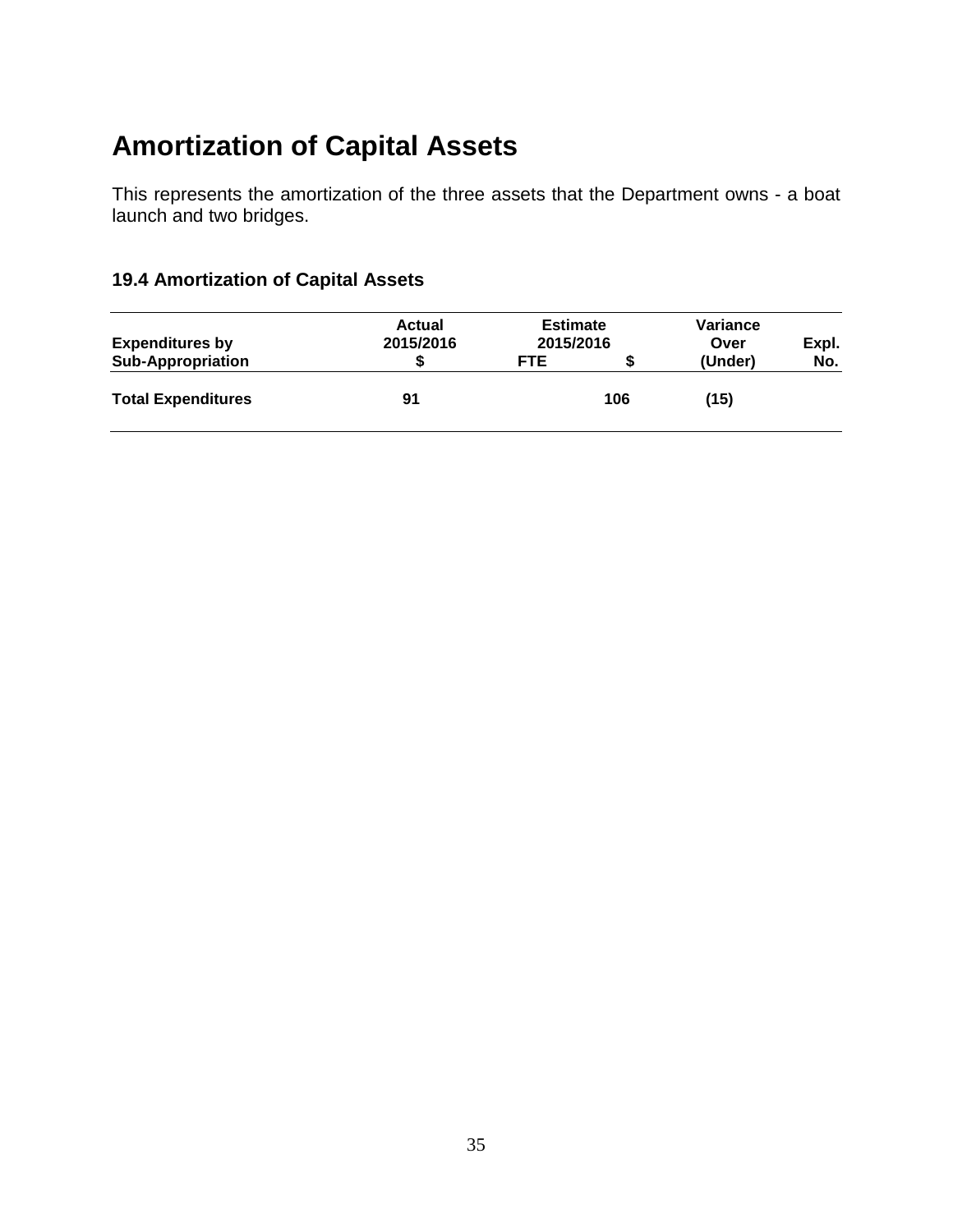# Amortization of Capital Assets

This represents the amortization of the three assets that the Department owns - a boat launch and two bridges.

### 19.4 Amortization of Capital Assets

| Expenditures by Sub-Appropriation | Actual 2015/2016 $ | Estimate 2015/2016 FTE | Estimate 2015/2016 $ | Variance Over (Under) | Expl. No. |
|---|---|---|---|---|---|
| **Total Expenditures** | **91** | | **106** | **(15)** | |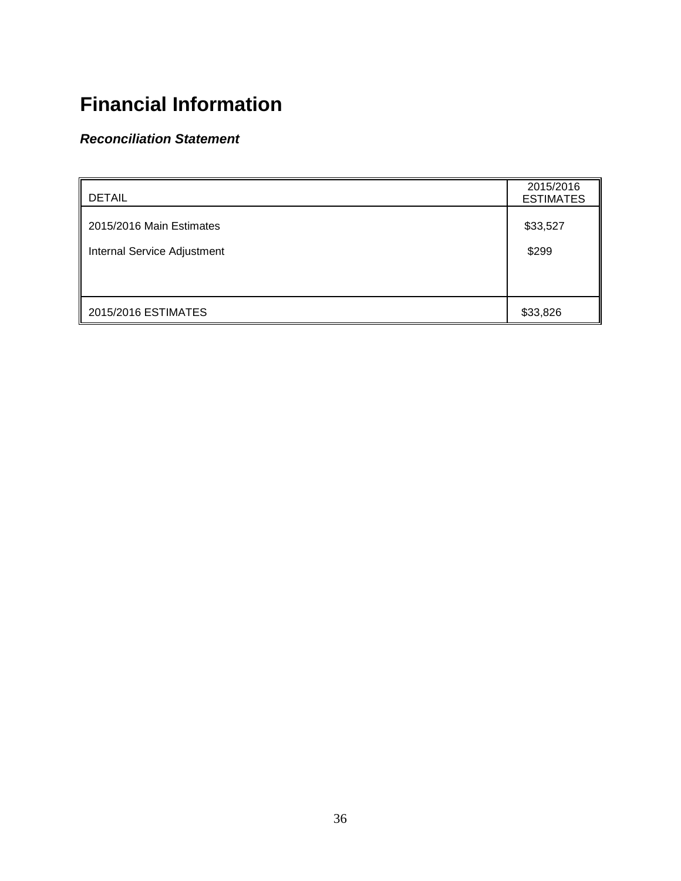# Financial Information

### *Reconciliation Statement*

| DETAIL | 2015/2016 ESTIMATES |
|---|---|
| 2015/2016 Main Estimates | $33,527 |
| Internal Service Adjustment | $299 |
| 2015/2016 ESTIMATES | $33,826 |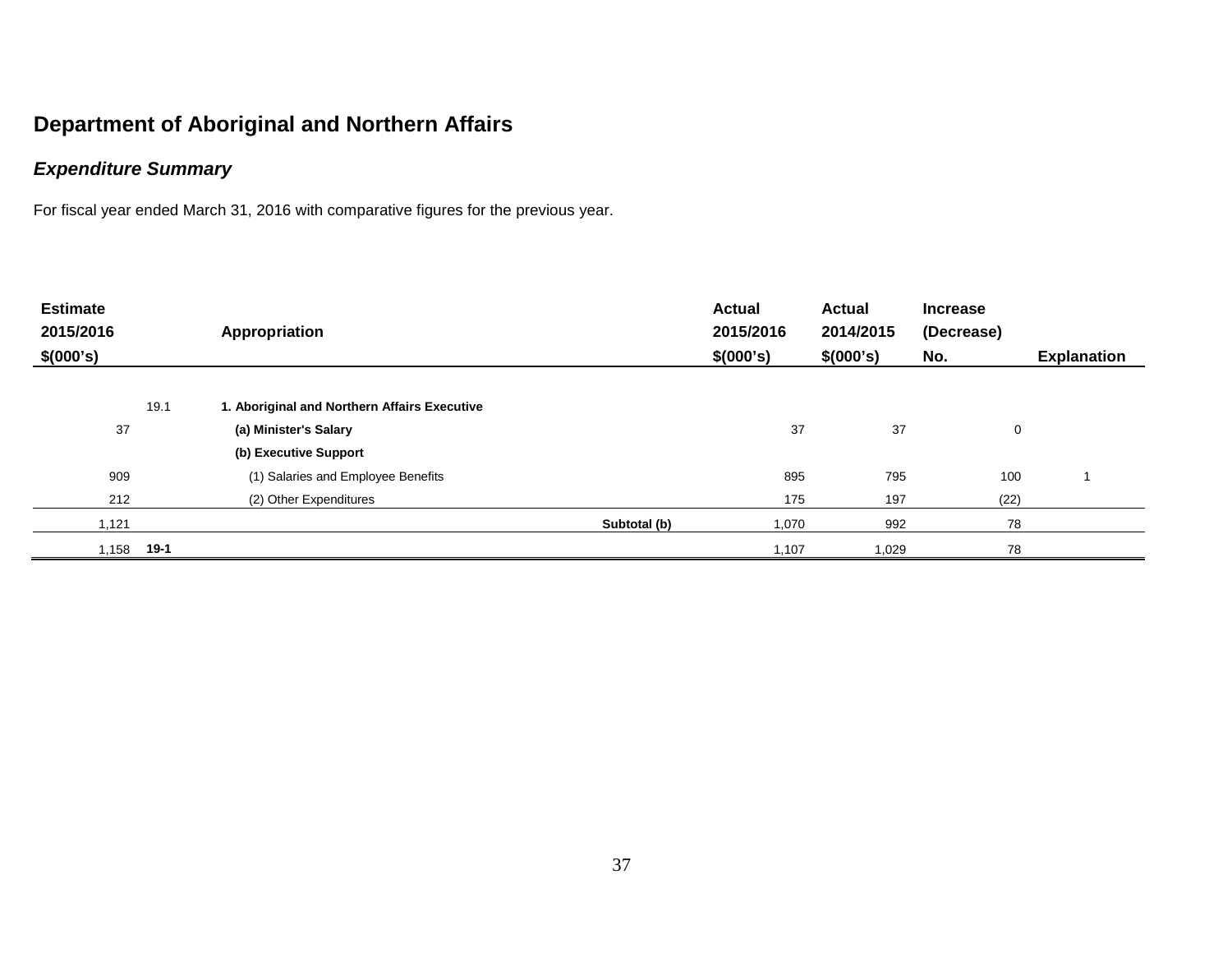# Department of Aboriginal and Northern Affairs

## *Expenditure Summary*

For fiscal year ended March 31, 2016 with comparative figures for the previous year.

| Estimate 2015/2016 $(000's) | | Appropriation | | Actual 2015/2016 $(000's) | Actual 2014/2015 $(000's) | Increase (Decrease) | Explanation No. |
|---|---|---|---|---|---|---|---|
| | 19.1 | **1. Aboriginal and Northern Affairs Executive** | | | | | |
| 37 | | **(a) Minister's Salary** | | 37 | 37 | 0 | |
| | | **(b) Executive Support** | | | | | |
| 909 | | (1) Salaries and Employee Benefits | | 895 | 795 | 100 | 1 |
| 212 | | (2) Other Expenditures | | 175 | 197 | (22) | |
| 1,121 | | | **Subtotal (b)** | 1,070 | 992 | 78 | |
| 1,158 | **19-1** | | | 1,107 | 1,029 | 78 | |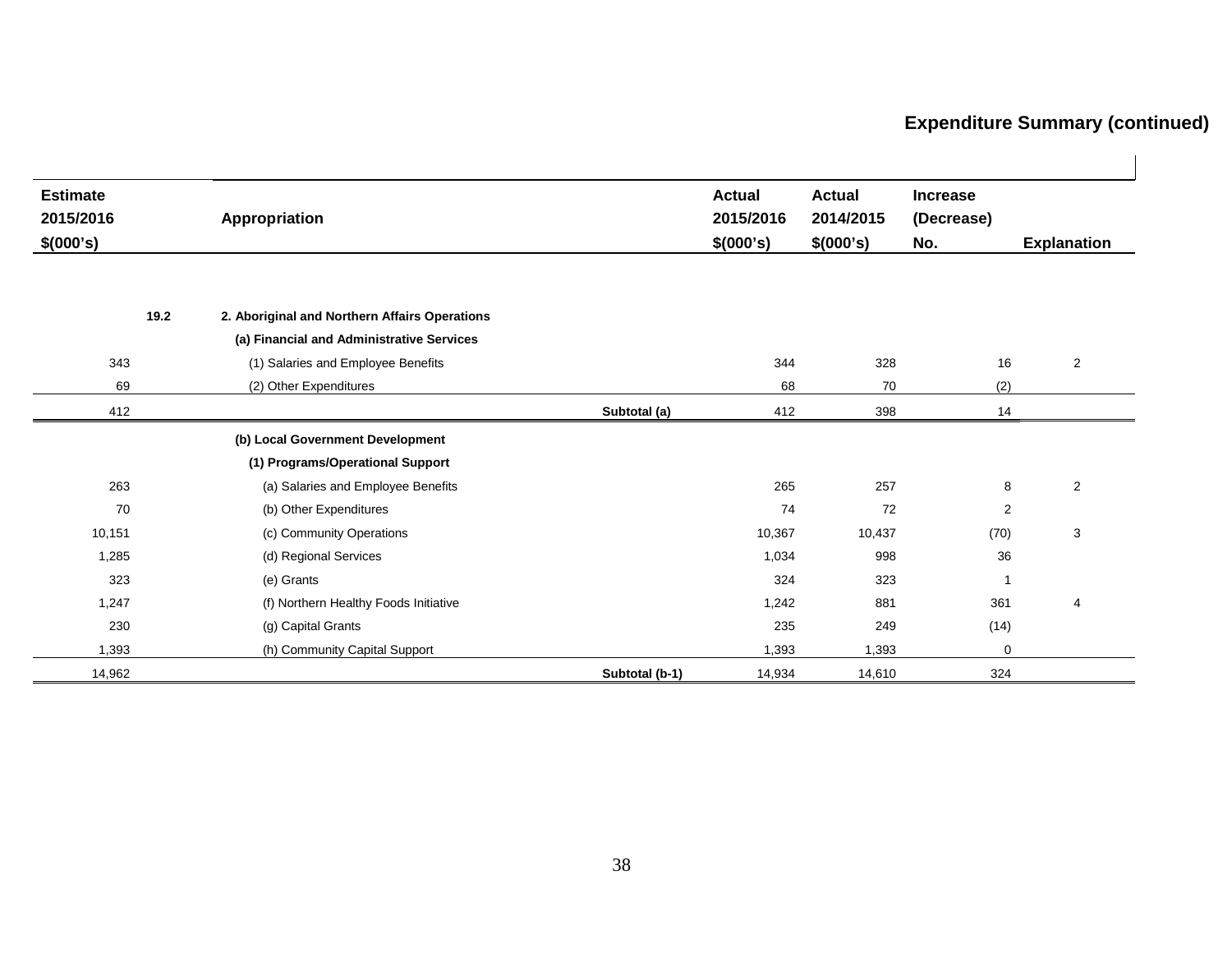## Expenditure Summary (continued)

| Estimate 2015/2016 $(000's) | | Appropriation | | Actual 2015/2016 $(000's) | Actual 2014/2015 $(000's) | Increase (Decrease) No. | Explanation |
|---|---|---|---|---|---|---|---|
| | 19.2 | **2. Aboriginal and Northern Affairs Operations** | | | | | |
| | | **(a) Financial and Administrative Services** | | | | | |
| 343 | | (1) Salaries and Employee Benefits | | 344 | 328 | 16 | 2 |
| 69 | | (2) Other Expenditures | | 68 | 70 | (2) | |
| 412 | | | Subtotal (a) | 412 | 398 | 14 | |
| | | **(b) Local Government Development** | | | | | |
| | | **(1) Programs/Operational Support** | | | | | |
| 263 | | (a) Salaries and Employee Benefits | | 265 | 257 | 8 | 2 |
| 70 | | (b) Other Expenditures | | 74 | 72 | 2 | |
| 10,151 | | (c) Community Operations | | 10,367 | 10,437 | (70) | 3 |
| 1,285 | | (d) Regional Services | | 1,034 | 998 | 36 | |
| 323 | | (e) Grants | | 324 | 323 | 1 | |
| 1,247 | | (f) Northern Healthy Foods Initiative | | 1,242 | 881 | 361 | 4 |
| 230 | | (g) Capital Grants | | 235 | 249 | (14) | |
| 1,393 | | (h) Community Capital Support | | 1,393 | 1,393 | 0 | |
| 14,962 | | | Subtotal (b-1) | 14,934 | 14,610 | 324 | |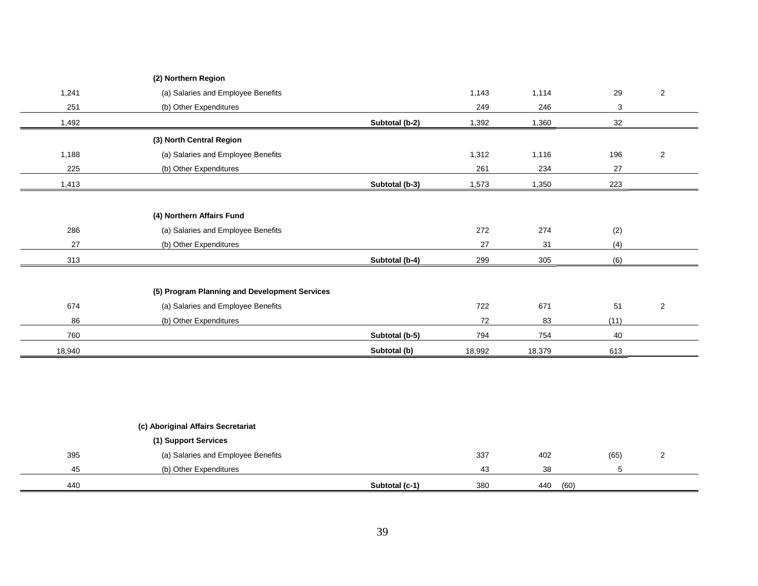| | | | | | | |
|---|---|---|---|---|---|---|
| | **(2) Northern Region** | | | | | |
| 1,241 | (a) Salaries and Employee Benefits | | 1,143 | 1,114 | 29 | 2 |
| 251 | (b) Other Expenditures | | 249 | 246 | 3 | |
| 1,492 | | **Subtotal (b-2)** | 1,392 | 1,360 | 32 | |
| | **(3) North Central Region** | | | | | |
| 1,188 | (a) Salaries and Employee Benefits | | 1,312 | 1,116 | 196 | 2 |
| 225 | (b) Other Expenditures | | 261 | 234 | 27 | |
| 1,413 | | **Subtotal (b-3)** | 1,573 | 1,350 | 223 | |
| | **(4) Northern Affairs Fund** | | | | | |
| 286 | (a) Salaries and Employee Benefits | | 272 | 274 | (2) | |
| 27 | (b) Other Expenditures | | 27 | 31 | (4) | |
| 313 | | **Subtotal (b-4)** | 299 | 305 | (6) | |
| | **(5) Program Planning and Development Services** | | | | | |
| 674 | (a) Salaries and Employee Benefits | | 722 | 671 | 51 | 2 |
| 86 | (b) Other Expenditures | | 72 | 83 | (11) | |
| 760 | | **Subtotal (b-5)** | 794 | 754 | 40 | |
| 18,940 | | **Subtotal (b)** | 18,992 | 18,379 | 613 | |
| | **(c) Aboriginal Affairs Secretariat** | | | | | |
| | **(1) Support Services** | | | | | |
| 395 | (a) Salaries and Employee Benefits | | 337 | 402 | (65) | 2 |
| 45 | (b) Other Expenditures | | 43 | 38 | 5 | |
| 440 | | **Subtotal (c-1)** | 380 | 440 | (60) | |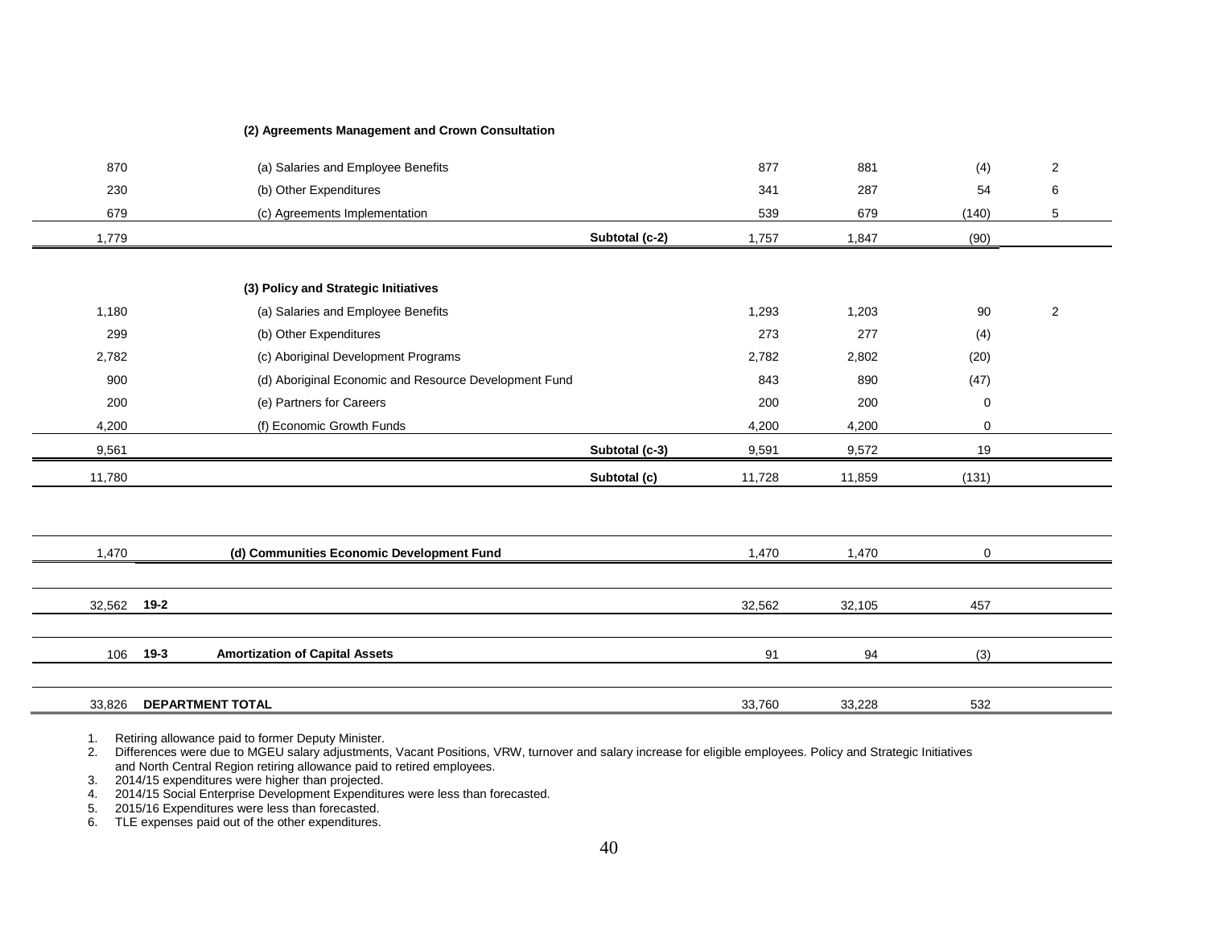| | | | | | | |
|---|---|---|---|---|---|---|
| | **(2) Agreements Management and Crown Consultation** | | | | | |
| 870 | (a) Salaries and Employee Benefits | | 877 | 881 | (4) | 2 |
| 230 | (b) Other Expenditures | | 341 | 287 | 54 | 6 |
| 679 | (c) Agreements Implementation | | 539 | 679 | (140) | 5 |
| 1,779 | | **Subtotal (c-2)** | 1,757 | 1,847 | (90) | |
| | **(3) Policy and Strategic Initiatives** | | | | | |
| 1,180 | (a) Salaries and Employee Benefits | | 1,293 | 1,203 | 90 | 2 |
| 299 | (b) Other Expenditures | | 273 | 277 | (4) | |
| 2,782 | (c) Aboriginal Development Programs | | 2,782 | 2,802 | (20) | |
| 900 | (d) Aboriginal Economic and Resource Development Fund | | 843 | 890 | (47) | |
| 200 | (e) Partners for Careers | | 200 | 200 | 0 | |
| 4,200 | (f) Economic Growth Funds | | 4,200 | 4,200 | 0 | |
| 9,561 | | **Subtotal (c-3)** | 9,591 | 9,572 | 19 | |
| 11,780 | | **Subtotal (c)** | 11,728 | 11,859 | (131) | |
| 1,470 | **(d) Communities Economic Development Fund** | | 1,470 | 1,470 | 0 | |
| 32,562 **19-2** | | | 32,562 | 32,105 | 457 | |
| 106 **19-3** | **Amortization of Capital Assets** | | 91 | 94 | (3) | |
| 33,826 **DEPARTMENT TOTAL** | | | 33,760 | 33,228 | 532 | |

1. Retiring allowance paid to former Deputy Minister.
2. Differences were due to MGEU salary adjustments, Vacant Positions, VRW, turnover and salary increase for eligible employees. Policy and Strategic Initiatives and North Central Region retiring allowance paid to retired employees.
3. 2014/15 expenditures were higher than projected.
4. 2014/15 Social Enterprise Development Expenditures were less than forecasted.
5. 2015/16 Expenditures were less than forecasted.
6. TLE expenses paid out of the other expenditures.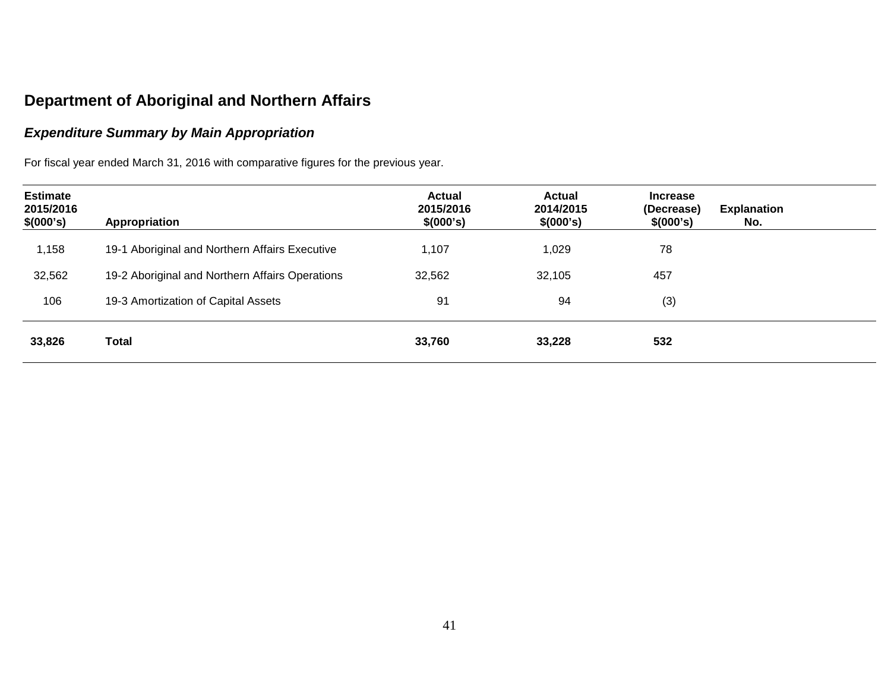## Department of Aboriginal and Northern Affairs

### *Expenditure Summary by Main Appropriation*

For fiscal year ended March 31, 2016 with comparative figures for the previous year.

| Estimate 2015/2016 $(000's) | Appropriation | Actual 2015/2016 $(000's) | Actual 2014/2015 $(000's) | Increase (Decrease) $(000's) | Explanation No. |
|---|---|---|---|---|---|
| 1,158 | 19-1 Aboriginal and Northern Affairs Executive | 1,107 | 1,029 | 78 | |
| 32,562 | 19-2 Aboriginal and Northern Affairs Operations | 32,562 | 32,105 | 457 | |
| 106 | 19-3 Amortization of Capital Assets | 91 | 94 | (3) | |
| **33,826** | **Total** | **33,760** | **33,228** | **532** | |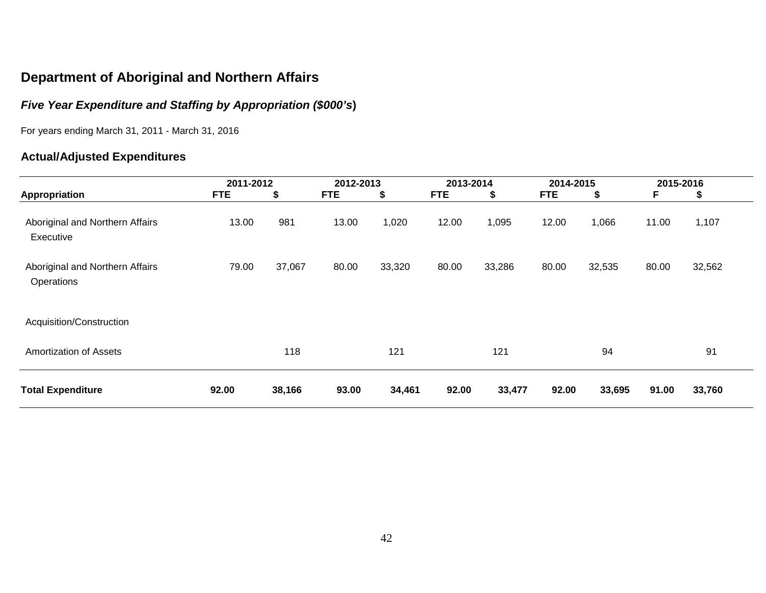## Department of Aboriginal and Northern Affairs

### *Five Year Expenditure and Staffing by Appropriation ($000's)*

For years ending March 31, 2011 - March 31, 2016

### Actual/Adjusted Expenditures

| | 2011-2012 | | 2012-2013 | | 2013-2014 | | 2014-2015 | | 2015-2016 | |
|---|---|---|---|---|---|---|---|---|---|---|
| **Appropriation** | **FTE** | **$** | **FTE** | **$** | **FTE** | **$** | **FTE** | **$** | **F** | **$** |
| Aboriginal and Northern Affairs Executive | 13.00 | 981 | 13.00 | 1,020 | 12.00 | 1,095 | 12.00 | 1,066 | 11.00 | 1,107 |
| Aboriginal and Northern Affairs Operations | 79.00 | 37,067 | 80.00 | 33,320 | 80.00 | 33,286 | 80.00 | 32,535 | 80.00 | 32,562 |
| Acquisition/Construction | | | | | | | | | | |
| Amortization of Assets | | 118 | | 121 | | 121 | | 94 | | 91 |
| **Total Expenditure** | **92.00** | **38,166** | **93.00** | **34,461** | **92.00** | **33,477** | **92.00** | **33,695** | **91.00** | **33,760** |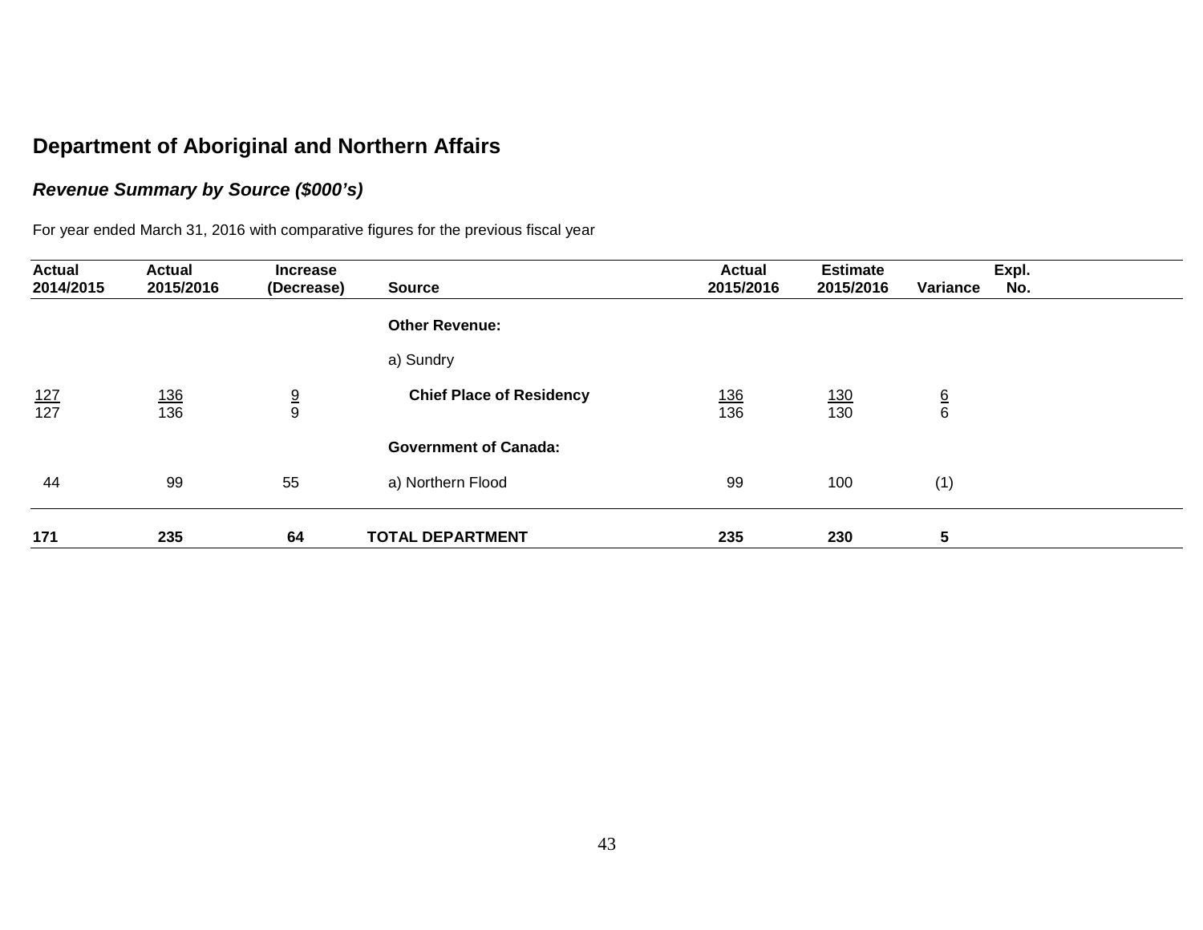## Department of Aboriginal and Northern Affairs

### *Revenue Summary by Source ($000's)*

For year ended March 31, 2016 with comparative figures for the previous fiscal year

| Actual 2014/2015 | Actual 2015/2016 | Increase (Decrease) | Source | Actual 2015/2016 | Estimate 2015/2016 | Variance | Expl. No. |
|---|---|---|---|---|---|---|---|
| | | | **Other Revenue:** | | | | |
| | | | a) Sundry | | | | |
| 127 | 136 | 9 | **Chief Place of Residency** | 136 | 130 | 6 | |
| 127 | 136 | 9 | | 136 | 130 | 6 | |
| | | | **Government of Canada:** | | | | |
| 44 | 99 | 55 | a) Northern Flood | 99 | 100 | (1) | |
| **171** | **235** | **64** | **TOTAL DEPARTMENT** | **235** | **230** | **5** | |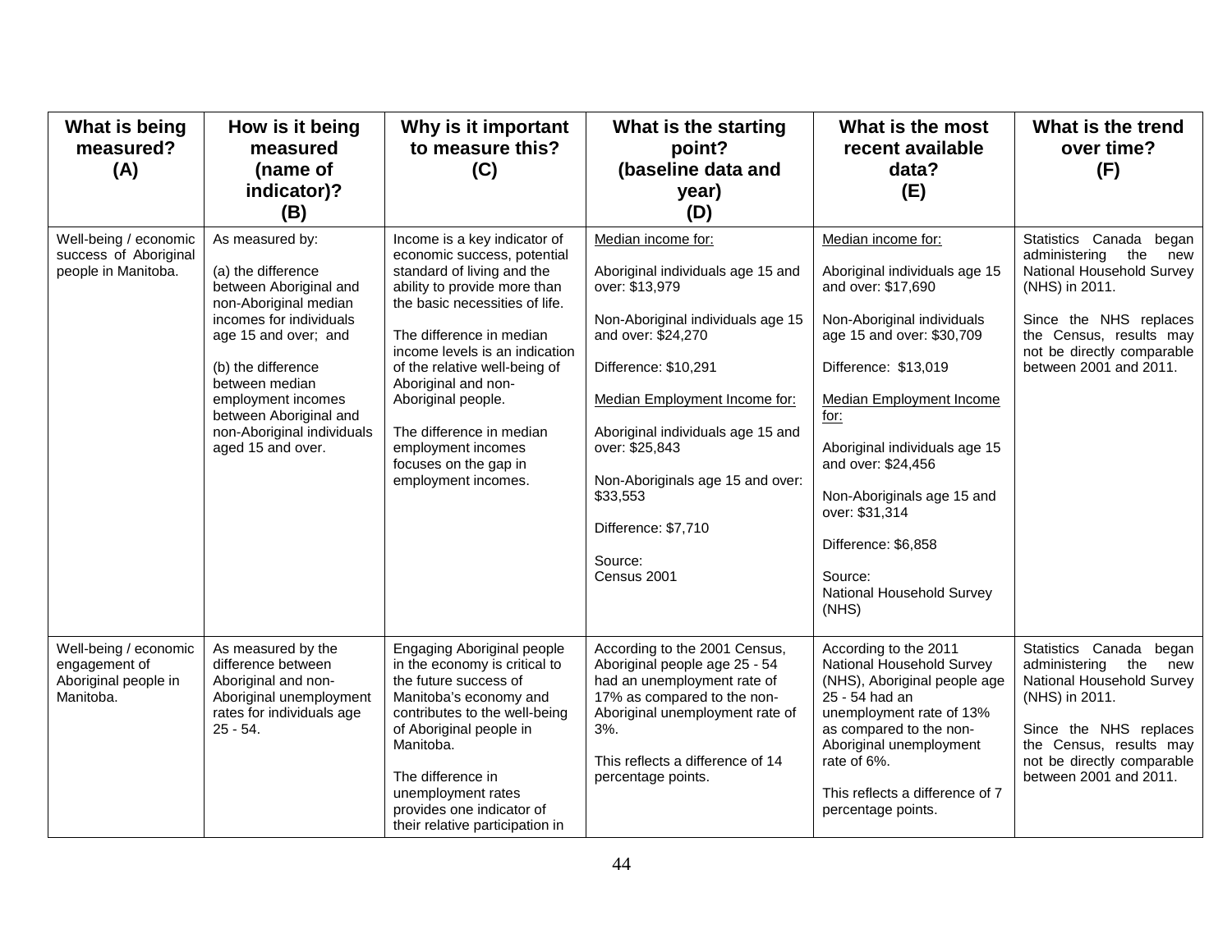| What is being measured? (A) | How is it being measured (name of indicator)? (B) | Why is it important to measure this? (C) | What is the starting point? (baseline data and year) (D) | What is the most recent available data? (E) | What is the trend over time? (F) |
|---|---|---|---|---|---|
| Well-being / economic success of Aboriginal people in Manitoba. | As measured by:<br><br>(a) the difference between Aboriginal and non-Aboriginal median incomes for individuals age 15 and over; and<br><br>(b) the difference between median employment incomes between Aboriginal and non-Aboriginal individuals aged 15 and over. | Income is a key indicator of economic success, potential standard of living and the ability to provide more than the basic necessities of life.<br><br>The difference in median income levels is an indication of the relative well-being of Aboriginal and non-Aboriginal people.<br><br>The difference in median employment incomes focuses on the gap in employment incomes. | Median income for:<br><br>Aboriginal individuals age 15 and over: $13,979<br><br>Non-Aboriginal individuals age 15 and over: $24,270<br><br>Difference: $10,291<br><br>Median Employment Income for:<br><br>Aboriginal individuals age 15 and over: $25,843<br><br>Non-Aboriginals age 15 and over: $33,553<br><br>Difference: $7,710<br><br>Source:<br>Census 2001 | Median income for:<br><br>Aboriginal individuals age 15 and over: $17,690<br><br>Non-Aboriginal individuals age 15 and over: $30,709<br><br>Difference: $13,019<br><br>Median Employment Income for:<br><br>Aboriginal individuals age 15 and over: $24,456<br><br>Non-Aboriginals age 15 and over: $31,314<br><br>Difference: $6,858<br><br>Source:<br>National Household Survey (NHS) | Statistics Canada began administering the new National Household Survey (NHS) in 2011.<br><br>Since the NHS replaces the Census, results may not be directly comparable between 2001 and 2011. |
| Well-being / economic engagement of Aboriginal people in Manitoba. | As measured by the difference between Aboriginal and non-Aboriginal unemployment rates for individuals age 25 - 54. | Engaging Aboriginal people in the economy is critical to the future success of Manitoba's economy and contributes to the well-being of Aboriginal people in Manitoba.<br><br>The difference in unemployment rates provides one indicator of their relative participation in | According to the 2001 Census, Aboriginal people age 25 - 54 had an unemployment rate of 17% as compared to the non-Aboriginal unemployment rate of 3%.<br><br>This reflects a difference of 14 percentage points. | According to the 2011 National Household Survey (NHS), Aboriginal people age 25 - 54 had an unemployment rate of 13% as compared to the non-Aboriginal unemployment rate of 6%.<br><br>This reflects a difference of 7 percentage points. | Statistics Canada began administering the new National Household Survey (NHS) in 2011.<br><br>Since the NHS replaces the Census, results may not be directly comparable between 2001 and 2011. |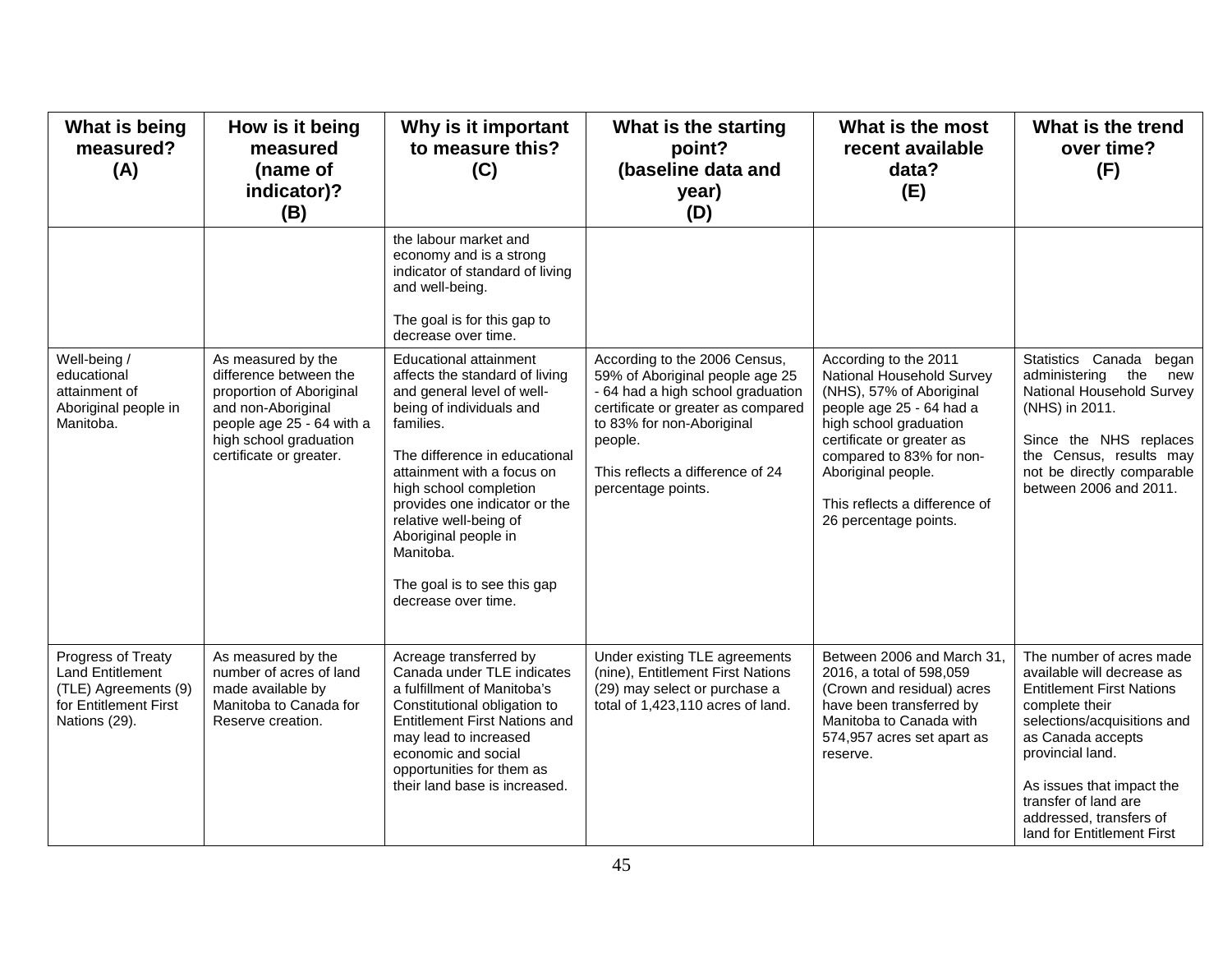| What is being measured? (A) | How is it being measured (name of indicator)? (B) | Why is it important to measure this? (C) | What is the starting point? (baseline data and year) (D) | What is the most recent available data? (E) | What is the trend over time? (F) |
|---|---|---|---|---|---|
| | | the labour market and economy and is a strong indicator of standard of living and well-being.<br><br>The goal is for this gap to decrease over time. | | | |
| Well-being / educational attainment of Aboriginal people in Manitoba. | As measured by the difference between the proportion of Aboriginal and non-Aboriginal people age 25 - 64 with a high school graduation certificate or greater. | Educational attainment affects the standard of living and general level of well-being of individuals and families.<br><br>The difference in educational attainment with a focus on high school completion provides one indicator or the relative well-being of Aboriginal people in Manitoba.<br><br>The goal is to see this gap decrease over time. | According to the 2006 Census, 59% of Aboriginal people age 25 - 64 had a high school graduation certificate or greater as compared to 83% for non-Aboriginal people.<br><br>This reflects a difference of 24 percentage points. | According to the 2011 National Household Survey (NHS), 57% of Aboriginal people age 25 - 64 had a high school graduation certificate or greater as compared to 83% for non-Aboriginal people.<br><br>This reflects a difference of 26 percentage points. | Statistics Canada began administering the new National Household Survey (NHS) in 2011.<br><br>Since the NHS replaces the Census, results may not be directly comparable between 2006 and 2011. |
| Progress of Treaty Land Entitlement (TLE) Agreements (9) for Entitlement First Nations (29). | As measured by the number of acres of land made available by Manitoba to Canada for Reserve creation. | Acreage transferred by Canada under TLE indicates a fulfillment of Manitoba's Constitutional obligation to Entitlement First Nations and may lead to increased economic and social opportunities for them as their land base is increased. | Under existing TLE agreements (nine), Entitlement First Nations (29) may select or purchase a total of 1,423,110 acres of land. | Between 2006 and March 31, 2016, a total of 598,059 (Crown and residual) acres have been transferred by Manitoba to Canada with 574,957 acres set apart as reserve. | The number of acres made available will decrease as Entitlement First Nations complete their selections/acquisitions and as Canada accepts provincial land.<br><br>As issues that impact the transfer of land are addressed, transfers of land for Entitlement First |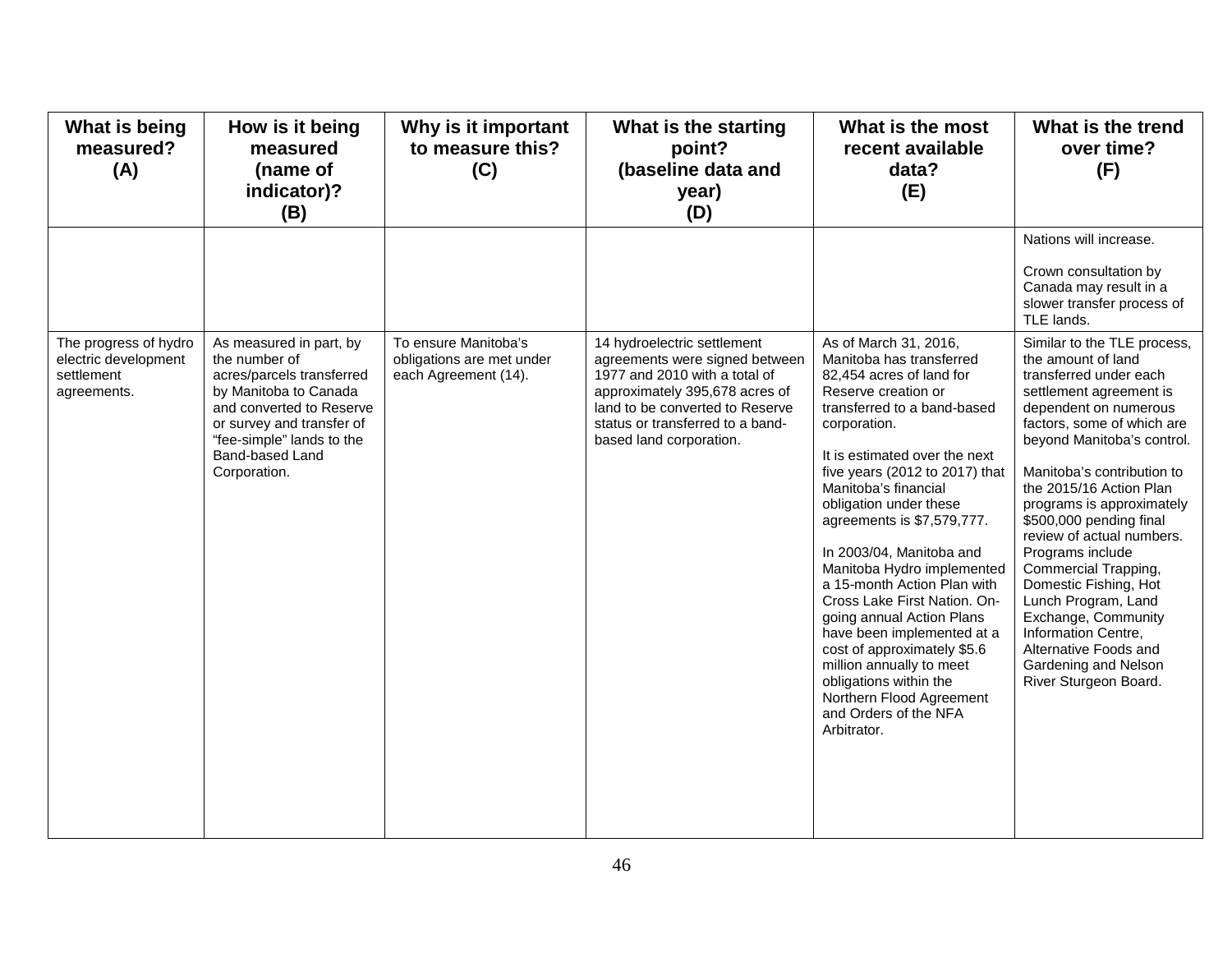| What is being measured? (A) | How is it being measured (name of indicator)? (B) | Why is it important to measure this? (C) | What is the starting point? (baseline data and year) (D) | What is the most recent available data? (E) | What is the trend over time? (F) |
|---|---|---|---|---|---|
| | | | | | Nations will increase.<br><br>Crown consultation by Canada may result in a slower transfer process of TLE lands. |
| The progress of hydro electric development settlement agreements. | As measured in part, by the number of acres/parcels transferred by Manitoba to Canada and converted to Reserve or survey and transfer of "fee-simple" lands to the Band-based Land Corporation. | To ensure Manitoba's obligations are met under each Agreement (14). | 14 hydroelectric settlement agreements were signed between 1977 and 2010 with a total of approximately 395,678 acres of land to be converted to Reserve status or transferred to a band-based land corporation. | As of March 31, 2016, Manitoba has transferred 82,454 acres of land for Reserve creation or transferred to a band-based corporation.<br><br>It is estimated over the next five years (2012 to 2017) that Manitoba's financial obligation under these agreements is $7,579,777.<br><br>In 2003/04, Manitoba and Manitoba Hydro implemented a 15-month Action Plan with Cross Lake First Nation. On-going annual Action Plans have been implemented at a cost of approximately $5.6 million annually to meet obligations within the Northern Flood Agreement and Orders of the NFA Arbitrator. | Similar to the TLE process, the amount of land transferred under each settlement agreement is dependent on numerous factors, some of which are beyond Manitoba's control.<br><br>Manitoba's contribution to the 2015/16 Action Plan programs is approximately $500,000 pending final review of actual numbers. Programs include Commercial Trapping, Domestic Fishing, Hot Lunch Program, Land Exchange, Community Information Centre, Alternative Foods and Gardening and Nelson River Sturgeon Board. |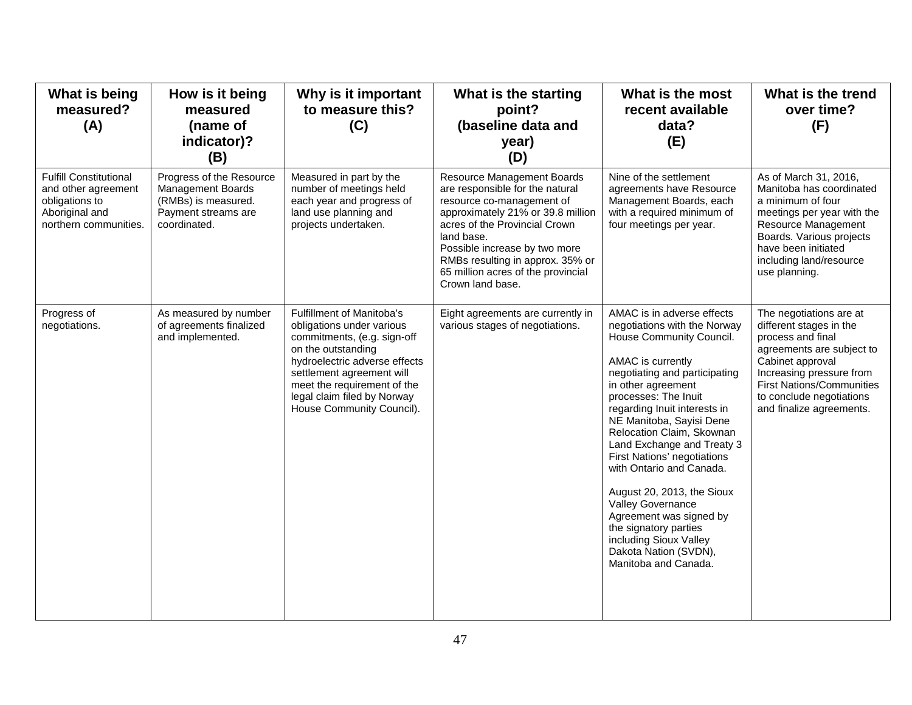| What is being measured? (A) | How is it being measured (name of indicator)? (B) | Why is it important to measure this? (C) | What is the starting point? (baseline data and year) (D) | What is the most recent available data? (E) | What is the trend over time? (F) |
|---|---|---|---|---|---|
| Fulfill Constitutional and other agreement obligations to Aboriginal and northern communities. | Progress of the Resource Management Boards (RMBs) is measured. Payment streams are coordinated. | Measured in part by the number of meetings held each year and progress of land use planning and projects undertaken. | Resource Management Boards are responsible for the natural resource co-management of approximately 21% or 39.8 million acres of the Provincial Crown land base.<br>Possible increase by two more RMBs resulting in approx. 35% or 65 million acres of the provincial Crown land base. | Nine of the settlement agreements have Resource Management Boards, each with a required minimum of four meetings per year. | As of March 31, 2016, Manitoba has coordinated a minimum of four meetings per year with the Resource Management Boards. Various projects have been initiated including land/resource use planning. |
| Progress of negotiations. | As measured by number of agreements finalized and implemented. | Fulfillment of Manitoba's obligations under various commitments, (e.g. sign-off on the outstanding hydroelectric adverse effects settlement agreement will meet the requirement of the legal claim filed by Norway House Community Council). | Eight agreements are currently in various stages of negotiations. | AMAC is in adverse effects negotiations with the Norway House Community Council.<br><br>AMAC is currently negotiating and participating in other agreement processes: The Inuit regarding Inuit interests in NE Manitoba, Sayisi Dene Relocation Claim, Skownan Land Exchange and Treaty 3 First Nations' negotiations with Ontario and Canada.<br><br>August 20, 2013, the Sioux Valley Governance Agreement was signed by the signatory parties including Sioux Valley Dakota Nation (SVDN), Manitoba and Canada. | The negotiations are at different stages in the process and final agreements are subject to Cabinet approval Increasing pressure from First Nations/Communities to conclude negotiations and finalize agreements. |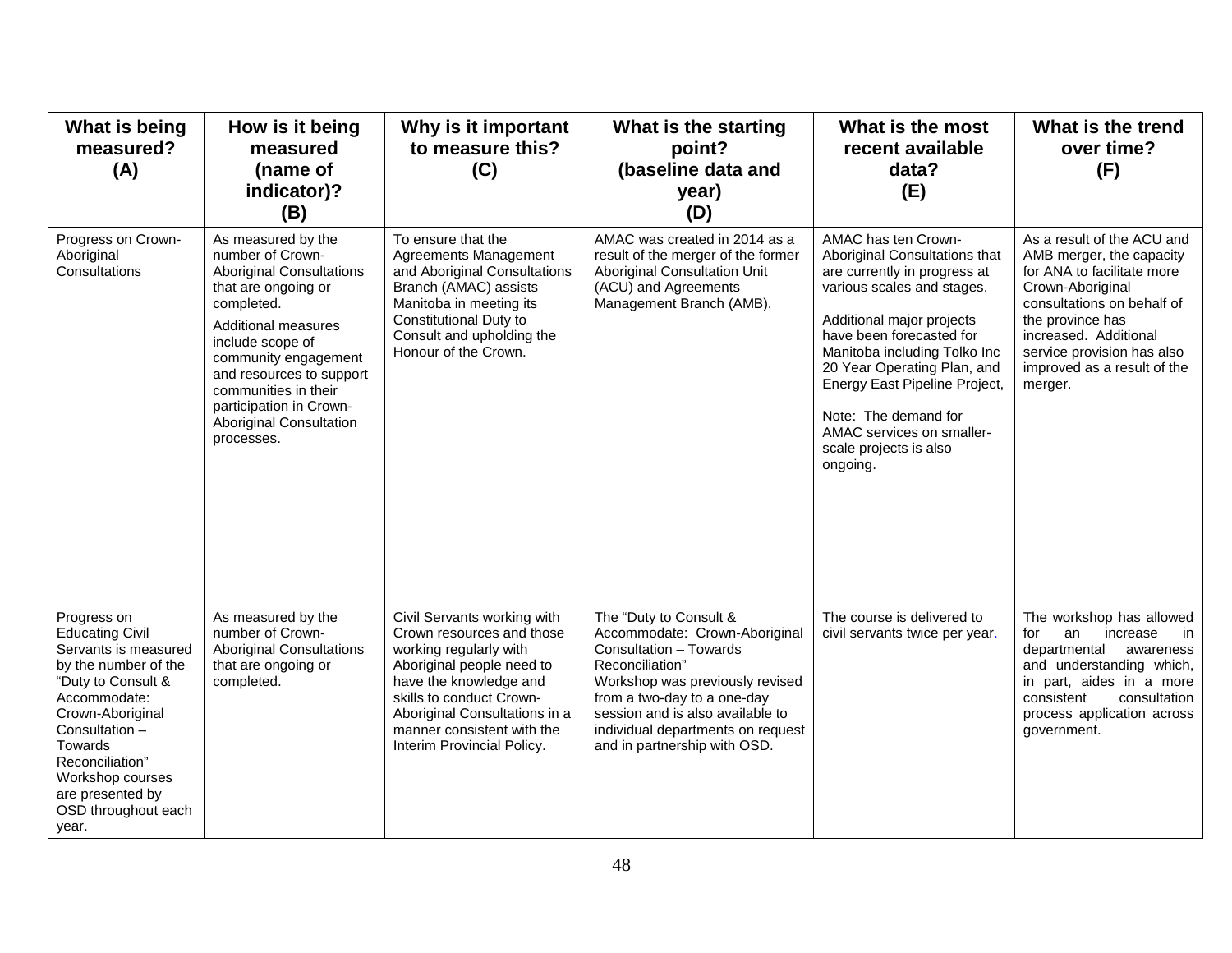| What is being measured? (A) | How is it being measured (name of indicator)? (B) | Why is it important to measure this? (C) | What is the starting point? (baseline data and year) (D) | What is the most recent available data? (E) | What is the trend over time? (F) |
|---|---|---|---|---|---|
| Progress on Crown-Aboriginal Consultations | As measured by the number of Crown-Aboriginal Consultations that are ongoing or completed.<br><br>Additional measures include scope of community engagement and resources to support communities in their participation in Crown-Aboriginal Consultation processes. | To ensure that the Agreements Management and Aboriginal Consultations Branch (AMAC) assists Manitoba in meeting its Constitutional Duty to Consult and upholding the Honour of the Crown. | AMAC was created in 2014 as a result of the merger of the former Aboriginal Consultation Unit (ACU) and Agreements Management Branch (AMB). | AMAC has ten Crown-Aboriginal Consultations that are currently in progress at various scales and stages.<br><br>Additional major projects have been forecasted for Manitoba including Tolko Inc 20 Year Operating Plan, and Energy East Pipeline Project,<br><br>Note: The demand for AMAC services on smaller-scale projects is also ongoing. | As a result of the ACU and AMB merger, the capacity for ANA to facilitate more Crown-Aboriginal consultations on behalf of the province has increased. Additional service provision has also improved as a result of the merger. |
| Progress on Educating Civil Servants is measured by the number of the "Duty to Consult & Accommodate: Crown-Aboriginal Consultation – Towards Reconciliation" Workshop courses are presented by OSD throughout each year. | As measured by the number of Crown-Aboriginal Consultations that are ongoing or completed. | Civil Servants working with Crown resources and those working regularly with Aboriginal people need to have the knowledge and skills to conduct Crown-Aboriginal Consultations in a manner consistent with the Interim Provincial Policy. | The "Duty to Consult & Accommodate: Crown-Aboriginal Consultation – Towards Reconciliation" Workshop was previously revised from a two-day to a one-day session and is also available to individual departments on request and in partnership with OSD. | The course is delivered to civil servants twice per year. | The workshop has allowed for an increase in departmental awareness and understanding which, in part, aides in a more consistent consultation process application across government. |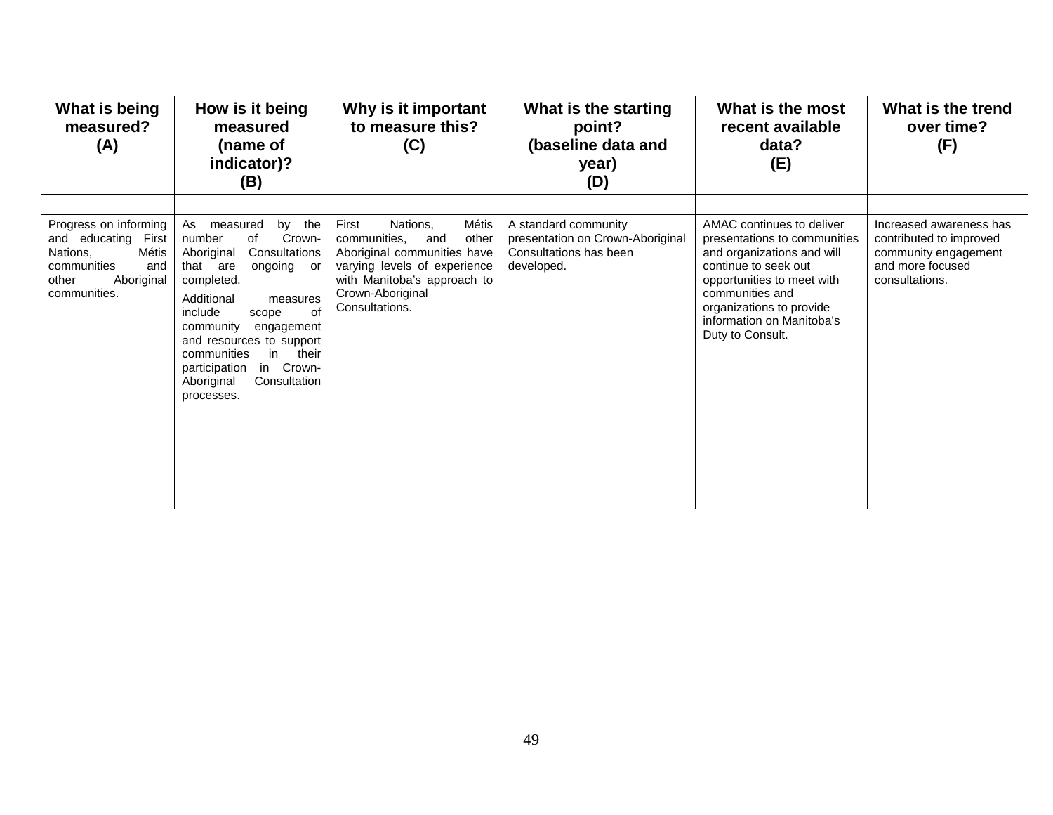| What is being measured? (A) | How is it being measured (name of indicator)? (B) | Why is it important to measure this? (C) | What is the starting point? (baseline data and year) (D) | What is the most recent available data? (E) | What is the trend over time? (F) |
|---|---|---|---|---|---|
| | | | | | |
| Progress on informing and educating First Nations, Métis communities and other Aboriginal communities. | As measured by the number of Crown-Aboriginal Consultations that are ongoing or completed.<br><br>Additional measures include scope of community engagement and resources to support communities in their participation in Crown-Aboriginal Consultation processes. | First Nations, Métis communities, and other Aboriginal communities have varying levels of experience with Manitoba's approach to Crown-Aboriginal Consultations. | A standard community presentation on Crown-Aboriginal Consultations has been developed. | AMAC continues to deliver presentations to communities and organizations and will continue to seek out opportunities to meet with communities and organizations to provide information on Manitoba's Duty to Consult. | Increased awareness has contributed to improved community engagement and more focused consultations. |